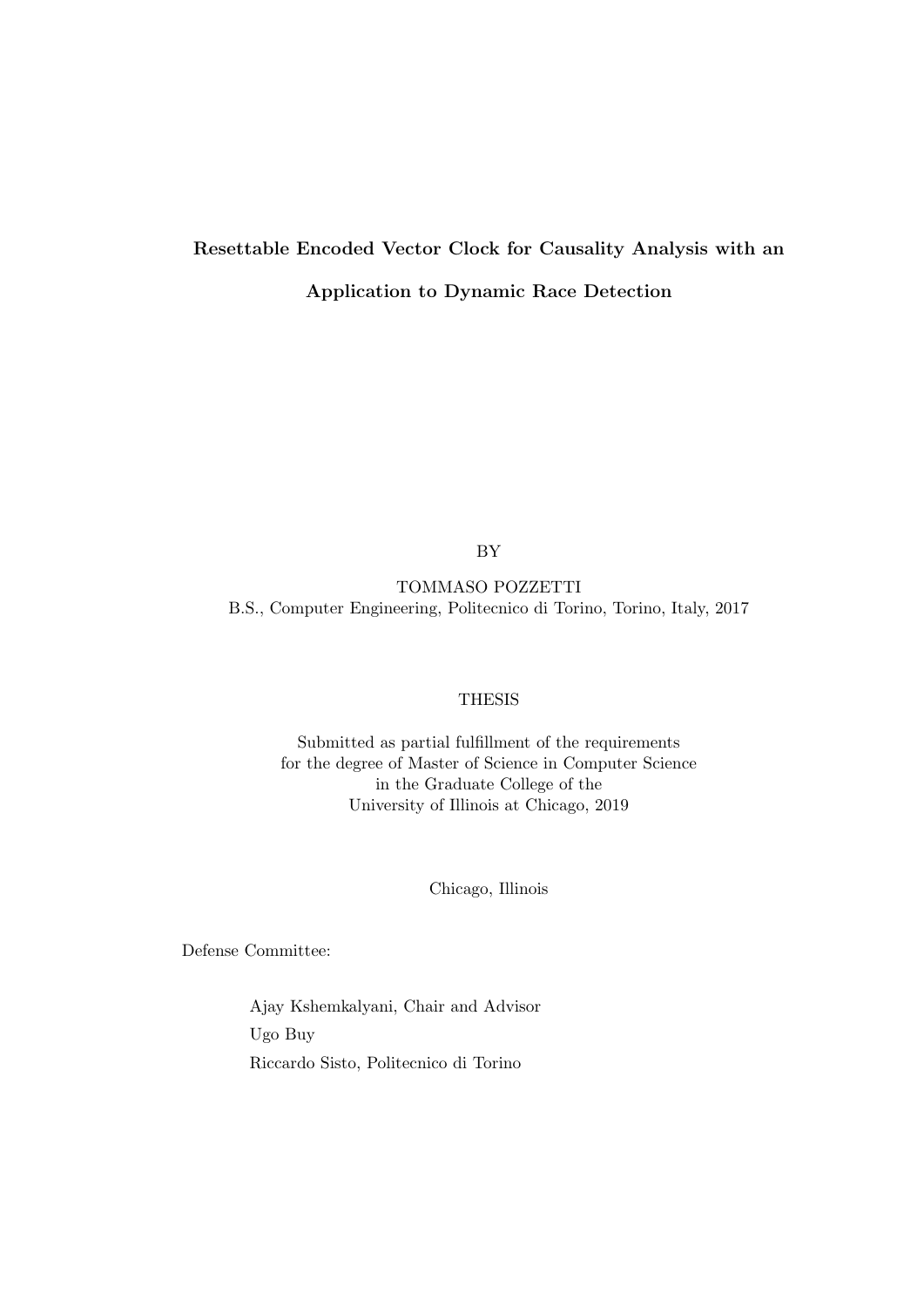# Resettable Encoded Vector Clock for Causality Analysis with an Application to Dynamic Race Detection

BY

TOMMASO POZZETTI
B.S., Computer Engineering, Politecnico di Torino, Torino, Italy, 2017

THESIS

Submitted as partial fulfillment of the requirements
for the degree of Master of Science in Computer Science
in the Graduate College of the
University of Illinois at Chicago, 2019

Chicago, Illinois

Defense Committee:

Ajay Kshemkalyani, Chair and Advisor
Ugo Buy
Riccardo Sisto, Politecnico di Torino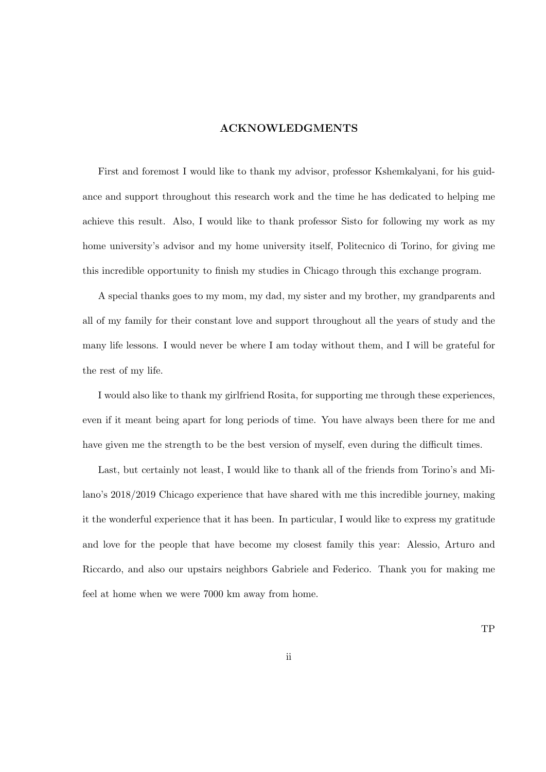# ACKNOWLEDGMENTS

First and foremost I would like to thank my advisor, professor Kshemkalyani, for his guidance and support throughout this research work and the time he has dedicated to helping me achieve this result. Also, I would like to thank professor Sisto for following my work as my home university's advisor and my home university itself, Politecnico di Torino, for giving me this incredible opportunity to finish my studies in Chicago through this exchange program.

A special thanks goes to my mom, my dad, my sister and my brother, my grandparents and all of my family for their constant love and support throughout all the years of study and the many life lessons. I would never be where I am today without them, and I will be grateful for the rest of my life.

I would also like to thank my girlfriend Rosita, for supporting me through these experiences, even if it meant being apart for long periods of time. You have always been there for me and have given me the strength to be the best version of myself, even during the difficult times.

Last, but certainly not least, I would like to thank all of the friends from Torino's and Milano's 2018/2019 Chicago experience that have shared with me this incredible journey, making it the wonderful experience that it has been. In particular, I would like to express my gratitude and love for the people that have become my closest family this year: Alessio, Arturo and Riccardo, and also our upstairs neighbors Gabriele and Federico. Thank you for making me feel at home when we were 7000 km away from home.

TP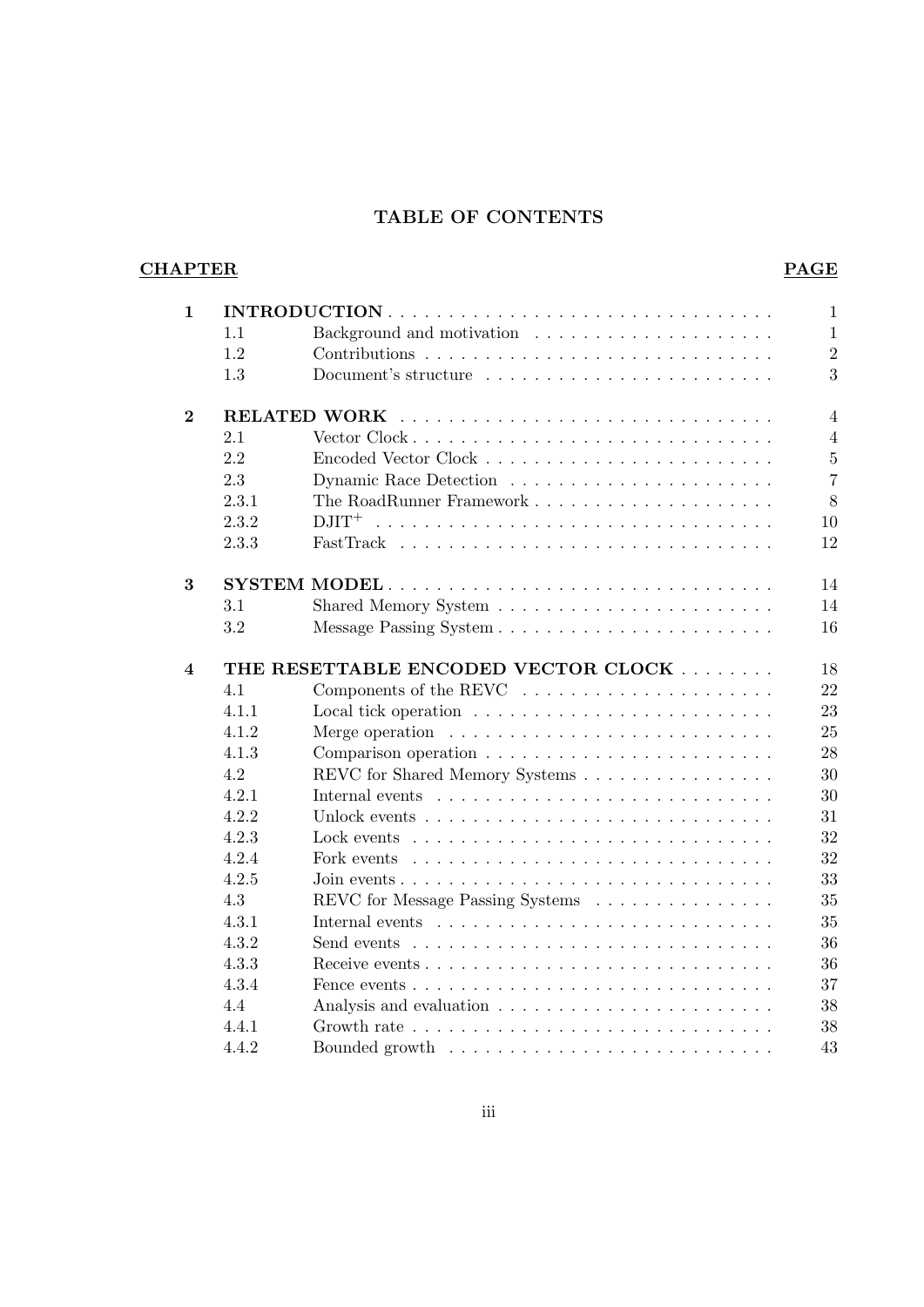# TABLE OF CONTENTS

| CHAPTER | | | PAGE |
|---|---|---|---|
| **1** | **INTRODUCTION** | | 1 |
| | 1.1 | Background and motivation | 1 |
| | 1.2 | Contributions | 2 |
| | 1.3 | Document's structure | 3 |
| **2** | **RELATED WORK** | | 4 |
| | 2.1 | Vector Clock | 4 |
| | 2.2 | Encoded Vector Clock | 5 |
| | 2.3 | Dynamic Race Detection | 7 |
| | 2.3.1 | The RoadRunner Framework | 8 |
| | 2.3.2 | $DJIT^+$ | 10 |
| | 2.3.3 | FastTrack | 12 |
| **3** | **SYSTEM MODEL** | | 14 |
| | 3.1 | Shared Memory System | 14 |
| | 3.2 | Message Passing System | 16 |
| **4** | **THE RESETTABLE ENCODED VECTOR CLOCK** | | 18 |
| | 4.1 | Components of the REVC | 22 |
| | 4.1.1 | Local tick operation | 23 |
| | 4.1.2 | Merge operation | 25 |
| | 4.1.3 | Comparison operation | 28 |
| | 4.2 | REVC for Shared Memory Systems | 30 |
| | 4.2.1 | Internal events | 30 |
| | 4.2.2 | Unlock events | 31 |
| | 4.2.3 | Lock events | 32 |
| | 4.2.4 | Fork events | 32 |
| | 4.2.5 | Join events | 33 |
| | 4.3 | REVC for Message Passing Systems | 35 |
| | 4.3.1 | Internal events | 35 |
| | 4.3.2 | Send events | 36 |
| | 4.3.3 | Receive events | 36 |
| | 4.3.4 | Fence events | 37 |
| | 4.4 | Analysis and evaluation | 38 |
| | 4.4.1 | Growth rate | 38 |
| | 4.4.2 | Bounded growth | 43 |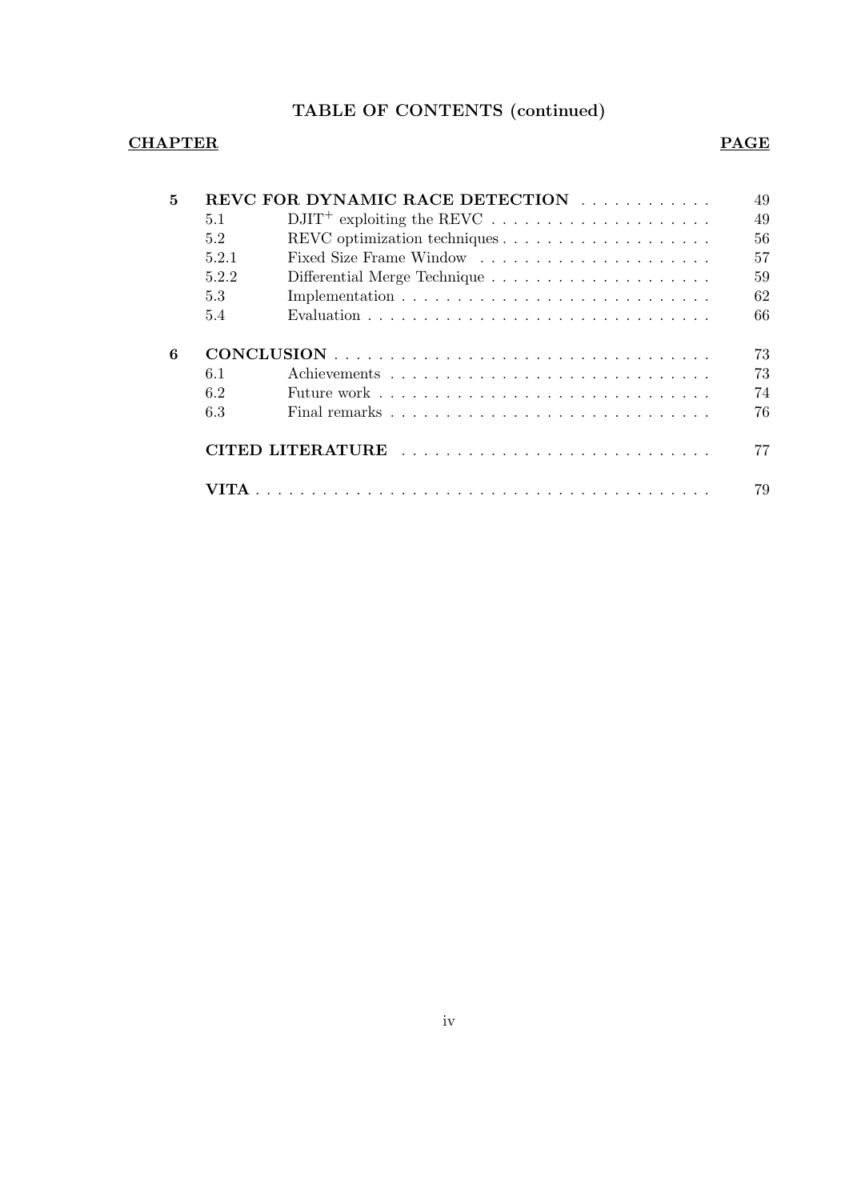## TABLE OF CONTENTS (continued)

| CHAPTER | | | PAGE |
|---|---|---|---|
| **5** | **REVC FOR DYNAMIC RACE DETECTION** | | 49 |
| | 5.1 | $DJIT^+$ exploiting the REVC | 49 |
| | 5.2 | REVC optimization techniques | 56 |
| | 5.2.1 | Fixed Size Frame Window | 57 |
| | 5.2.2 | Differential Merge Technique | 59 |
| | 5.3 | Implementation | 62 |
| | 5.4 | Evaluation | 66 |
| **6** | **CONCLUSION** | | 73 |
| | 6.1 | Achievements | 73 |
| | 6.2 | Future work | 74 |
| | 6.3 | Final remarks | 76 |
| | **CITED LITERATURE** | | 77 |
| | **VITA** | | 79 |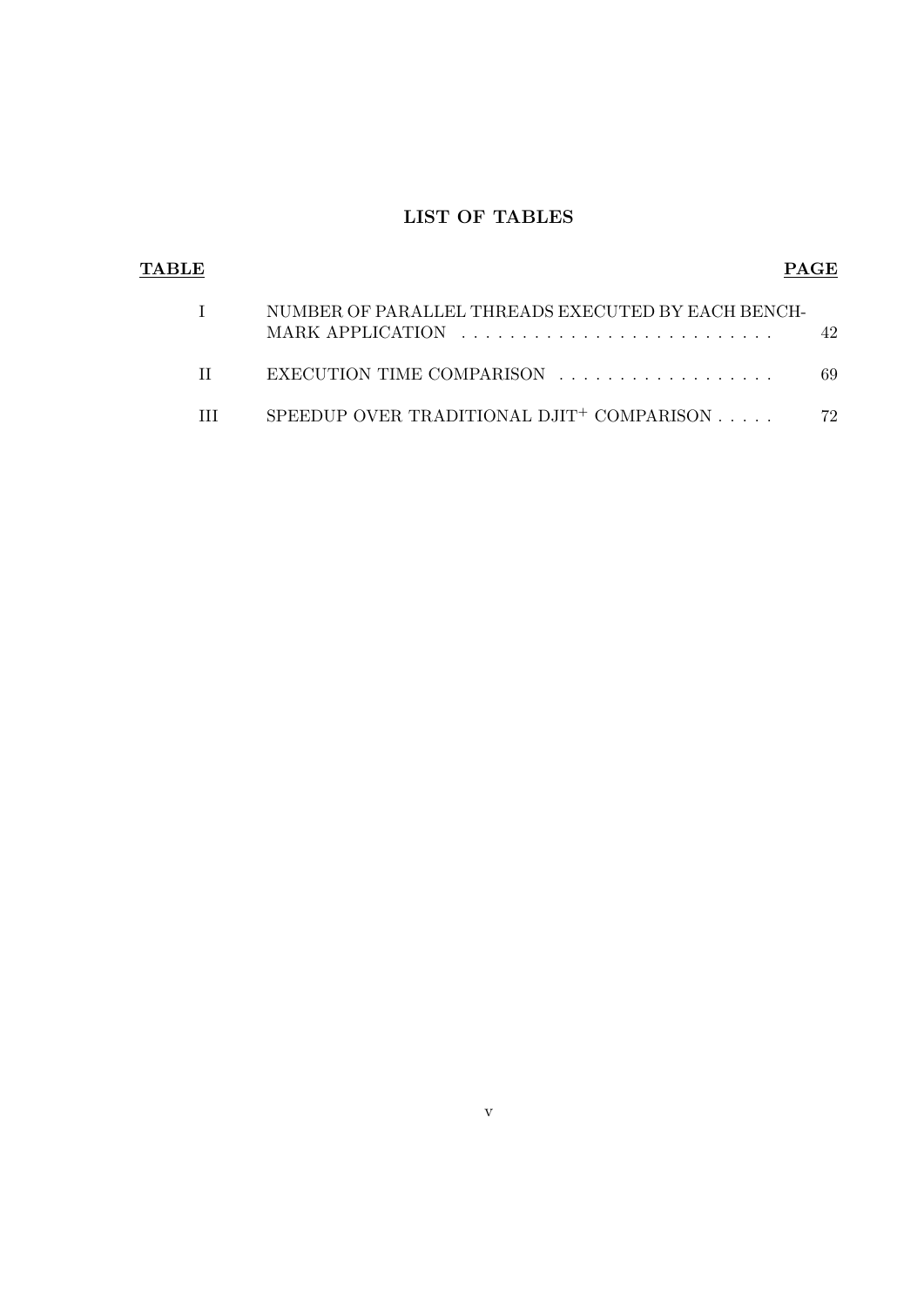# LIST OF TABLES

| TABLE | | PAGE |
|---|---|---|
| I | NUMBER OF PARALLEL THREADS EXECUTED BY EACH BENCHMARK APPLICATION | 42 |
| II | EXECUTION TIME COMPARISON | 69 |
| III | SPEEDUP OVER TRADITIONAL DJIT$^+$ COMPARISON | 72 |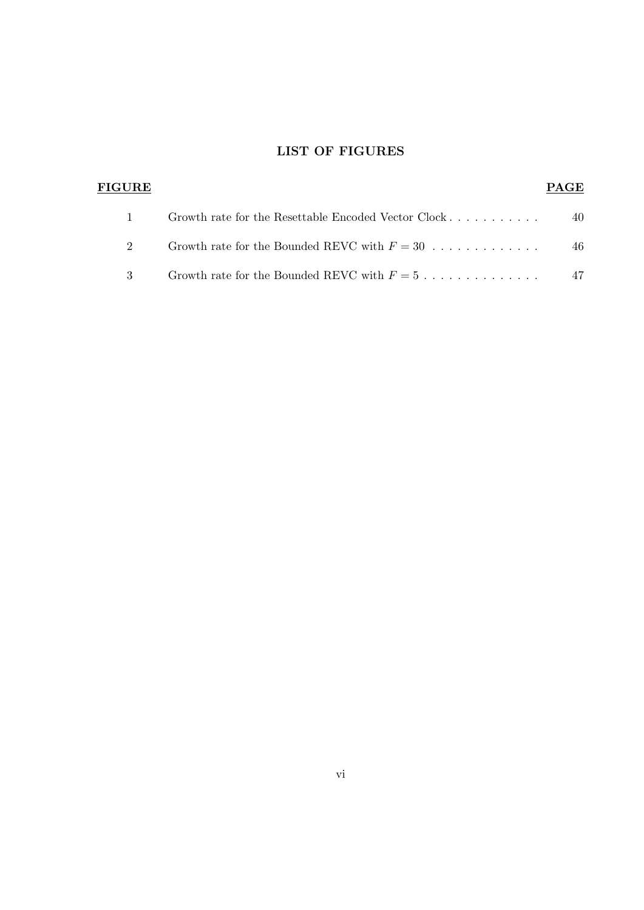# LIST OF FIGURES

| FIGURE | | PAGE |
|---|---|---|
| 1 | Growth rate for the Resettable Encoded Vector Clock | 40 |
| 2 | Growth rate for the Bounded REVC with $F = 30$ | 46 |
| 3 | Growth rate for the Bounded REVC with $F = 5$ | 47 |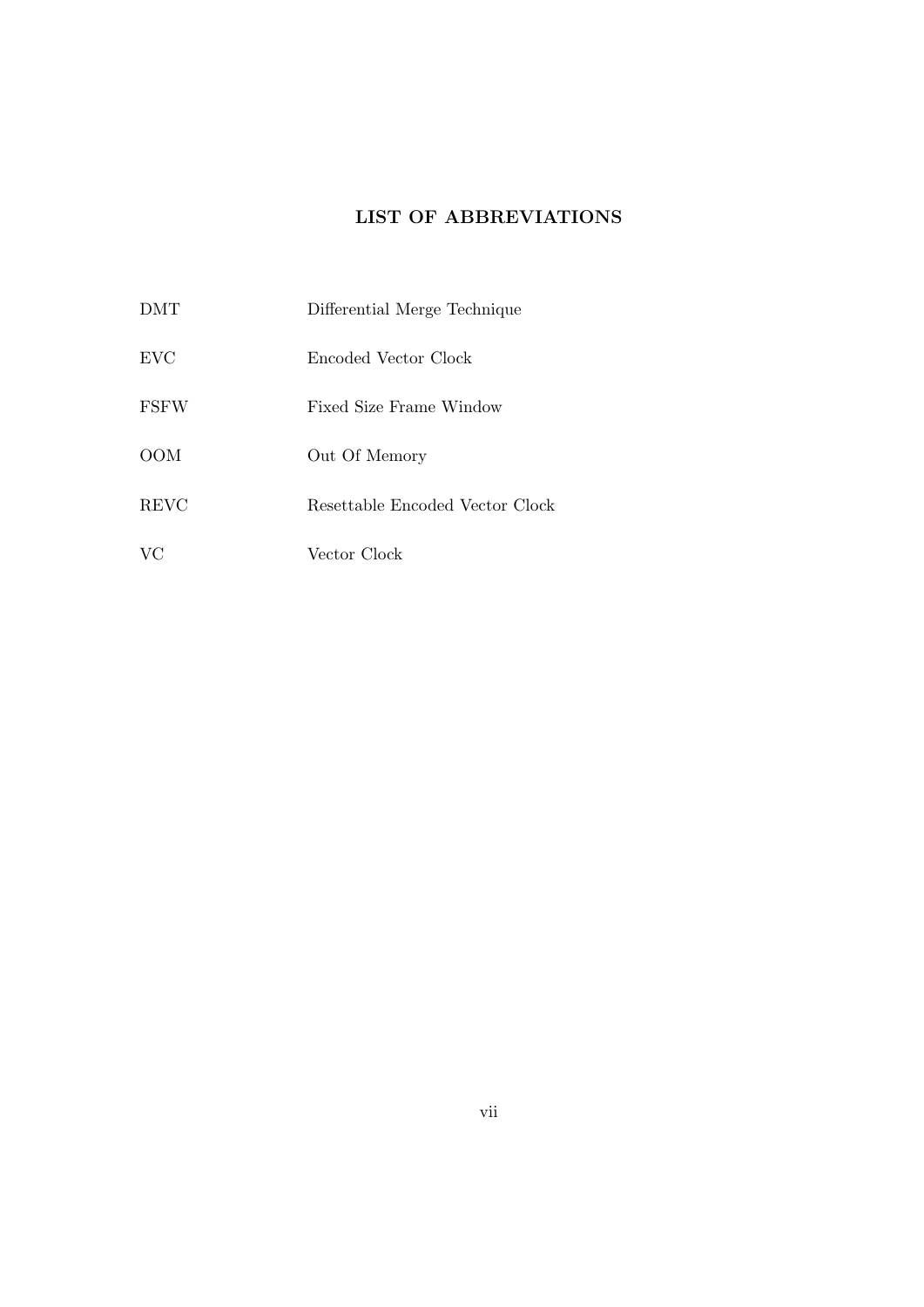# LIST OF ABBREVIATIONS

| | |
|---|---|
| DMT | Differential Merge Technique |
| EVC | Encoded Vector Clock |
| FSFW | Fixed Size Frame Window |
| OOM | Out Of Memory |
| REVC | Resettable Encoded Vector Clock |
| VC | Vector Clock |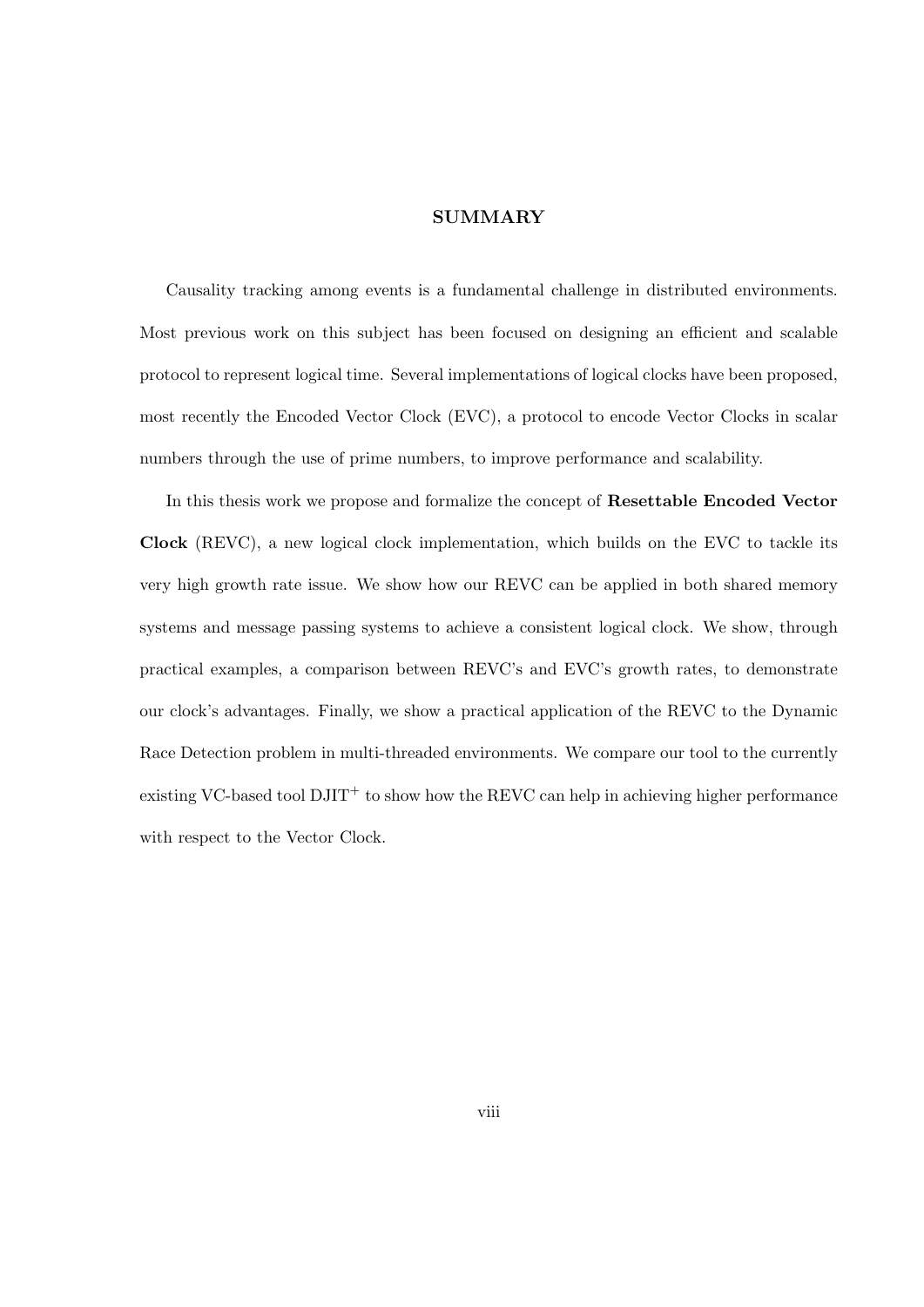# SUMMARY

Causality tracking among events is a fundamental challenge in distributed environments. Most previous work on this subject has been focused on designing an efficient and scalable protocol to represent logical time. Several implementations of logical clocks have been proposed, most recently the Encoded Vector Clock (EVC), a protocol to encode Vector Clocks in scalar numbers through the use of prime numbers, to improve performance and scalability.

In this thesis work we propose and formalize the concept of **Resettable Encoded Vector Clock** (REVC), a new logical clock implementation, which builds on the EVC to tackle its very high growth rate issue. We show how our REVC can be applied in both shared memory systems and message passing systems to achieve a consistent logical clock. We show, through practical examples, a comparison between REVC's and EVC's growth rates, to demonstrate our clock's advantages. Finally, we show a practical application of the REVC to the Dynamic Race Detection problem in multi-threaded environments. We compare our tool to the currently existing VC-based tool DJIT$^+$ to show how the REVC can help in achieving higher performance with respect to the Vector Clock.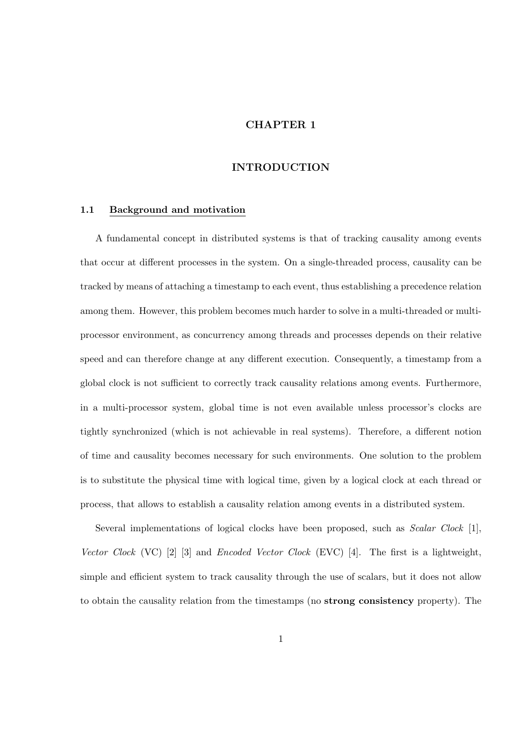# CHAPTER 1

# INTRODUCTION

## 1.1 Background and motivation

A fundamental concept in distributed systems is that of tracking causality among events that occur at different processes in the system. On a single-threaded process, causality can be tracked by means of attaching a timestamp to each event, thus establishing a precedence relation among them. However, this problem becomes much harder to solve in a multi-threaded or multi-processor environment, as concurrency among threads and processes depends on their relative speed and can therefore change at any different execution. Consequently, a timestamp from a global clock is not sufficient to correctly track causality relations among events. Furthermore, in a multi-processor system, global time is not even available unless processor's clocks are tightly synchronized (which is not achievable in real systems). Therefore, a different notion of time and causality becomes necessary for such environments. One solution to the problem is to substitute the physical time with logical time, given by a logical clock at each thread or process, that allows to establish a causality relation among events in a distributed system.

Several implementations of logical clocks have been proposed, such as *Scalar Clock* [1], *Vector Clock* (VC) [2] [3] and *Encoded Vector Clock* (EVC) [4]. The first is a lightweight, simple and efficient system to track causality through the use of scalars, but it does not allow to obtain the causality relation from the timestamps (no **strong consistency** property). The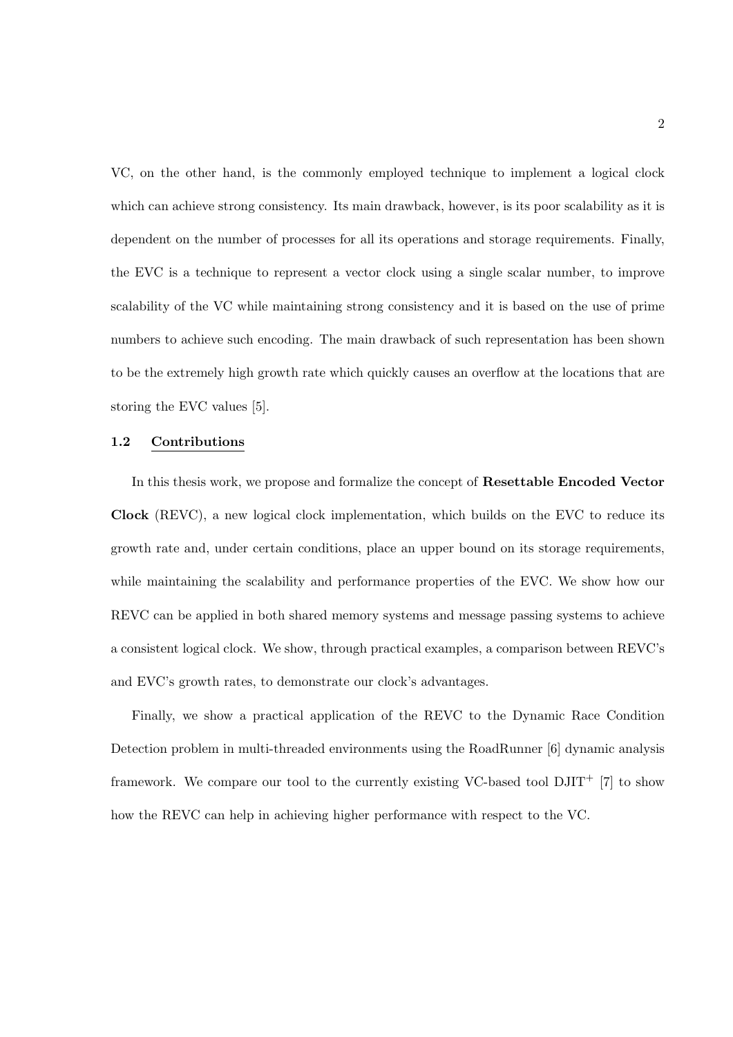VC, on the other hand, is the commonly employed technique to implement a logical clock which can achieve strong consistency. Its main drawback, however, is its poor scalability as it is dependent on the number of processes for all its operations and storage requirements. Finally, the EVC is a technique to represent a vector clock using a single scalar number, to improve scalability of the VC while maintaining strong consistency and it is based on the use of prime numbers to achieve such encoding. The main drawback of such representation has been shown to be the extremely high growth rate which quickly causes an overflow at the locations that are storing the EVC values [5].

## 1.2 Contributions

In this thesis work, we propose and formalize the concept of **Resettable Encoded Vector Clock** (REVC), a new logical clock implementation, which builds on the EVC to reduce its growth rate and, under certain conditions, place an upper bound on its storage requirements, while maintaining the scalability and performance properties of the EVC. We show how our REVC can be applied in both shared memory systems and message passing systems to achieve a consistent logical clock. We show, through practical examples, a comparison between REVC's and EVC's growth rates, to demonstrate our clock's advantages.

Finally, we show a practical application of the REVC to the Dynamic Race Condition Detection problem in multi-threaded environments using the RoadRunner [6] dynamic analysis framework. We compare our tool to the currently existing VC-based tool DJIT$^+$ [7] to show how the REVC can help in achieving higher performance with respect to the VC.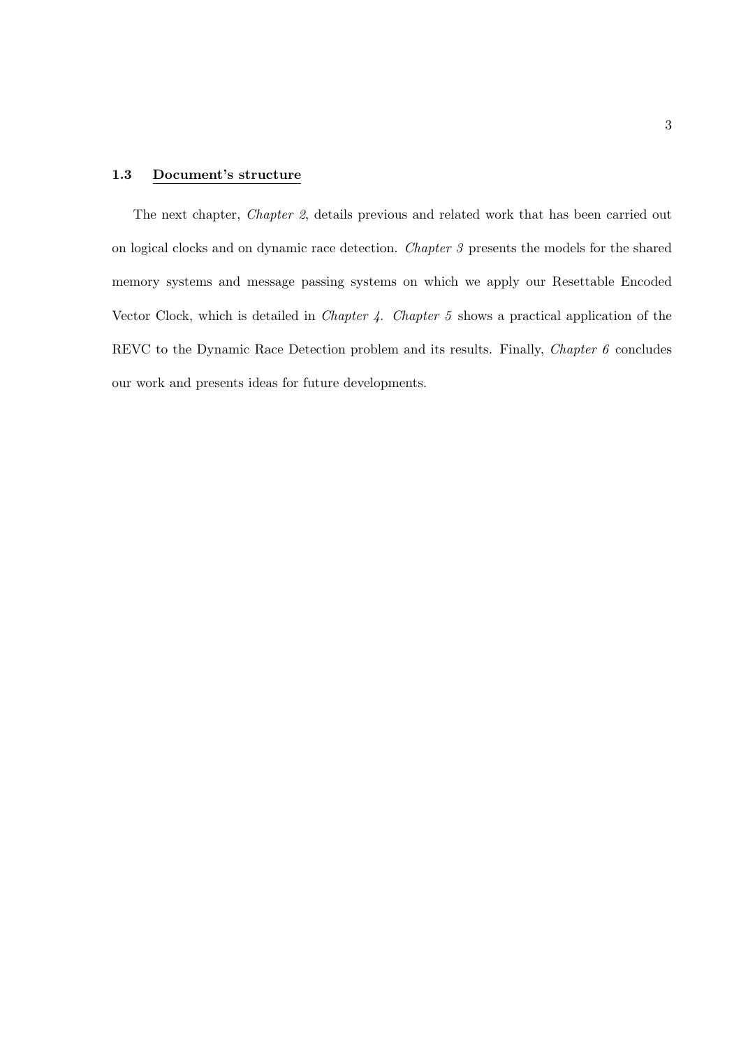### 1.3 Document's structure

The next chapter, *Chapter 2*, details previous and related work that has been carried out on logical clocks and on dynamic race detection. *Chapter 3* presents the models for the shared memory systems and message passing systems on which we apply our Resettable Encoded Vector Clock, which is detailed in *Chapter 4*. *Chapter 5* shows a practical application of the REVC to the Dynamic Race Detection problem and its results. Finally, *Chapter 6* concludes our work and presents ideas for future developments.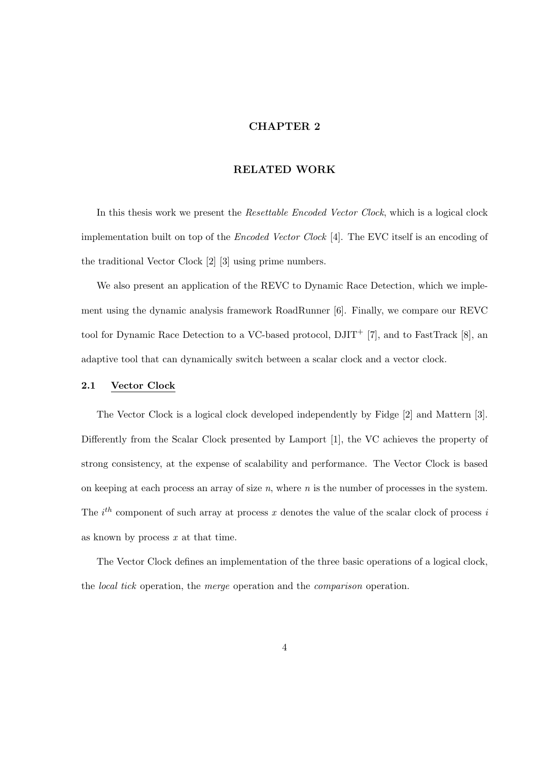# CHAPTER 2

# RELATED WORK

In this thesis work we present the *Resettable Encoded Vector Clock*, which is a logical clock implementation built on top of the *Encoded Vector Clock* [4]. The EVC itself is an encoding of the traditional Vector Clock [2] [3] using prime numbers.

We also present an application of the REVC to Dynamic Race Detection, which we implement using the dynamic analysis framework RoadRunner [6]. Finally, we compare our REVC tool for Dynamic Race Detection to a VC-based protocol, $\text{DJIT}^+$ [7], and to FastTrack [8], an adaptive tool that can dynamically switch between a scalar clock and a vector clock.

## 2.1 Vector Clock

The Vector Clock is a logical clock developed independently by Fidge [2] and Mattern [3]. Differently from the Scalar Clock presented by Lamport [1], the VC achieves the property of strong consistency, at the expense of scalability and performance. The Vector Clock is based on keeping at each process an array of size $n$, where $n$ is the number of processes in the system. The $i^{th}$ component of such array at process $x$ denotes the value of the scalar clock of process $i$ as known by process $x$ at that time.

The Vector Clock defines an implementation of the three basic operations of a logical clock, the *local tick* operation, the *merge* operation and the *comparison* operation.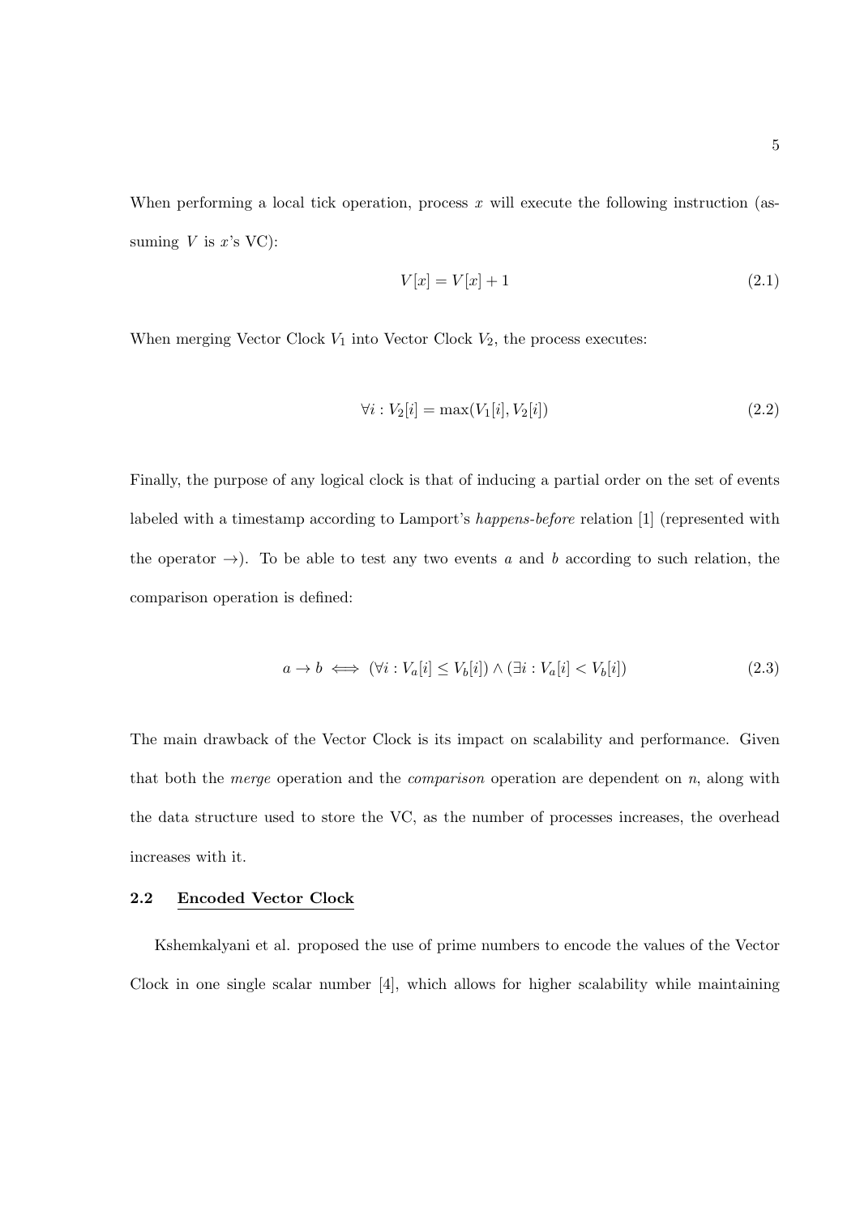When performing a local tick operation, process $x$ will execute the following instruction (assuming $V$ is $x$'s VC):

$$V[x] = V[x] + 1 \tag{2.1}$$

When merging Vector Clock $V_1$ into Vector Clock $V_2$, the process executes:

$$\forall i : V_2[i] = \max(V_1[i], V_2[i]) \tag{2.2}$$

Finally, the purpose of any logical clock is that of inducing a partial order on the set of events labeled with a timestamp according to Lamport's *happens-before* relation [1] (represented with the operator $\rightarrow$). To be able to test any two events $a$ and $b$ according to such relation, the comparison operation is defined:

$$a \rightarrow b \iff (\forall i : V_a[i] \leq V_b[i]) \wedge (\exists i : V_a[i] < V_b[i]) \tag{2.3}$$

The main drawback of the Vector Clock is its impact on scalability and performance. Given that both the *merge* operation and the *comparison* operation are dependent on $n$, along with the data structure used to store the VC, as the number of processes increases, the overhead increases with it.

### 2.2 Encoded Vector Clock

Kshemkalyani et al. proposed the use of prime numbers to encode the values of the Vector Clock in one single scalar number [4], which allows for higher scalability while maintaining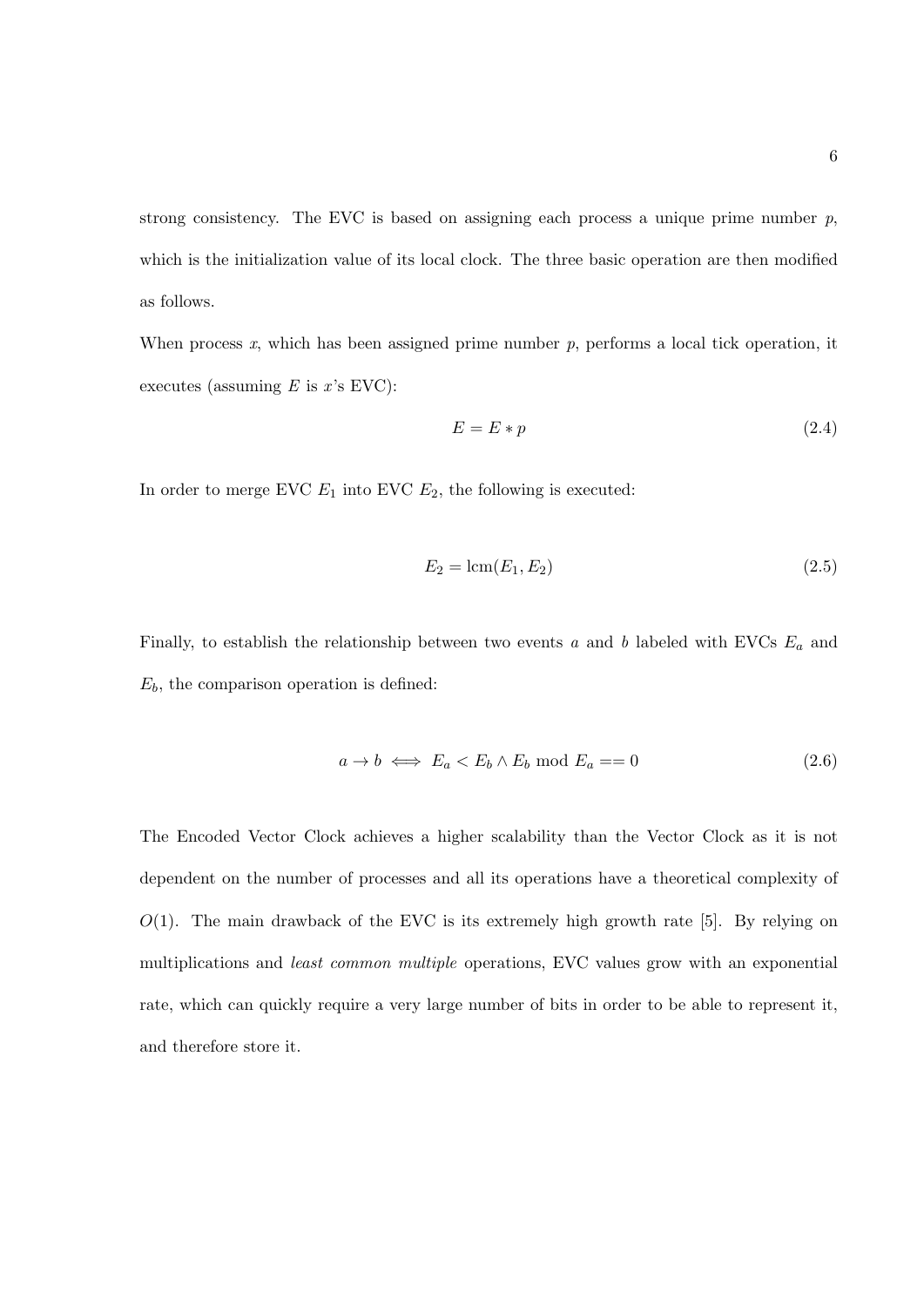strong consistency. The EVC is based on assigning each process a unique prime number $p$, which is the initialization value of its local clock. The three basic operation are then modified as follows.

When process $x$, which has been assigned prime number $p$, performs a local tick operation, it executes (assuming $E$ is $x$'s EVC):

$$E = E * p \tag{2.4}$$

In order to merge EVC $E_1$ into EVC $E_2$, the following is executed:

$$E_2 = \text{lcm}(E_1, E_2) \tag{2.5}$$

Finally, to establish the relationship between two events $a$ and $b$ labeled with EVCs $E_a$ and $E_b$, the comparison operation is defined:

$$a \rightarrow b \iff E_a < E_b \wedge E_b \bmod E_a == 0 \tag{2.6}$$

The Encoded Vector Clock achieves a higher scalability than the Vector Clock as it is not dependent on the number of processes and all its operations have a theoretical complexity of $O(1)$. The main drawback of the EVC is its extremely high growth rate [5]. By relying on multiplications and *least common multiple* operations, EVC values grow with an exponential rate, which can quickly require a very large number of bits in order to be able to represent it, and therefore store it.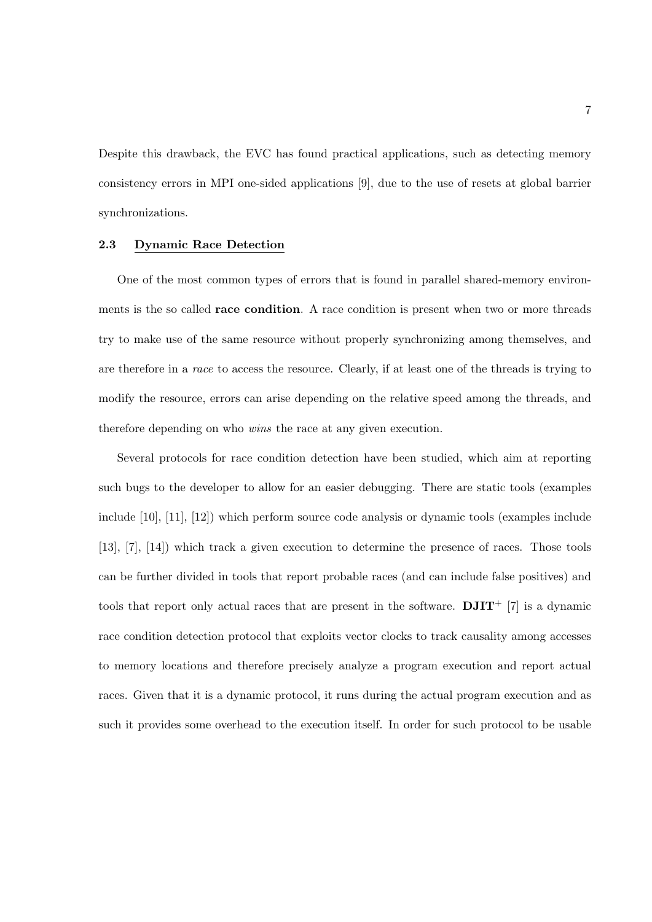Despite this drawback, the EVC has found practical applications, such as detecting memory consistency errors in MPI one-sided applications [9], due to the use of resets at global barrier synchronizations.

## 2.3 Dynamic Race Detection

One of the most common types of errors that is found in parallel shared-memory environments is the so called **race condition**. A race condition is present when two or more threads try to make use of the same resource without properly synchronizing among themselves, and are therefore in a *race* to access the resource. Clearly, if at least one of the threads is trying to modify the resource, errors can arise depending on the relative speed among the threads, and therefore depending on who *wins* the race at any given execution.

Several protocols for race condition detection have been studied, which aim at reporting such bugs to the developer to allow for an easier debugging. There are static tools (examples include [10], [11], [12]) which perform source code analysis or dynamic tools (examples include [13], [7], [14]) which track a given execution to determine the presence of races. Those tools can be further divided in tools that report probable races (and can include false positives) and tools that report only actual races that are present in the software. **DJIT$^+$** [7] is a dynamic race condition detection protocol that exploits vector clocks to track causality among accesses to memory locations and therefore precisely analyze a program execution and report actual races. Given that it is a dynamic protocol, it runs during the actual program execution and as such it provides some overhead to the execution itself. In order for such protocol to be usable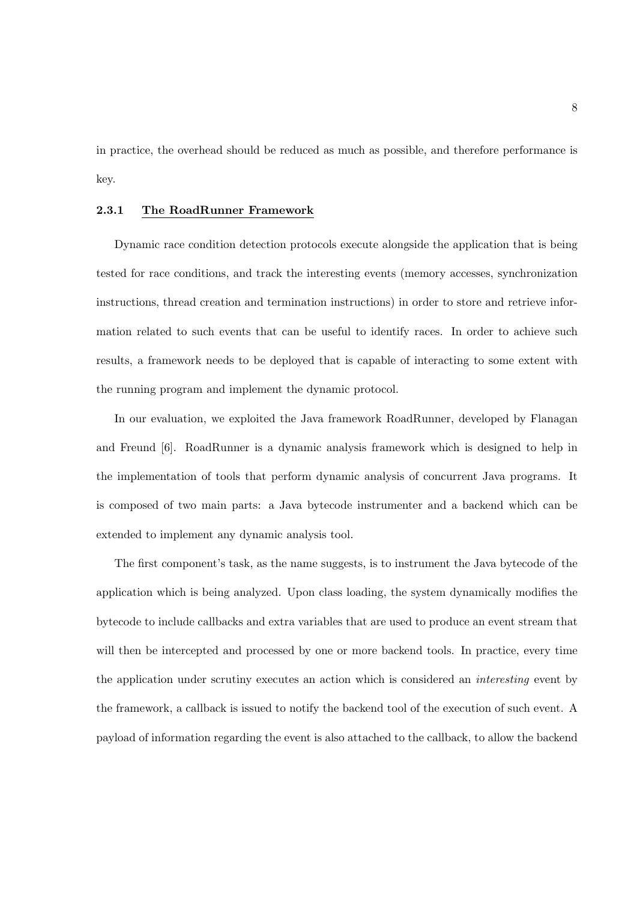in practice, the overhead should be reduced as much as possible, and therefore performance is key.

### 2.3.1 The RoadRunner Framework

Dynamic race condition detection protocols execute alongside the application that is being tested for race conditions, and track the interesting events (memory accesses, synchronization instructions, thread creation and termination instructions) in order to store and retrieve information related to such events that can be useful to identify races. In order to achieve such results, a framework needs to be deployed that is capable of interacting to some extent with the running program and implement the dynamic protocol.

In our evaluation, we exploited the Java framework RoadRunner, developed by Flanagan and Freund [6]. RoadRunner is a dynamic analysis framework which is designed to help in the implementation of tools that perform dynamic analysis of concurrent Java programs. It is composed of two main parts: a Java bytecode instrumenter and a backend which can be extended to implement any dynamic analysis tool.

The first component's task, as the name suggests, is to instrument the Java bytecode of the application which is being analyzed. Upon class loading, the system dynamically modifies the bytecode to include callbacks and extra variables that are used to produce an event stream that will then be intercepted and processed by one or more backend tools. In practice, every time the application under scrutiny executes an action which is considered an *interesting* event by the framework, a callback is issued to notify the backend tool of the execution of such event. A payload of information regarding the event is also attached to the callback, to allow the backend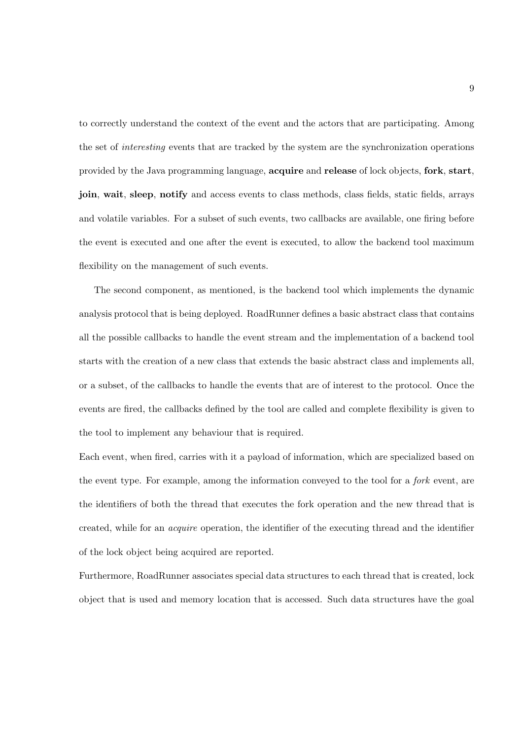to correctly understand the context of the event and the actors that are participating. Among the set of *interesting* events that are tracked by the system are the synchronization operations provided by the Java programming language, **acquire** and **release** of lock objects, **fork**, **start**, **join**, **wait**, **sleep**, **notify** and access events to class methods, class fields, static fields, arrays and volatile variables. For a subset of such events, two callbacks are available, one firing before the event is executed and one after the event is executed, to allow the backend tool maximum flexibility on the management of such events.

The second component, as mentioned, is the backend tool which implements the dynamic analysis protocol that is being deployed. RoadRunner defines a basic abstract class that contains all the possible callbacks to handle the event stream and the implementation of a backend tool starts with the creation of a new class that extends the basic abstract class and implements all, or a subset, of the callbacks to handle the events that are of interest to the protocol. Once the events are fired, the callbacks defined by the tool are called and complete flexibility is given to the tool to implement any behaviour that is required.

Each event, when fired, carries with it a payload of information, which are specialized based on the event type. For example, among the information conveyed to the tool for a *fork* event, are the identifiers of both the thread that executes the fork operation and the new thread that is created, while for an *acquire* operation, the identifier of the executing thread and the identifier of the lock object being acquired are reported.

Furthermore, RoadRunner associates special data structures to each thread that is created, lock object that is used and memory location that is accessed. Such data structures have the goal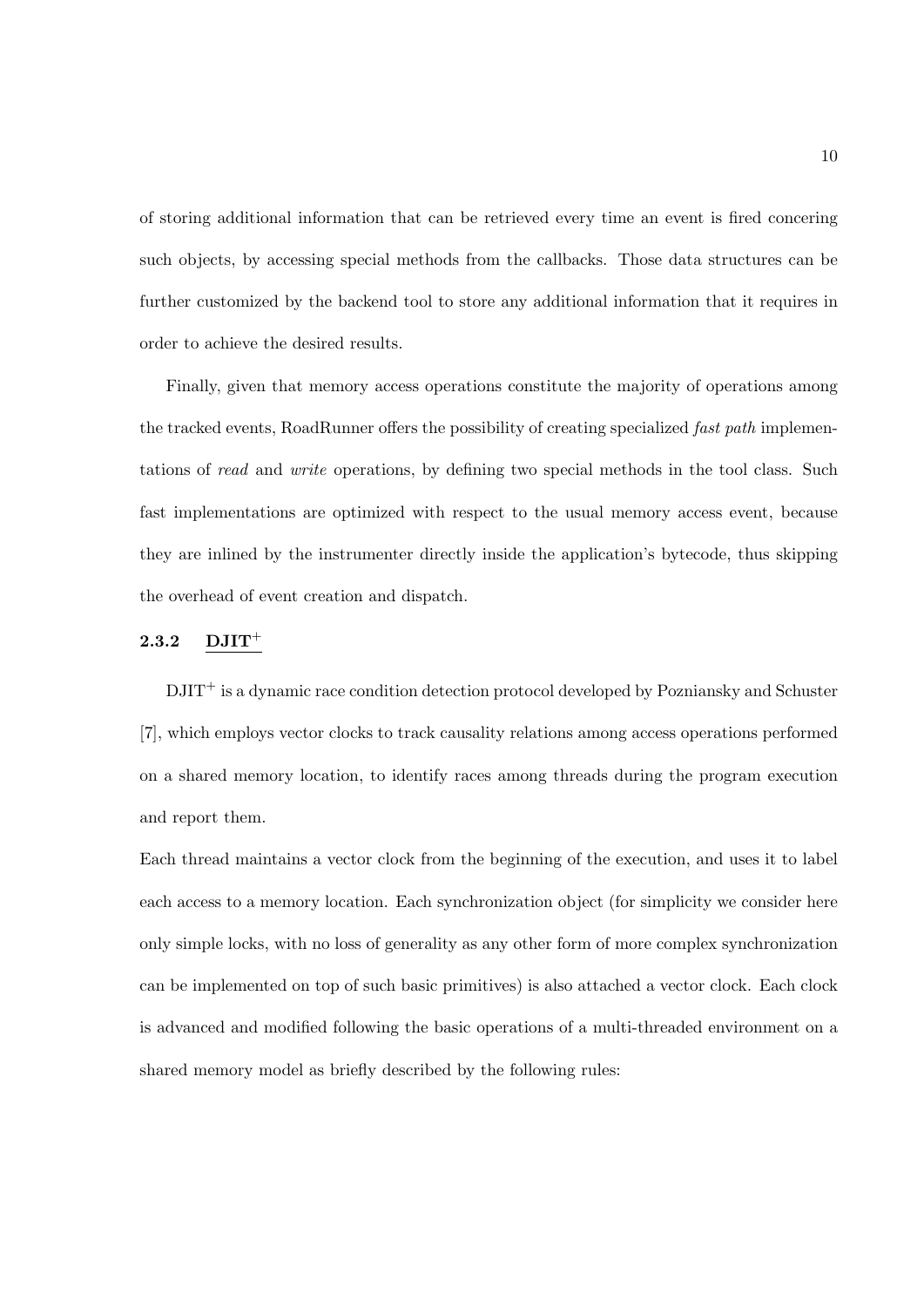of storing additional information that can be retrieved every time an event is fired concering such objects, by accessing special methods from the callbacks. Those data structures can be further customized by the backend tool to store any additional information that it requires in order to achieve the desired results.

Finally, given that memory access operations constitute the majority of operations among the tracked events, RoadRunner offers the possibility of creating specialized *fast path* implementations of *read* and *write* operations, by defining two special methods in the tool class. Such fast implementations are optimized with respect to the usual memory access event, because they are inlined by the instrumenter directly inside the application's bytecode, thus skipping the overhead of event creation and dispatch.

### 2.3.2 DJIT$^+$

DJIT$^+$ is a dynamic race condition detection protocol developed by Pozniansky and Schuster [7], which employs vector clocks to track causality relations among access operations performed on a shared memory location, to identify races among threads during the program execution and report them.

Each thread maintains a vector clock from the beginning of the execution, and uses it to label each access to a memory location. Each synchronization object (for simplicity we consider here only simple locks, with no loss of generality as any other form of more complex synchronization can be implemented on top of such basic primitives) is also attached a vector clock. Each clock is advanced and modified following the basic operations of a multi-threaded environment on a shared memory model as briefly described by the following rules: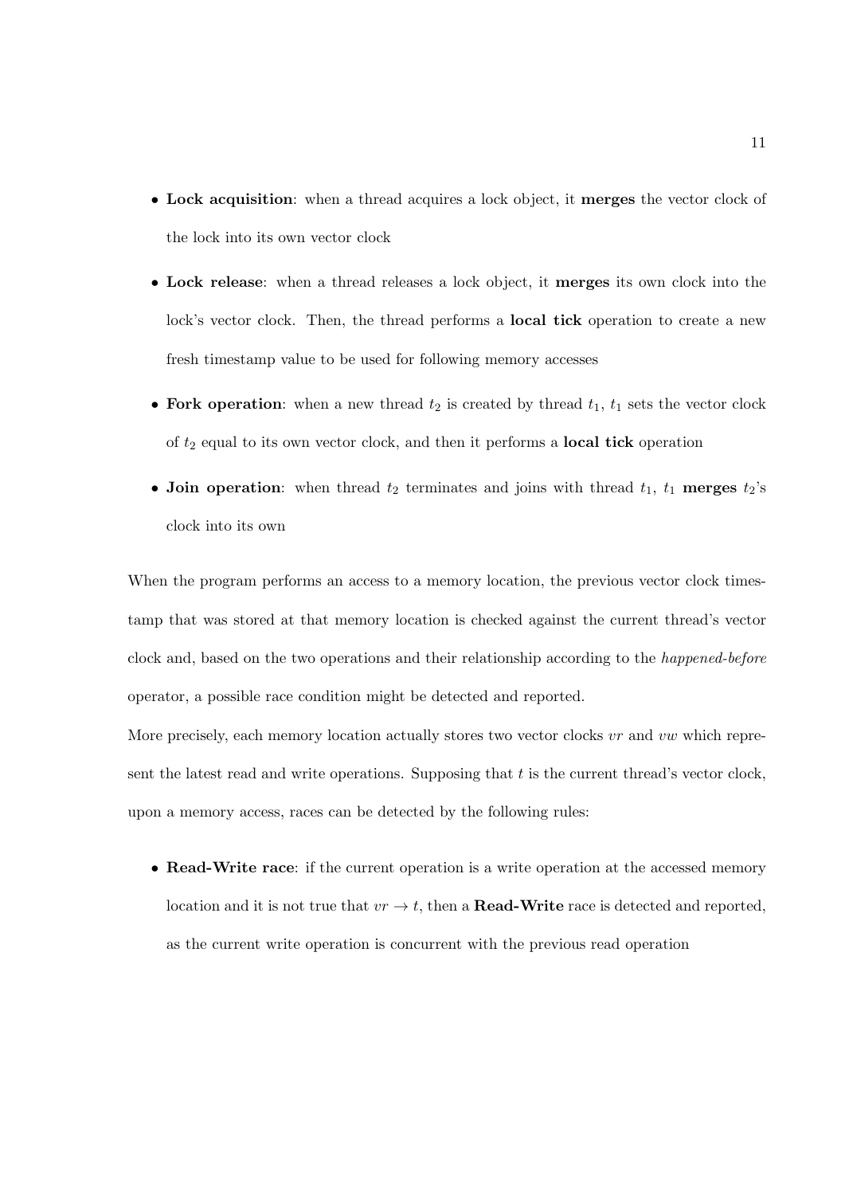- **Lock acquisition**: when a thread acquires a lock object, it **merges** the vector clock of the lock into its own vector clock
- **Lock release**: when a thread releases a lock object, it **merges** its own clock into the lock's vector clock. Then, the thread performs a **local tick** operation to create a new fresh timestamp value to be used for following memory accesses
- **Fork operation**: when a new thread $t_2$ is created by thread $t_1$, $t_1$ sets the vector clock of $t_2$ equal to its own vector clock, and then it performs a **local tick** operation
- **Join operation**: when thread $t_2$ terminates and joins with thread $t_1$, $t_1$ **merges** $t_2$'s clock into its own

When the program performs an access to a memory location, the previous vector clock timestamp that was stored at that memory location is checked against the current thread's vector clock and, based on the two operations and their relationship according to the *happened-before* operator, a possible race condition might be detected and reported.

More precisely, each memory location actually stores two vector clocks $vr$ and $vw$ which represent the latest read and write operations. Supposing that $t$ is the current thread's vector clock, upon a memory access, races can be detected by the following rules:

- **Read-Write race**: if the current operation is a write operation at the accessed memory location and it is not true that $vr \to t$, then a **Read-Write** race is detected and reported, as the current write operation is concurrent with the previous read operation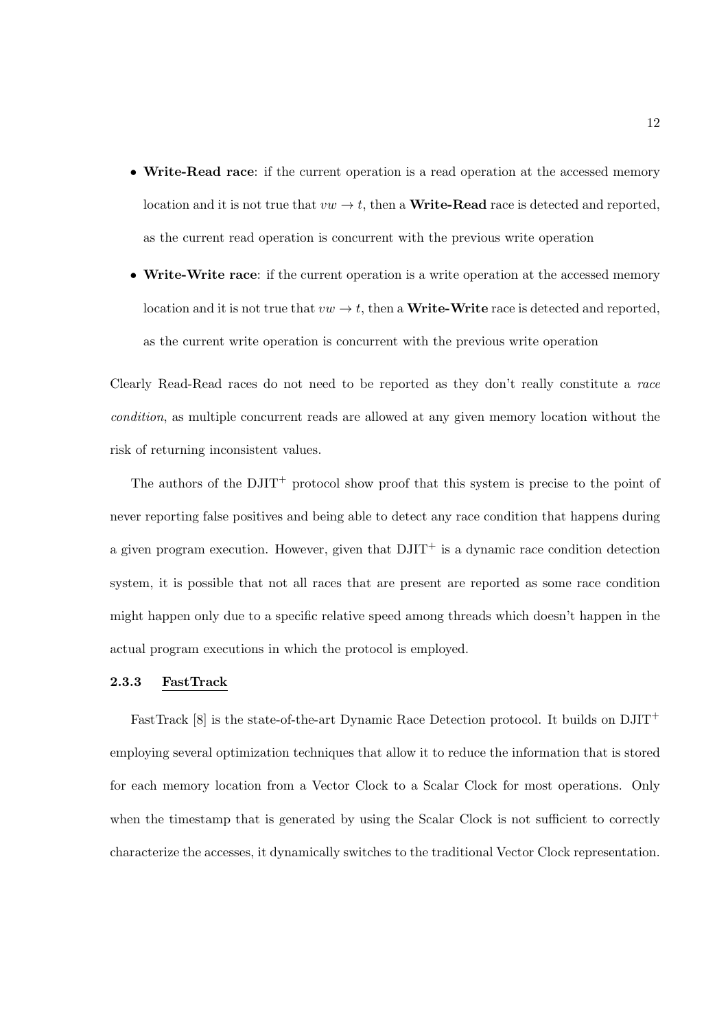- **Write-Read race**: if the current operation is a read operation at the accessed memory location and it is not true that $vw \rightarrow t$, then a **Write-Read** race is detected and reported, as the current read operation is concurrent with the previous write operation
- **Write-Write race**: if the current operation is a write operation at the accessed memory location and it is not true that $vw \rightarrow t$, then a **Write-Write** race is detected and reported, as the current write operation is concurrent with the previous write operation

Clearly Read-Read races do not need to be reported as they don't really constitute a *race condition*, as multiple concurrent reads are allowed at any given memory location without the risk of returning inconsistent values.

The authors of the DJIT$^+$ protocol show proof that this system is precise to the point of never reporting false positives and being able to detect any race condition that happens during a given program execution. However, given that DJIT$^+$ is a dynamic race condition detection system, it is possible that not all races that are present are reported as some race condition might happen only due to a specific relative speed among threads which doesn't happen in the actual program executions in which the protocol is employed.

### 2.3.3 FastTrack

FastTrack [8] is the state-of-the-art Dynamic Race Detection protocol. It builds on DJIT$^+$ employing several optimization techniques that allow it to reduce the information that is stored for each memory location from a Vector Clock to a Scalar Clock for most operations. Only when the timestamp that is generated by using the Scalar Clock is not sufficient to correctly characterize the accesses, it dynamically switches to the traditional Vector Clock representation.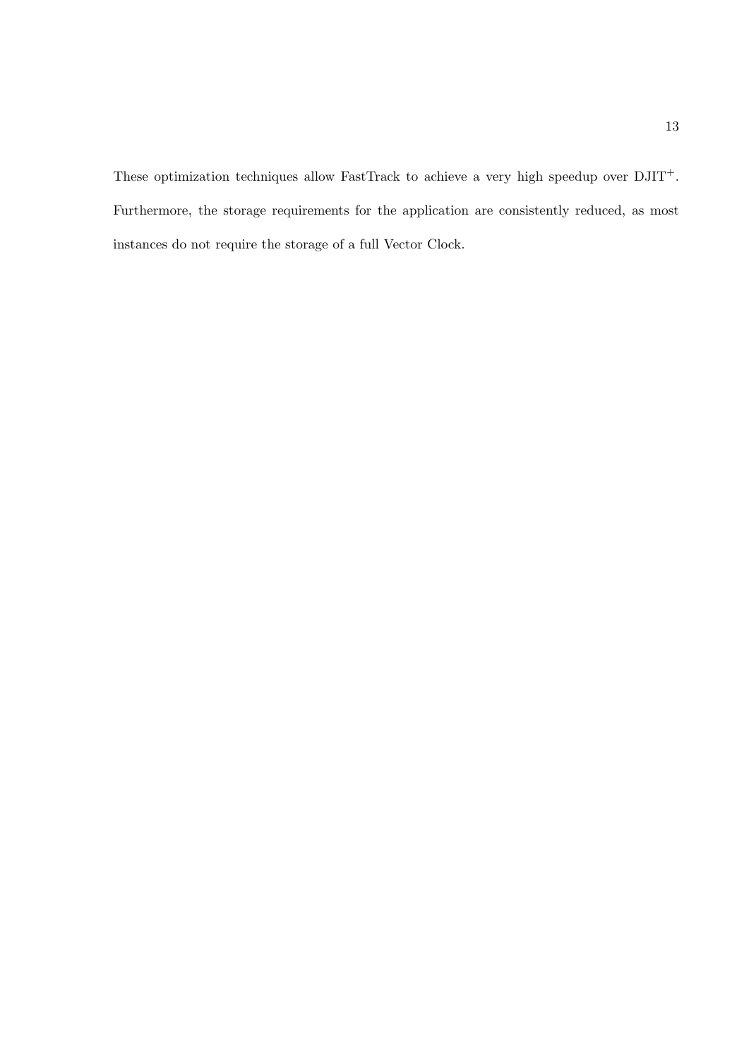These optimization techniques allow FastTrack to achieve a very high speedup over $\text{DJIT}^+$. Furthermore, the storage requirements for the application are consistently reduced, as most instances do not require the storage of a full Vector Clock.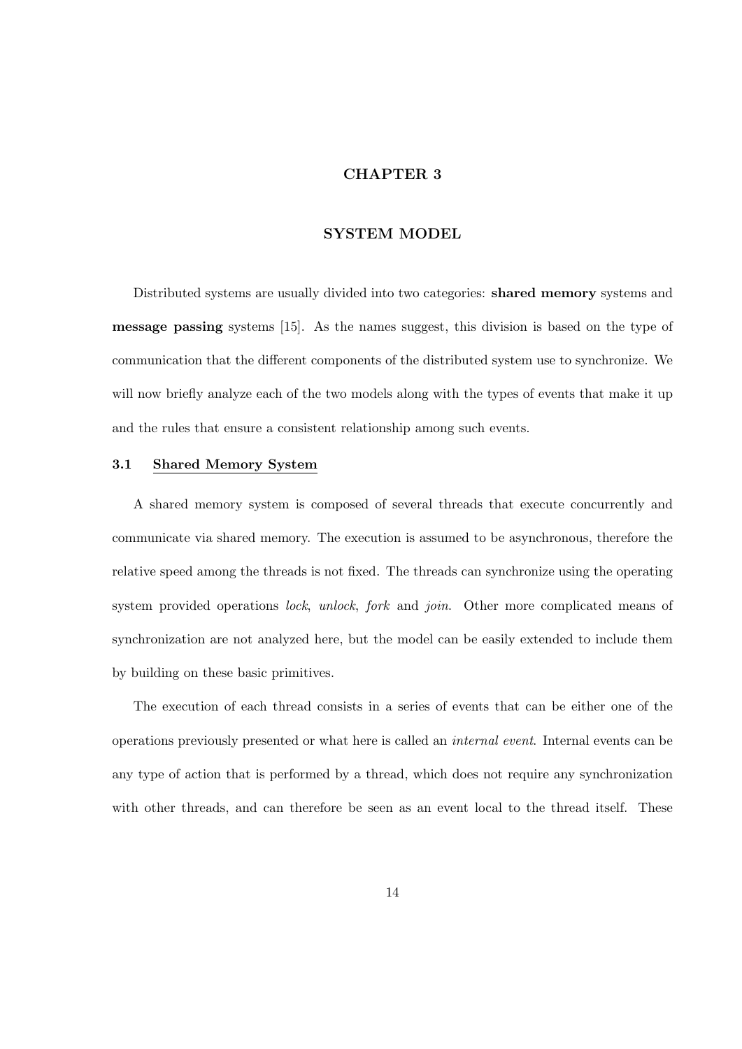# CHAPTER 3

# SYSTEM MODEL

Distributed systems are usually divided into two categories: **shared memory** systems and **message passing** systems [15]. As the names suggest, this division is based on the type of communication that the different components of the distributed system use to synchronize. We will now briefly analyze each of the two models along with the types of events that make it up and the rules that ensure a consistent relationship among such events.

## 3.1 Shared Memory System

A shared memory system is composed of several threads that execute concurrently and communicate via shared memory. The execution is assumed to be asynchronous, therefore the relative speed among the threads is not fixed. The threads can synchronize using the operating system provided operations *lock*, *unlock*, *fork* and *join*. Other more complicated means of synchronization are not analyzed here, but the model can be easily extended to include them by building on these basic primitives.

The execution of each thread consists in a series of events that can be either one of the operations previously presented or what here is called an *internal event*. Internal events can be any type of action that is performed by a thread, which does not require any synchronization with other threads, and can therefore be seen as an event local to the thread itself. These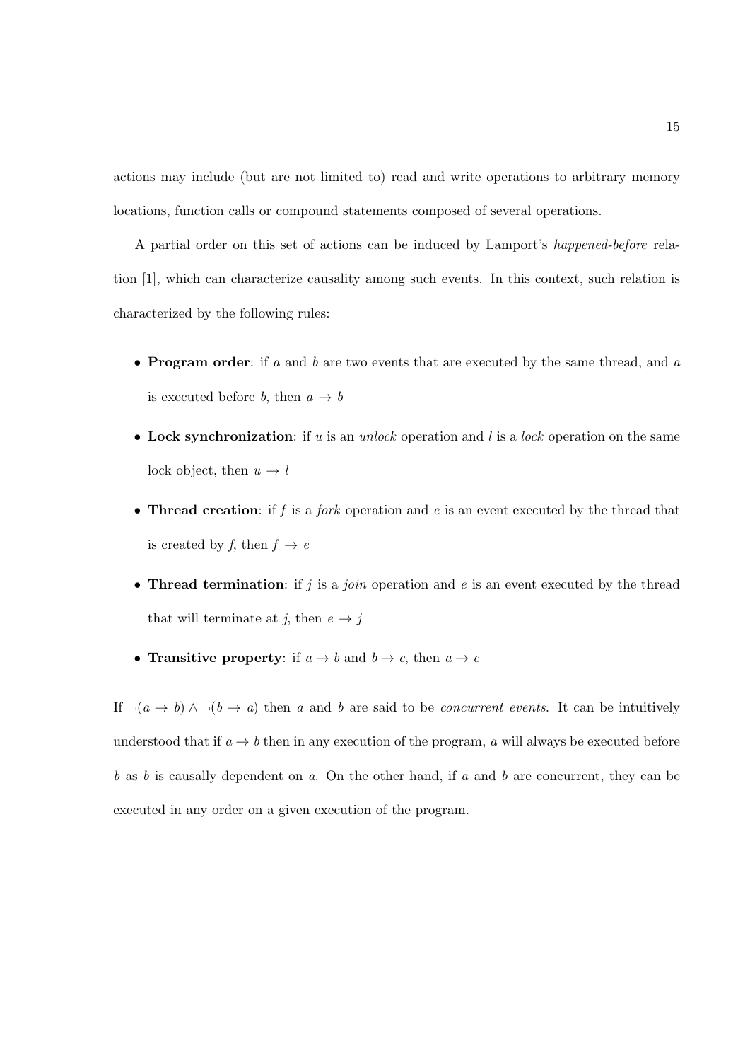actions may include (but are not limited to) read and write operations to arbitrary memory locations, function calls or compound statements composed of several operations.

A partial order on this set of actions can be induced by Lamport's *happened-before* relation [1], which can characterize causality among such events. In this context, such relation is characterized by the following rules:

- **Program order**: if $a$ and $b$ are two events that are executed by the same thread, and $a$ is executed before $b$, then $a \rightarrow b$
- **Lock synchronization**: if $u$ is an *unlock* operation and $l$ is a *lock* operation on the same lock object, then $u \rightarrow l$
- **Thread creation**: if $f$ is a *fork* operation and $e$ is an event executed by the thread that is created by $f$, then $f \rightarrow e$
- **Thread termination**: if $j$ is a *join* operation and $e$ is an event executed by the thread that will terminate at $j$, then $e \rightarrow j$
- **Transitive property**: if $a \rightarrow b$ and $b \rightarrow c$, then $a \rightarrow c$

If $\neg(a \rightarrow b) \wedge \neg(b \rightarrow a)$ then $a$ and $b$ are said to be *concurrent events*. It can be intuitively understood that if $a \rightarrow b$ then in any execution of the program, $a$ will always be executed before $b$ as $b$ is causally dependent on $a$. On the other hand, if $a$ and $b$ are concurrent, they can be executed in any order on a given execution of the program.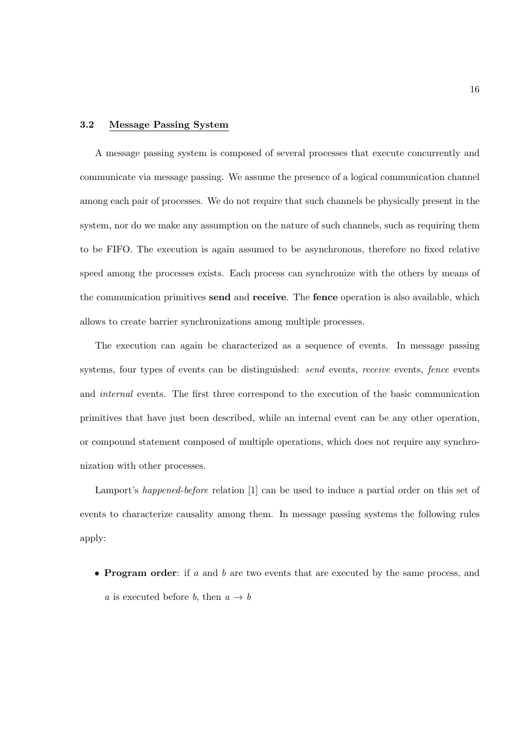### 3.2 Message Passing System

A message passing system is composed of several processes that execute concurrently and communicate via message passing. We assume the presence of a logical communication channel among each pair of processes. We do not require that such channels be physically present in the system, nor do we make any assumption on the nature of such channels, such as requiring them to be FIFO. The execution is again assumed to be asynchronous, therefore no fixed relative speed among the processes exists. Each process can synchronize with the others by means of the communication primitives **send** and **receive**. The **fence** operation is also available, which allows to create barrier synchronizations among multiple processes.

The execution can again be characterized as a sequence of events. In message passing systems, four types of events can be distinguished: *send* events, *receive* events, *fence* events and *internal* events. The first three correspond to the execution of the basic communication primitives that have just been described, while an internal event can be any other operation, or compound statement composed of multiple operations, which does not require any synchronization with other processes.

Lamport's *happened-before* relation [1] can be used to induce a partial order on this set of events to characterize causality among them. In message passing systems the following rules apply:

- **Program order**: if $a$ and $b$ are two events that are executed by the same process, and $a$ is executed before $b$, then $a \rightarrow b$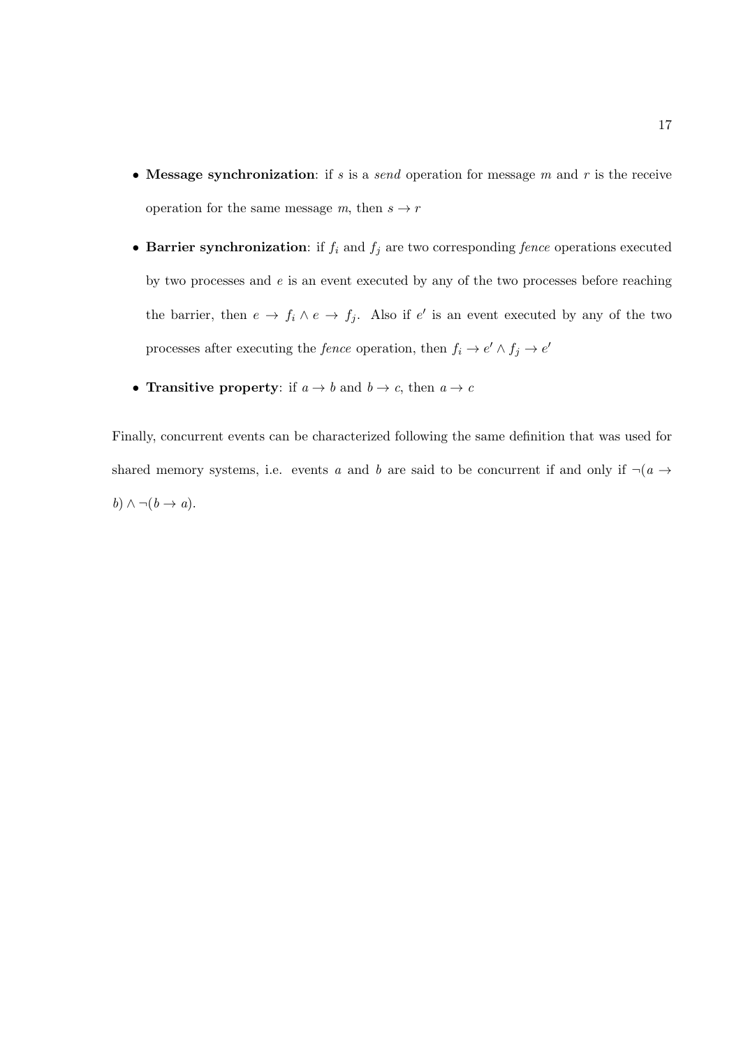- **Message synchronization**: if $s$ is a *send* operation for message $m$ and $r$ is the receive operation for the same message $m$, then $s \rightarrow r$

- **Barrier synchronization**: if $f_i$ and $f_j$ are two corresponding *fence* operations executed by two processes and $e$ is an event executed by any of the two processes before reaching the barrier, then $e \rightarrow f_i \wedge e \rightarrow f_j$. Also if $e'$ is an event executed by any of the two processes after executing the *fence* operation, then $f_i \rightarrow e' \wedge f_j \rightarrow e'$

- **Transitive property**: if $a \rightarrow b$ and $b \rightarrow c$, then $a \rightarrow c$

Finally, concurrent events can be characterized following the same definition that was used for shared memory systems, i.e. events $a$ and $b$ are said to be concurrent if and only if $\neg(a \rightarrow b) \wedge \neg(b \rightarrow a)$.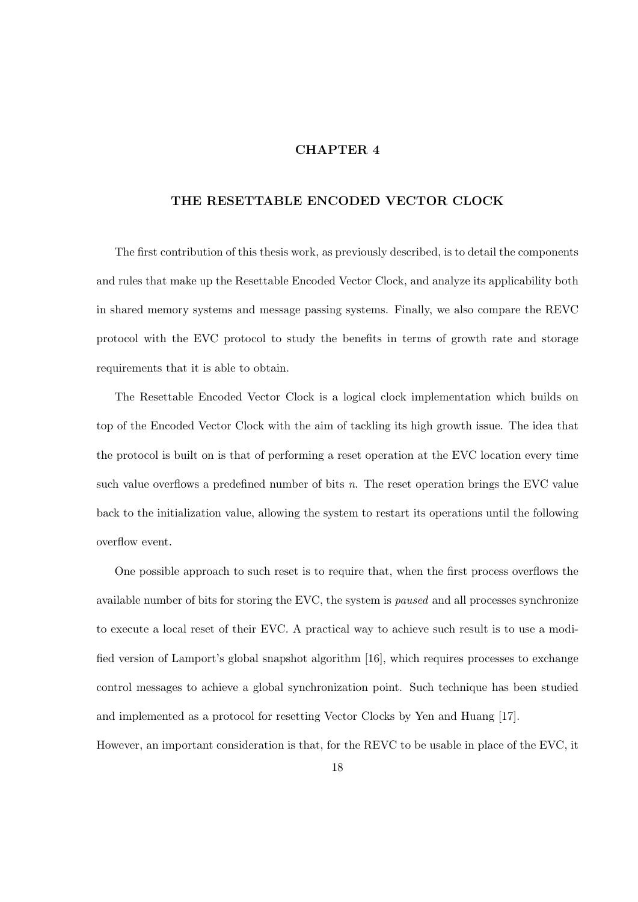# CHAPTER 4

# THE RESETTABLE ENCODED VECTOR CLOCK

The first contribution of this thesis work, as previously described, is to detail the components and rules that make up the Resettable Encoded Vector Clock, and analyze its applicability both in shared memory systems and message passing systems. Finally, we also compare the REVC protocol with the EVC protocol to study the benefits in terms of growth rate and storage requirements that it is able to obtain.

The Resettable Encoded Vector Clock is a logical clock implementation which builds on top of the Encoded Vector Clock with the aim of tackling its high growth issue. The idea that the protocol is built on is that of performing a reset operation at the EVC location every time such value overflows a predefined number of bits $n$. The reset operation brings the EVC value back to the initialization value, allowing the system to restart its operations until the following overflow event.

One possible approach to such reset is to require that, when the first process overflows the available number of bits for storing the EVC, the system is *paused* and all processes synchronize to execute a local reset of their EVC. A practical way to achieve such result is to use a modified version of Lamport's global snapshot algorithm [16], which requires processes to exchange control messages to achieve a global synchronization point. Such technique has been studied and implemented as a protocol for resetting Vector Clocks by Yen and Huang [17].

However, an important consideration is that, for the REVC to be usable in place of the EVC, it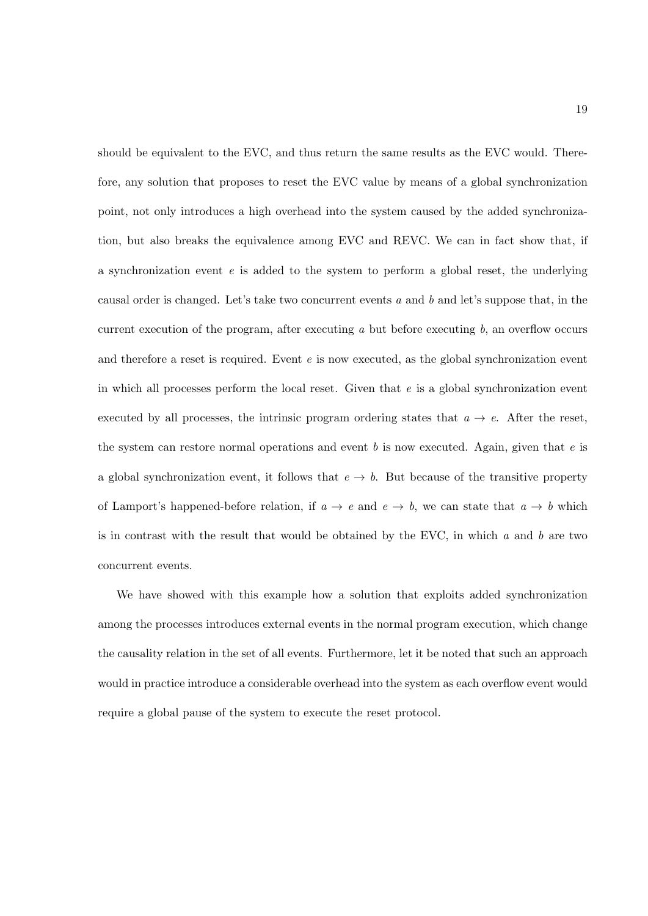should be equivalent to the EVC, and thus return the same results as the EVC would. Therefore, any solution that proposes to reset the EVC value by means of a global synchronization point, not only introduces a high overhead into the system caused by the added synchronization, but also breaks the equivalence among EVC and REVC. We can in fact show that, if a synchronization event $e$ is added to the system to perform a global reset, the underlying causal order is changed. Let's take two concurrent events $a$ and $b$ and let's suppose that, in the current execution of the program, after executing $a$ but before executing $b$, an overflow occurs and therefore a reset is required. Event $e$ is now executed, as the global synchronization event in which all processes perform the local reset. Given that $e$ is a global synchronization event executed by all processes, the intrinsic program ordering states that $a \rightarrow e$. After the reset, the system can restore normal operations and event $b$ is now executed. Again, given that $e$ is a global synchronization event, it follows that $e \rightarrow b$. But because of the transitive property of Lamport's happened-before relation, if $a \rightarrow e$ and $e \rightarrow b$, we can state that $a \rightarrow b$ which is in contrast with the result that would be obtained by the EVC, in which $a$ and $b$ are two concurrent events.

We have showed with this example how a solution that exploits added synchronization among the processes introduces external events in the normal program execution, which change the causality relation in the set of all events. Furthermore, let it be noted that such an approach would in practice introduce a considerable overhead into the system as each overflow event would require a global pause of the system to execute the reset protocol.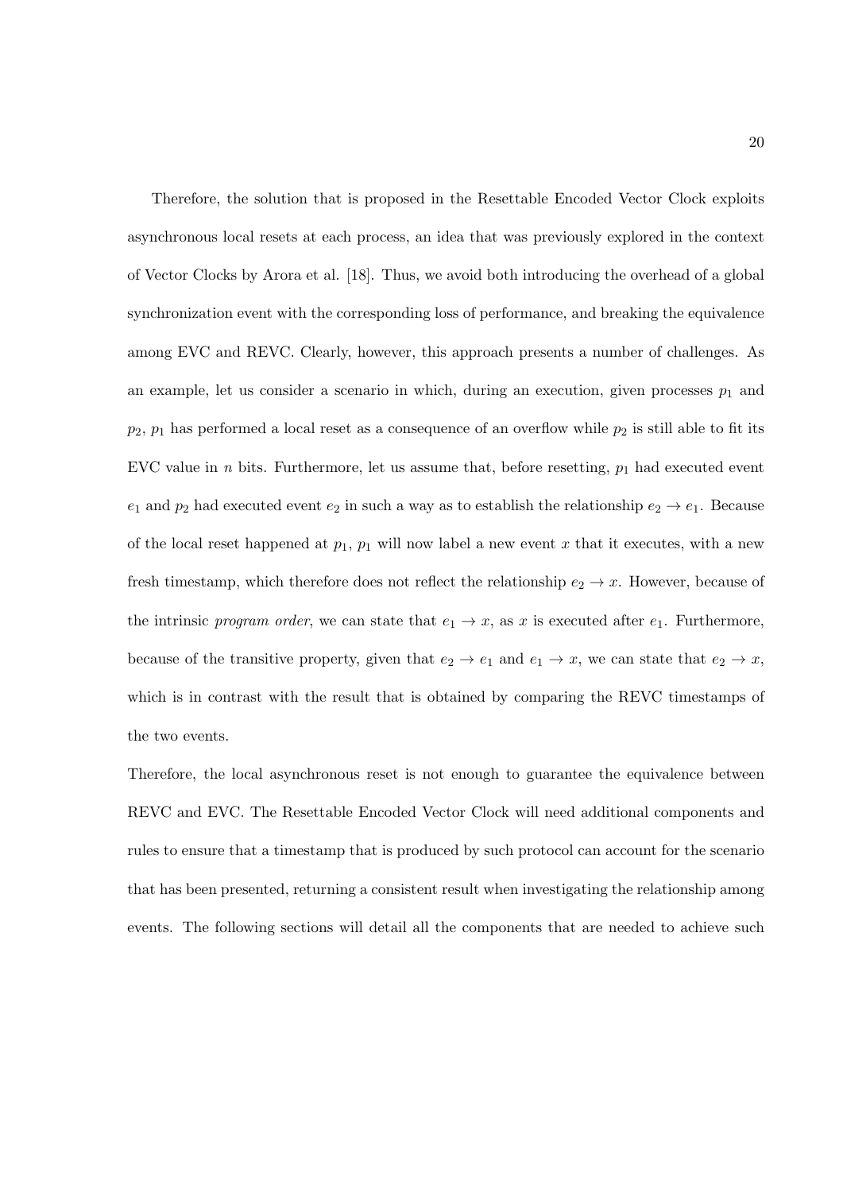Therefore, the solution that is proposed in the Resettable Encoded Vector Clock exploits asynchronous local resets at each process, an idea that was previously explored in the context of Vector Clocks by Arora et al. [18]. Thus, we avoid both introducing the overhead of a global synchronization event with the corresponding loss of performance, and breaking the equivalence among EVC and REVC. Clearly, however, this approach presents a number of challenges. As an example, let us consider a scenario in which, during an execution, given processes $p_1$ and $p_2$, $p_1$ has performed a local reset as a consequence of an overflow while $p_2$ is still able to fit its EVC value in $n$ bits. Furthermore, let us assume that, before resetting, $p_1$ had executed event $e_1$ and $p_2$ had executed event $e_2$ in such a way as to establish the relationship $e_2 \rightarrow e_1$. Because of the local reset happened at $p_1$, $p_1$ will now label a new event $x$ that it executes, with a new fresh timestamp, which therefore does not reflect the relationship $e_2 \rightarrow x$. However, because of the intrinsic *program order*, we can state that $e_1 \rightarrow x$, as $x$ is executed after $e_1$. Furthermore, because of the transitive property, given that $e_2 \rightarrow e_1$ and $e_1 \rightarrow x$, we can state that $e_2 \rightarrow x$, which is in contrast with the result that is obtained by comparing the REVC timestamps of the two events.

Therefore, the local asynchronous reset is not enough to guarantee the equivalence between REVC and EVC. The Resettable Encoded Vector Clock will need additional components and rules to ensure that a timestamp that is produced by such protocol can account for the scenario that has been presented, returning a consistent result when investigating the relationship among events. The following sections will detail all the components that are needed to achieve such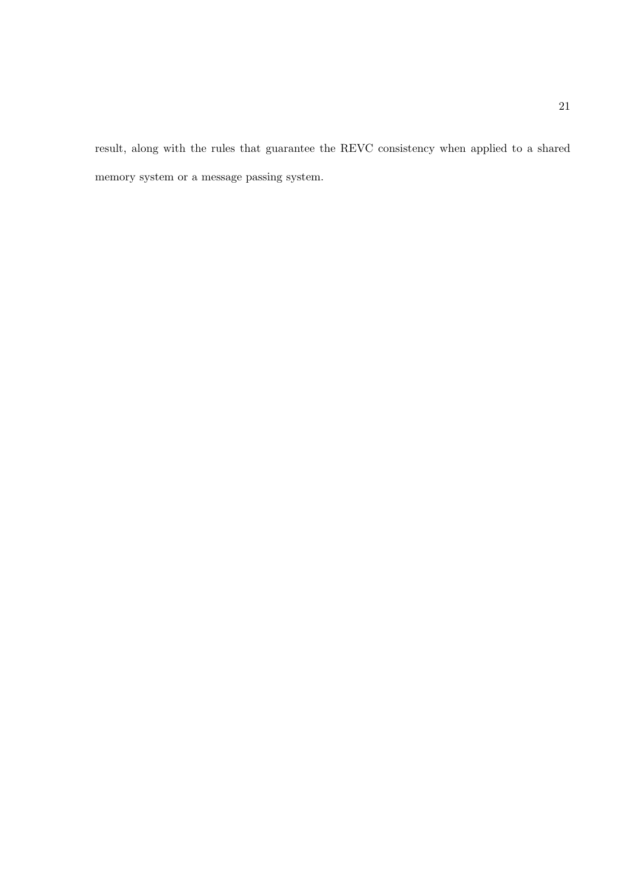result, along with the rules that guarantee the REVC consistency when applied to a shared memory system or a message passing system.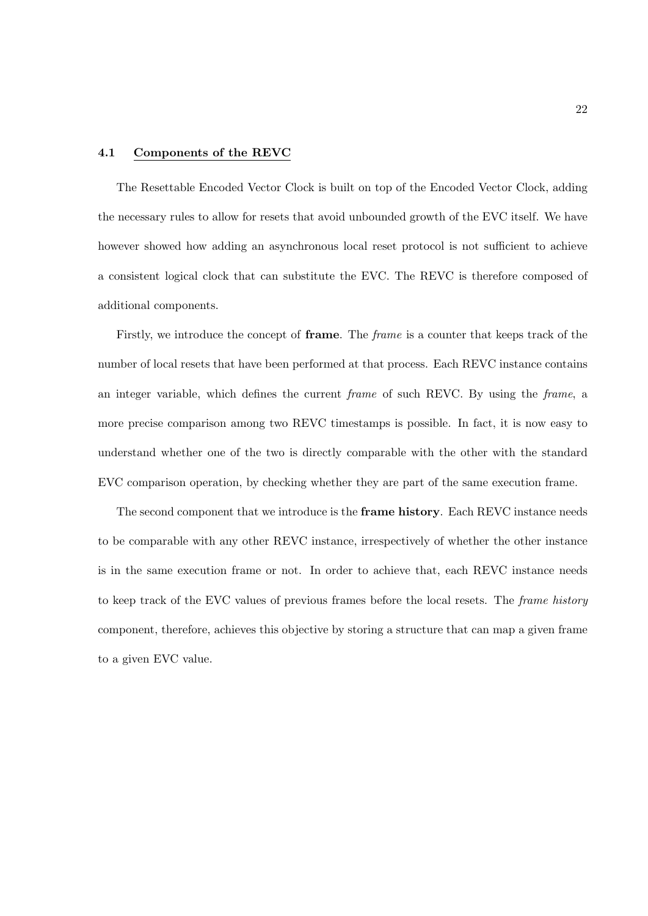## 4.1 Components of the REVC

The Resettable Encoded Vector Clock is built on top of the Encoded Vector Clock, adding the necessary rules to allow for resets that avoid unbounded growth of the EVC itself. We have however showed how adding an asynchronous local reset protocol is not sufficient to achieve a consistent logical clock that can substitute the EVC. The REVC is therefore composed of additional components.

Firstly, we introduce the concept of **frame**. The *frame* is a counter that keeps track of the number of local resets that have been performed at that process. Each REVC instance contains an integer variable, which defines the current *frame* of such REVC. By using the *frame*, a more precise comparison among two REVC timestamps is possible. In fact, it is now easy to understand whether one of the two is directly comparable with the other with the standard EVC comparison operation, by checking whether they are part of the same execution frame.

The second component that we introduce is the **frame history**. Each REVC instance needs to be comparable with any other REVC instance, irrespectively of whether the other instance is in the same execution frame or not. In order to achieve that, each REVC instance needs to keep track of the EVC values of previous frames before the local resets. The *frame history* component, therefore, achieves this objective by storing a structure that can map a given frame to a given EVC value.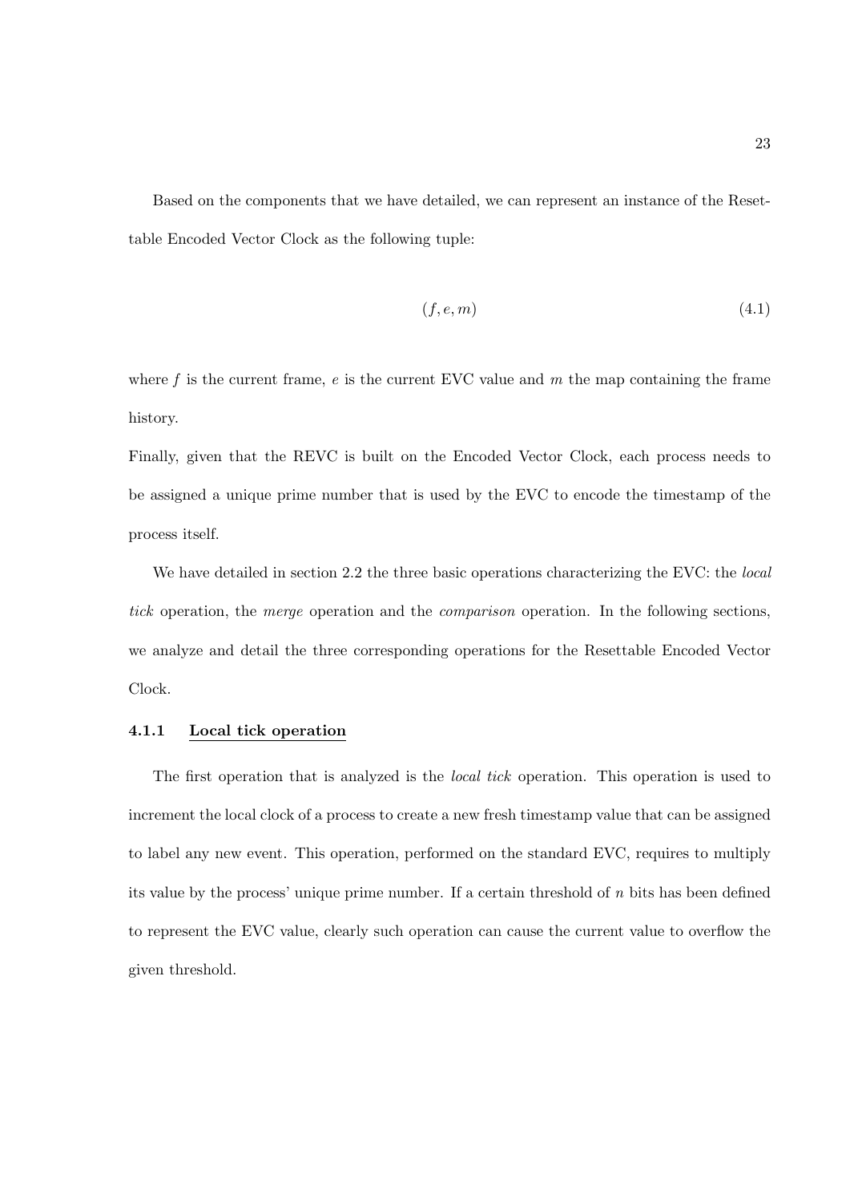Based on the components that we have detailed, we can represent an instance of the Resettable Encoded Vector Clock as the following tuple:

$$(f, e, m) \tag{4.1}$$

where $f$ is the current frame, $e$ is the current EVC value and $m$ the map containing the frame history.

Finally, given that the REVC is built on the Encoded Vector Clock, each process needs to be assigned a unique prime number that is used by the EVC to encode the timestamp of the process itself.

We have detailed in section 2.2 the three basic operations characterizing the EVC: the *local tick* operation, the *merge* operation and the *comparison* operation. In the following sections, we analyze and detail the three corresponding operations for the Resettable Encoded Vector Clock.

### 4.1.1 Local tick operation

The first operation that is analyzed is the *local tick* operation. This operation is used to increment the local clock of a process to create a new fresh timestamp value that can be assigned to label any new event. This operation, performed on the standard EVC, requires to multiply its value by the process' unique prime number. If a certain threshold of $n$ bits has been defined to represent the EVC value, clearly such operation can cause the current value to overflow the given threshold.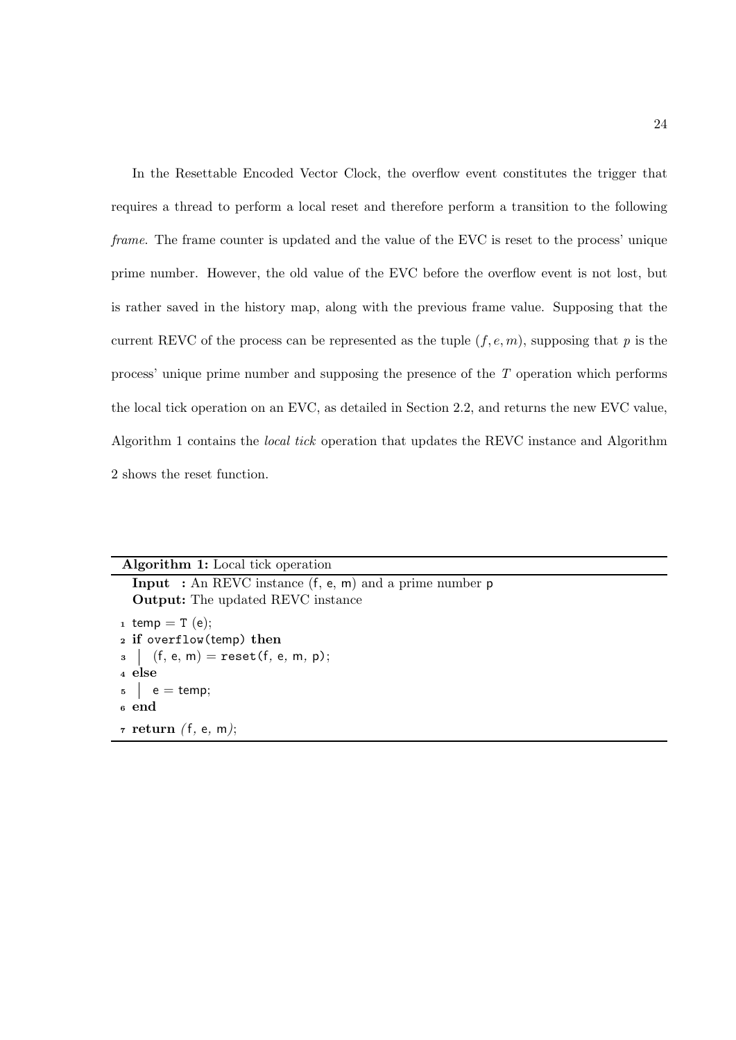In the Resettable Encoded Vector Clock, the overflow event constitutes the trigger that requires a thread to perform a local reset and therefore perform a transition to the following *frame*. The frame counter is updated and the value of the EVC is reset to the process' unique prime number. However, the old value of the EVC before the overflow event is not lost, but is rather saved in the history map, along with the previous frame value. Supposing that the current REVC of the process can be represented as the tuple $(f, e, m)$, supposing that $p$ is the process' unique prime number and supposing the presence of the $T$ operation which performs the local tick operation on an EVC, as detailed in Section 2.2, and returns the new EVC value, Algorithm 1 contains the *local tick* operation that updates the REVC instance and Algorithm 2 shows the reset function.

**Algorithm 1:** Local tick operation

**Input :** An REVC instance (f, e, m) and a prime number p
**Output:** The updated REVC instance

```
1 temp = T (e);
2 if overflow(temp) then
3 |  (f, e, m) = reset(f, e, m, p);
4 else
5 |  e = temp;
6 end
7 return (f, e, m);
```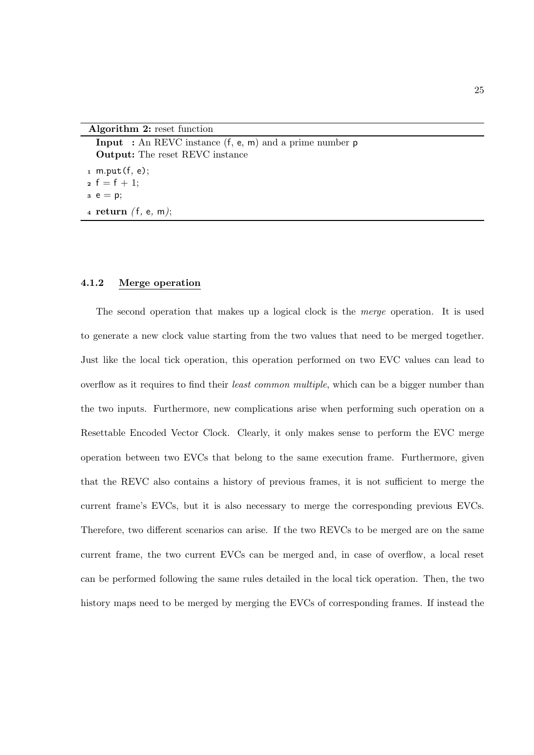**Algorithm 2:** reset function

**Input :** An REVC instance (f, e, m) and a prime number p
**Output:** The reset REVC instance

```
1 m.put(f, e);
2 f = f + 1;
3 e = p;
4 return (f, e, m);
```

### 4.1.2 Merge operation

The second operation that makes up a logical clock is the *merge* operation. It is used to generate a new clock value starting from the two values that need to be merged together. Just like the local tick operation, this operation performed on two EVC values can lead to overflow as it requires to find their *least common multiple*, which can be a bigger number than the two inputs. Furthermore, new complications arise when performing such operation on a Resettable Encoded Vector Clock. Clearly, it only makes sense to perform the EVC merge operation between two EVCs that belong to the same execution frame. Furthermore, given that the REVC also contains a history of previous frames, it is not sufficient to merge the current frame's EVCs, but it is also necessary to merge the corresponding previous EVCs. Therefore, two different scenarios can arise. If the two REVCs to be merged are on the same current frame, the two current EVCs can be merged and, in case of overflow, a local reset can be performed following the same rules detailed in the local tick operation. Then, the two history maps need to be merged by merging the EVCs of corresponding frames. If instead the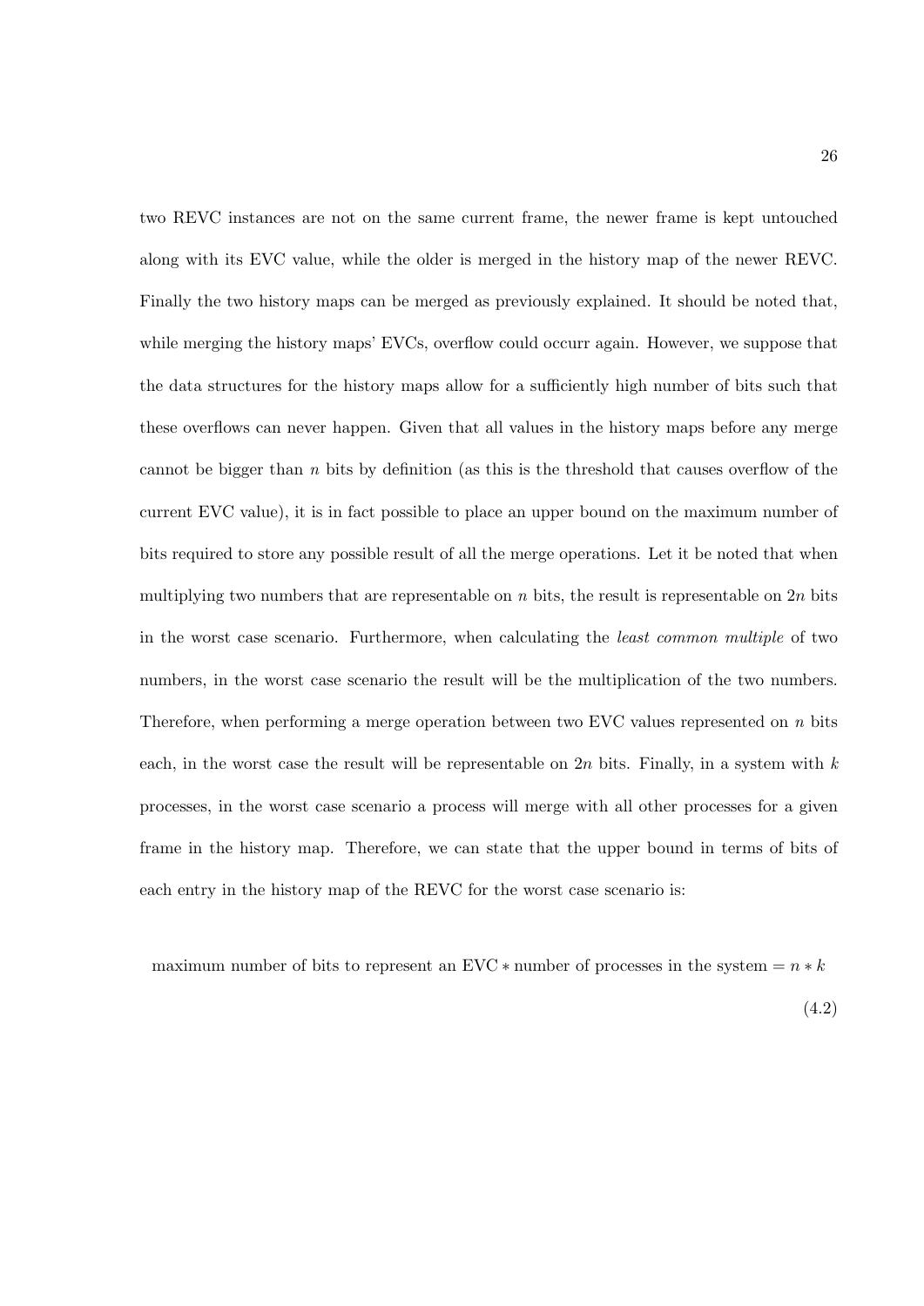two REVC instances are not on the same current frame, the newer frame is kept untouched along with its EVC value, while the older is merged in the history map of the newer REVC. Finally the two history maps can be merged as previously explained. It should be noted that, while merging the history maps' EVCs, overflow could occurr again. However, we suppose that the data structures for the history maps allow for a sufficiently high number of bits such that these overflows can never happen. Given that all values in the history maps before any merge cannot be bigger than $n$ bits by definition (as this is the threshold that causes overflow of the current EVC value), it is in fact possible to place an upper bound on the maximum number of bits required to store any possible result of all the merge operations. Let it be noted that when multiplying two numbers that are representable on $n$ bits, the result is representable on $2n$ bits in the worst case scenario. Furthermore, when calculating the *least common multiple* of two numbers, in the worst case scenario the result will be the multiplication of the two numbers. Therefore, when performing a merge operation between two EVC values represented on $n$ bits each, in the worst case the result will be representable on $2n$ bits. Finally, in a system with $k$ processes, in the worst case scenario a process will merge with all other processes for a given frame in the history map. Therefore, we can state that the upper bound in terms of bits of each entry in the history map of the REVC for the worst case scenario is:

$$\text{maximum number of bits to represent an EVC} * \text{number of processes in the system} = n * k \tag{4.2}$$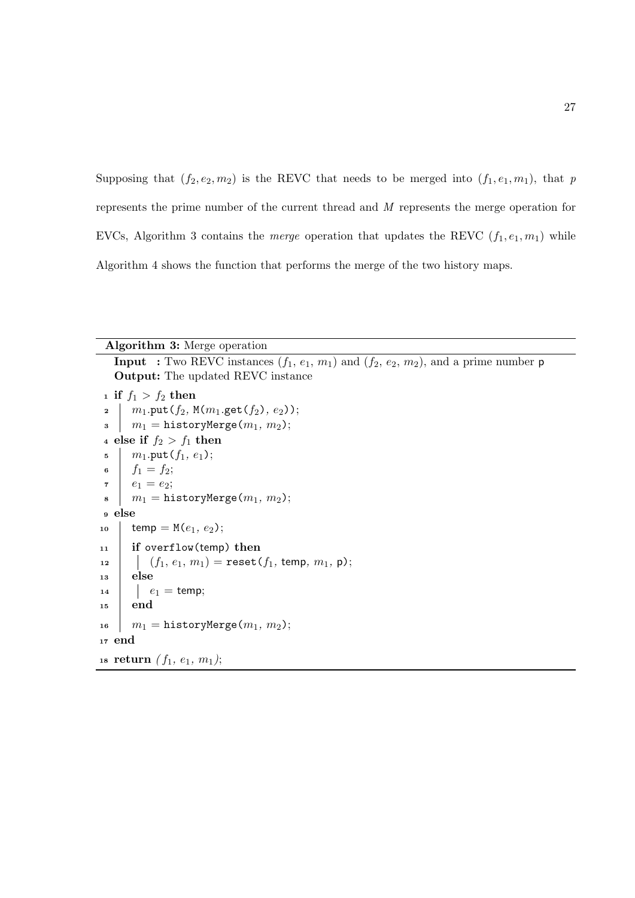Supposing that $(f_2, e_2, m_2)$ is the REVC that needs to be merged into $(f_1, e_1, m_1)$, that $p$ represents the prime number of the current thread and $M$ represents the merge operation for EVCs, Algorithm 3 contains the *merge* operation that updates the REVC $(f_1, e_1, m_1)$ while Algorithm 4 shows the function that performs the merge of the two history maps.

**Algorithm 3:** Merge operation

**Input :** Two REVC instances ($f_1$, $e_1$, $m_1$) and ($f_2$, $e_2$, $m_2$), and a prime number p
**Output:** The updated REVC instance

```
1  if f1 > f2 then
2  |   m1.put(f2, M(m1.get(f2), e2));
3  |   m1 = historyMerge(m1, m2);
4  else if f2 > f1 then
5  |   m1.put(f1, e1);
6  |   f1 = f2;
7  |   e1 = e2;
8  |   m1 = historyMerge(m1, m2);
9  else
10 |   temp = M(e1, e2);
11 |   if overflow(temp) then
12 |   |   (f1, e1, m1) = reset(f1, temp, m1, p);
13 |   else
14 |   |   e1 = temp;
15 |   end
16 |   m1 = historyMerge(m1, m2);
17 end
18 return (f1, e1, m1);
```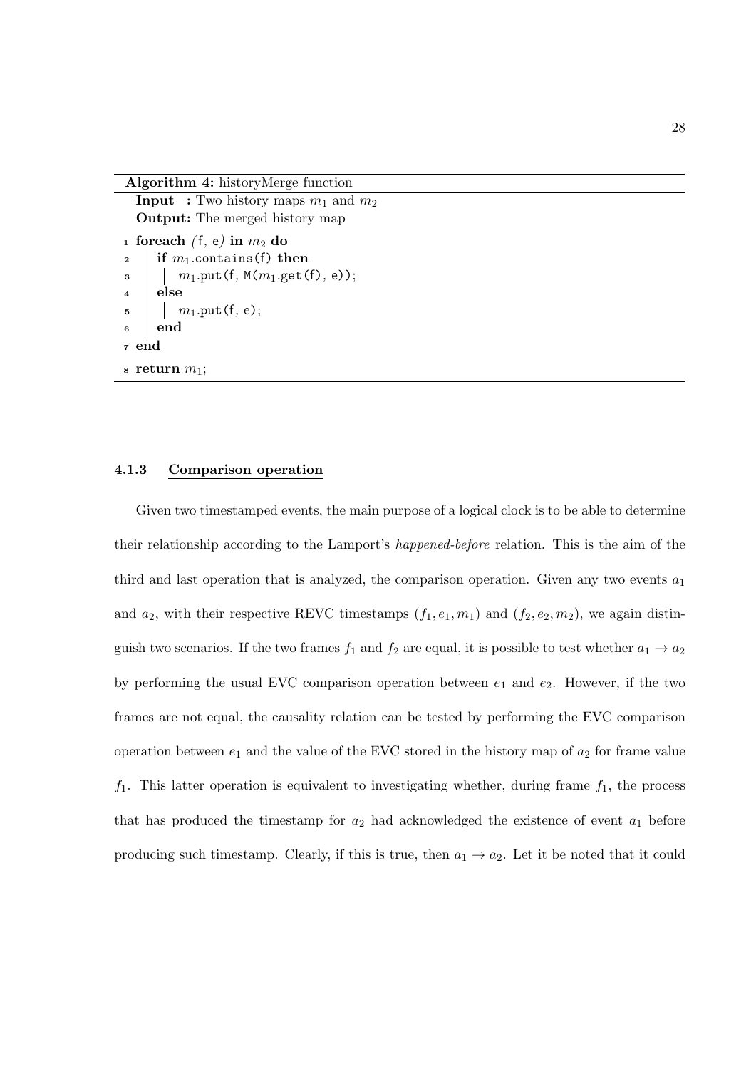**Algorithm 4:** historyMerge function

**Input :** Two history maps $m_1$ and $m_2$
**Output:** The merged history map

```
1 foreach (f, e) in m2 do
2     if m1.contains(f) then
3         m1.put(f, M(m1.get(f), e));
4     else
5         m1.put(f, e);
6     end
7 end
8 return m1;
```

### 4.1.3 Comparison operation

Given two timestamped events, the main purpose of a logical clock is to be able to determine their relationship according to the Lamport's *happened-before* relation. This is the aim of the third and last operation that is analyzed, the comparison operation. Given any two events $a_1$ and $a_2$, with their respective REVC timestamps $(f_1, e_1, m_1)$ and $(f_2, e_2, m_2)$, we again distinguish two scenarios. If the two frames $f_1$ and $f_2$ are equal, it is possible to test whether $a_1 \rightarrow a_2$ by performing the usual EVC comparison operation between $e_1$ and $e_2$. However, if the two frames are not equal, the causality relation can be tested by performing the EVC comparison operation between $e_1$ and the value of the EVC stored in the history map of $a_2$ for frame value $f_1$. This latter operation is equivalent to investigating whether, during frame $f_1$, the process that has produced the timestamp for $a_2$ had acknowledged the existence of event $a_1$ before producing such timestamp. Clearly, if this is true, then $a_1 \rightarrow a_2$. Let it be noted that it could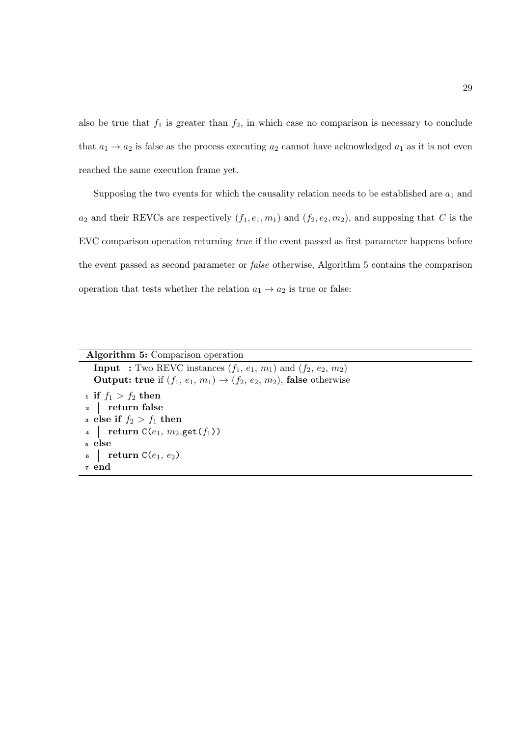also be true that $f_1$ is greater than $f_2$, in which case no comparison is necessary to conclude that $a_1 \rightarrow a_2$ is false as the process executing $a_2$ cannot have acknowledged $a_1$ as it is not even reached the same execution frame yet.

Supposing the two events for which the causality relation needs to be established are $a_1$ and $a_2$ and their REVCs are respectively $(f_1, e_1, m_1)$ and $(f_2, e_2, m_2)$, and supposing that $C$ is the EVC comparison operation returning *true* if the event passed as first parameter happens before the event passed as second parameter or *false* otherwise, Algorithm 5 contains the comparison operation that tests whether the relation $a_1 \rightarrow a_2$ is true or false:

**Algorithm 5:** Comparison operation

**Input :** Two REVC instances $(f_1, e_1, m_1)$ and $(f_2, e_2, m_2)$
**Output:** **true** if $(f_1, e_1, m_1) \rightarrow (f_2, e_2, m_2)$, **false** otherwise

```
1 if f1 > f2 then
2 |   return false
3 else if f2 > f1 then
4 |   return C(e1, m2.get(f1))
5 else
6 |   return C(e1, e2)
7 end
```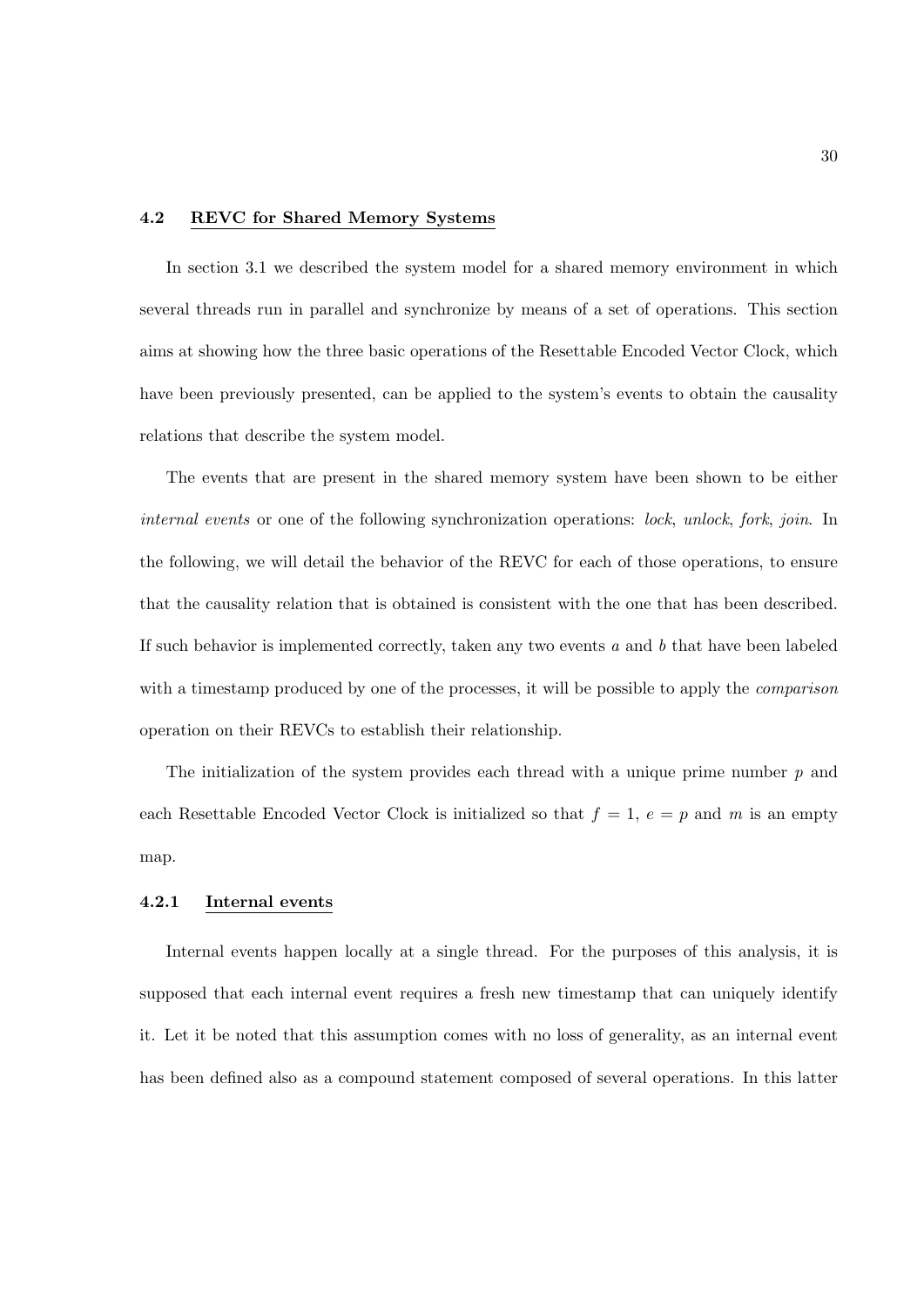### 4.2 REVC for Shared Memory Systems

In section 3.1 we described the system model for a shared memory environment in which several threads run in parallel and synchronize by means of a set of operations. This section aims at showing how the three basic operations of the Resettable Encoded Vector Clock, which have been previously presented, can be applied to the system's events to obtain the causality relations that describe the system model.

The events that are present in the shared memory system have been shown to be either *internal events* or one of the following synchronization operations: *lock*, *unlock*, *fork*, *join*. In the following, we will detail the behavior of the REVC for each of those operations, to ensure that the causality relation that is obtained is consistent with the one that has been described. If such behavior is implemented correctly, taken any two events $a$ and $b$ that have been labeled with a timestamp produced by one of the processes, it will be possible to apply the *comparison* operation on their REVCs to establish their relationship.

The initialization of the system provides each thread with a unique prime number $p$ and each Resettable Encoded Vector Clock is initialized so that $f = 1$, $e = p$ and $m$ is an empty map.

#### 4.2.1 Internal events

Internal events happen locally at a single thread. For the purposes of this analysis, it is supposed that each internal event requires a fresh new timestamp that can uniquely identify it. Let it be noted that this assumption comes with no loss of generality, as an internal event has been defined also as a compound statement composed of several operations. In this latter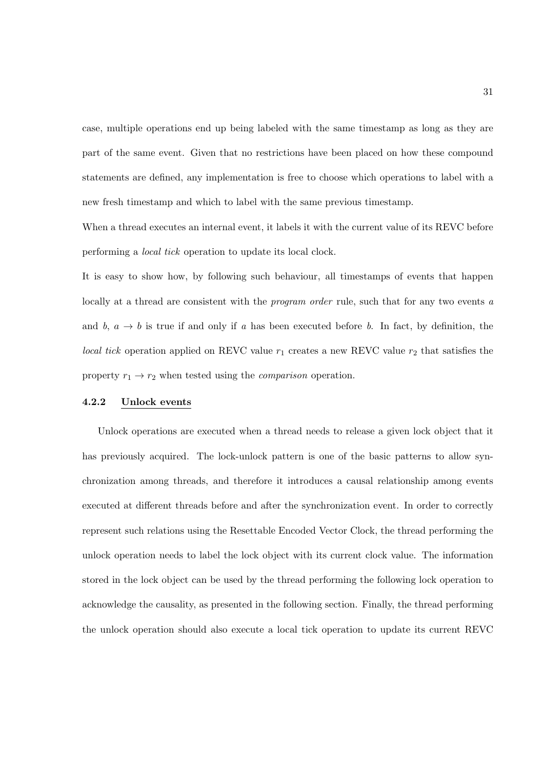case, multiple operations end up being labeled with the same timestamp as long as they are part of the same event. Given that no restrictions have been placed on how these compound statements are defined, any implementation is free to choose which operations to label with a new fresh timestamp and which to label with the same previous timestamp.

When a thread executes an internal event, it labels it with the current value of its REVC before performing a *local tick* operation to update its local clock.

It is easy to show how, by following such behaviour, all timestamps of events that happen locally at a thread are consistent with the *program order* rule, such that for any two events $a$ and $b$, $a \rightarrow b$ is true if and only if $a$ has been executed before $b$. In fact, by definition, the *local tick* operation applied on REVC value $r_1$ creates a new REVC value $r_2$ that satisfies the property $r_1 \rightarrow r_2$ when tested using the *comparison* operation.

### 4.2.2 Unlock events

Unlock operations are executed when a thread needs to release a given lock object that it has previously acquired. The lock-unlock pattern is one of the basic patterns to allow synchronization among threads, and therefore it introduces a causal relationship among events executed at different threads before and after the synchronization event. In order to correctly represent such relations using the Resettable Encoded Vector Clock, the thread performing the unlock operation needs to label the lock object with its current clock value. The information stored in the lock object can be used by the thread performing the following lock operation to acknowledge the causality, as presented in the following section. Finally, the thread performing the unlock operation should also execute a local tick operation to update its current REVC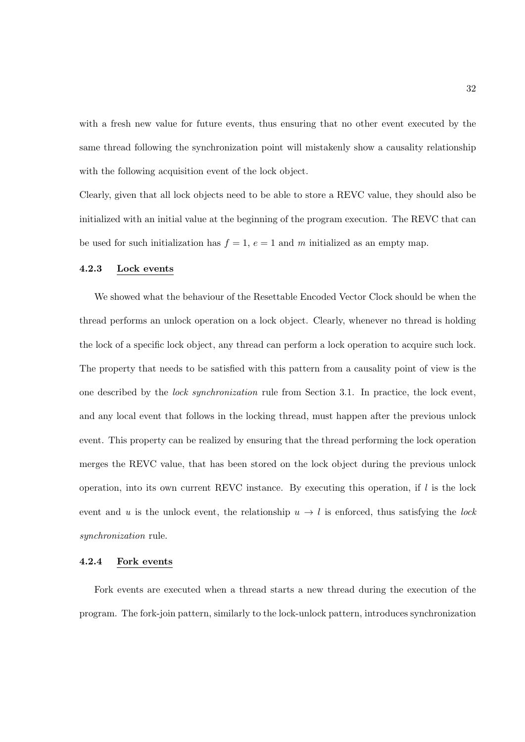with a fresh new value for future events, thus ensuring that no other event executed by the same thread following the synchronization point will mistakenly show a causality relationship with the following acquisition event of the lock object.

Clearly, given that all lock objects need to be able to store a REVC value, they should also be initialized with an initial value at the beginning of the program execution. The REVC that can be used for such initialization has $f = 1$, $e = 1$ and $m$ initialized as an empty map.

### 4.2.3 Lock events

We showed what the behaviour of the Resettable Encoded Vector Clock should be when the thread performs an unlock operation on a lock object. Clearly, whenever no thread is holding the lock of a specific lock object, any thread can perform a lock operation to acquire such lock. The property that needs to be satisfied with this pattern from a causality point of view is the one described by the *lock synchronization* rule from Section 3.1. In practice, the lock event, and any local event that follows in the locking thread, must happen after the previous unlock event. This property can be realized by ensuring that the thread performing the lock operation merges the REVC value, that has been stored on the lock object during the previous unlock operation, into its own current REVC instance. By executing this operation, if $l$ is the lock event and $u$ is the unlock event, the relationship $u \rightarrow l$ is enforced, thus satisfying the *lock synchronization* rule.

### 4.2.4 Fork events

Fork events are executed when a thread starts a new thread during the execution of the program. The fork-join pattern, similarly to the lock-unlock pattern, introduces synchronization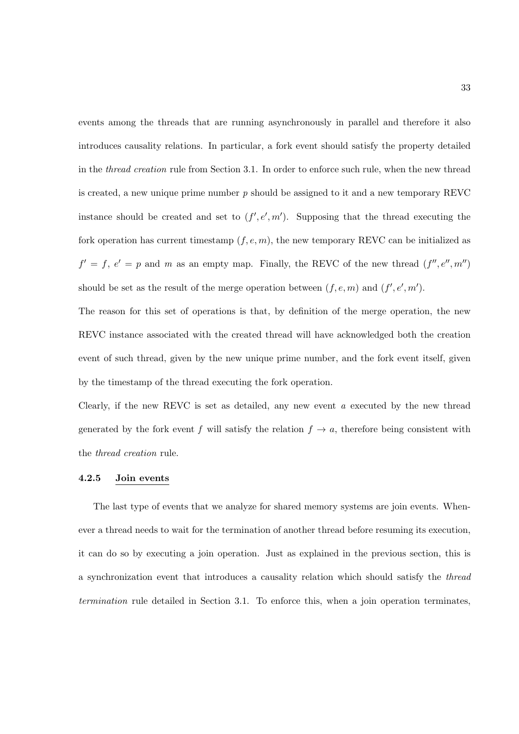events among the threads that are running asynchronously in parallel and therefore it also introduces causality relations. In particular, a fork event should satisfy the property detailed in the *thread creation* rule from Section 3.1. In order to enforce such rule, when the new thread is created, a new unique prime number $p$ should be assigned to it and a new temporary REVC instance should be created and set to $(f', e', m')$. Supposing that the thread executing the fork operation has current timestamp $(f, e, m)$, the new temporary REVC can be initialized as $f' = f$, $e' = p$ and $m$ as an empty map. Finally, the REVC of the new thread $(f'', e'', m'')$ should be set as the result of the merge operation between $(f, e, m)$ and $(f', e', m')$.

The reason for this set of operations is that, by definition of the merge operation, the new REVC instance associated with the created thread will have acknowledged both the creation event of such thread, given by the new unique prime number, and the fork event itself, given by the timestamp of the thread executing the fork operation.

Clearly, if the new REVC is set as detailed, any new event $a$ executed by the new thread generated by the fork event $f$ will satisfy the relation $f \rightarrow a$, therefore being consistent with the *thread creation* rule.

### 4.2.5 Join events

The last type of events that we analyze for shared memory systems are join events. Whenever a thread needs to wait for the termination of another thread before resuming its execution, it can do so by executing a join operation. Just as explained in the previous section, this is a synchronization event that introduces a causality relation which should satisfy the *thread termination* rule detailed in Section 3.1. To enforce this, when a join operation terminates,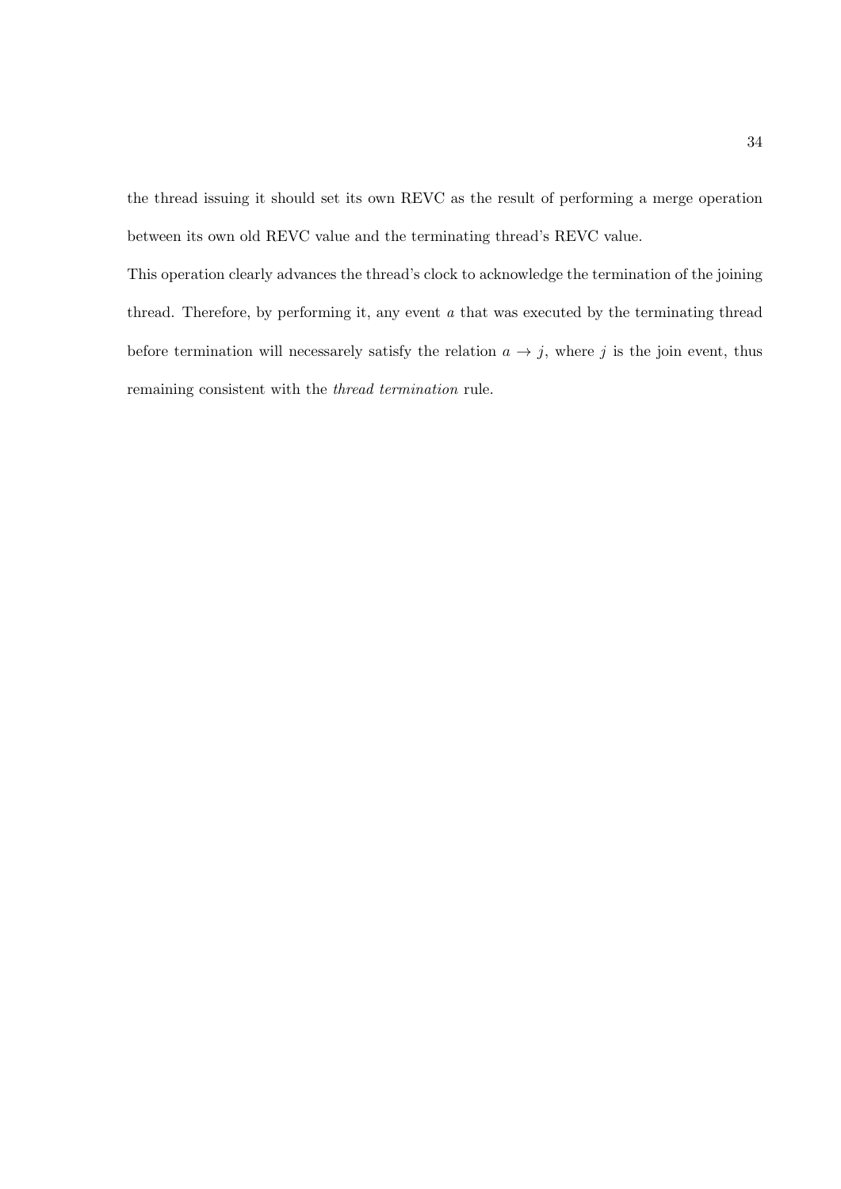the thread issuing it should set its own REVC as the result of performing a merge operation between its own old REVC value and the terminating thread's REVC value.

This operation clearly advances the thread's clock to acknowledge the termination of the joining thread. Therefore, by performing it, any event $a$ that was executed by the terminating thread before termination will necessarely satisfy the relation $a \rightarrow j$, where $j$ is the join event, thus remaining consistent with the *thread termination* rule.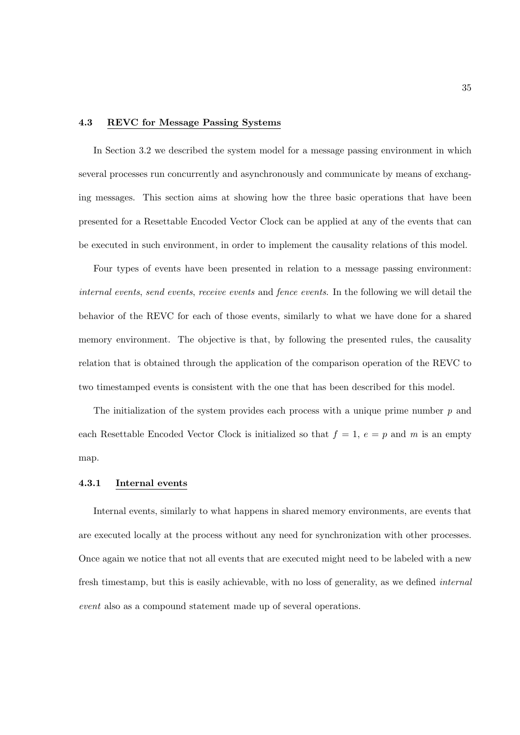## 4.3 REVC for Message Passing Systems

In Section 3.2 we described the system model for a message passing environment in which several processes run concurrently and asynchronously and communicate by means of exchanging messages. This section aims at showing how the three basic operations that have been presented for a Resettable Encoded Vector Clock can be applied at any of the events that can be executed in such environment, in order to implement the causality relations of this model.

Four types of events have been presented in relation to a message passing environment: *internal events*, *send events*, *receive events* and *fence events*. In the following we will detail the behavior of the REVC for each of those events, similarly to what we have done for a shared memory environment. The objective is that, by following the presented rules, the causality relation that is obtained through the application of the comparison operation of the REVC to two timestamped events is consistent with the one that has been described for this model.

The initialization of the system provides each process with a unique prime number $p$ and each Resettable Encoded Vector Clock is initialized so that $f = 1$, $e = p$ and $m$ is an empty map.

### 4.3.1 Internal events

Internal events, similarly to what happens in shared memory environments, are events that are executed locally at the process without any need for synchronization with other processes. Once again we notice that not all events that are executed might need to be labeled with a new fresh timestamp, but this is easily achievable, with no loss of generality, as we defined *internal event* also as a compound statement made up of several operations.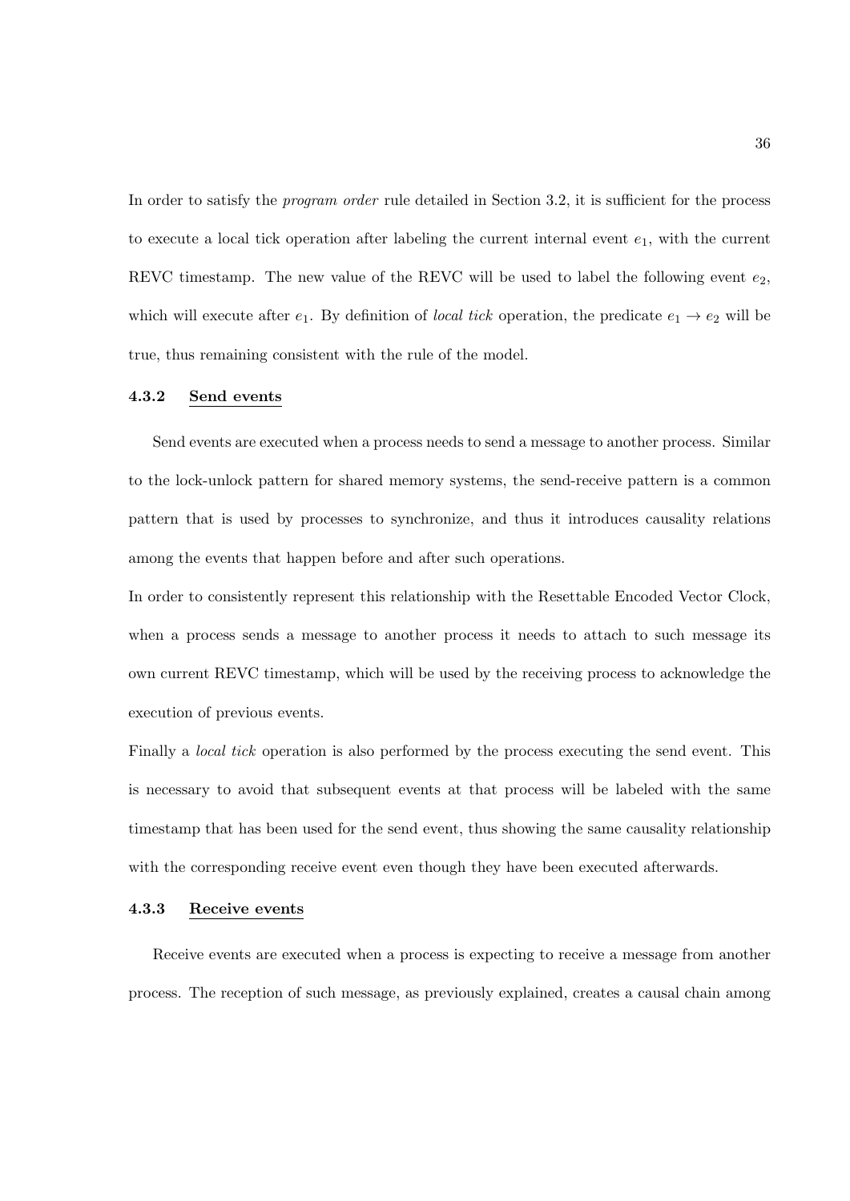In order to satisfy the *program order* rule detailed in Section 3.2, it is sufficient for the process to execute a local tick operation after labeling the current internal event $e_1$, with the current REVC timestamp. The new value of the REVC will be used to label the following event $e_2$, which will execute after $e_1$. By definition of *local tick* operation, the predicate $e_1 \rightarrow e_2$ will be true, thus remaining consistent with the rule of the model.

### 4.3.2 Send events

Send events are executed when a process needs to send a message to another process. Similar to the lock-unlock pattern for shared memory systems, the send-receive pattern is a common pattern that is used by processes to synchronize, and thus it introduces causality relations among the events that happen before and after such operations.

In order to consistently represent this relationship with the Resettable Encoded Vector Clock, when a process sends a message to another process it needs to attach to such message its own current REVC timestamp, which will be used by the receiving process to acknowledge the execution of previous events.

Finally a *local tick* operation is also performed by the process executing the send event. This is necessary to avoid that subsequent events at that process will be labeled with the same timestamp that has been used for the send event, thus showing the same causality relationship with the corresponding receive event even though they have been executed afterwards.

### 4.3.3 Receive events

Receive events are executed when a process is expecting to receive a message from another process. The reception of such message, as previously explained, creates a causal chain among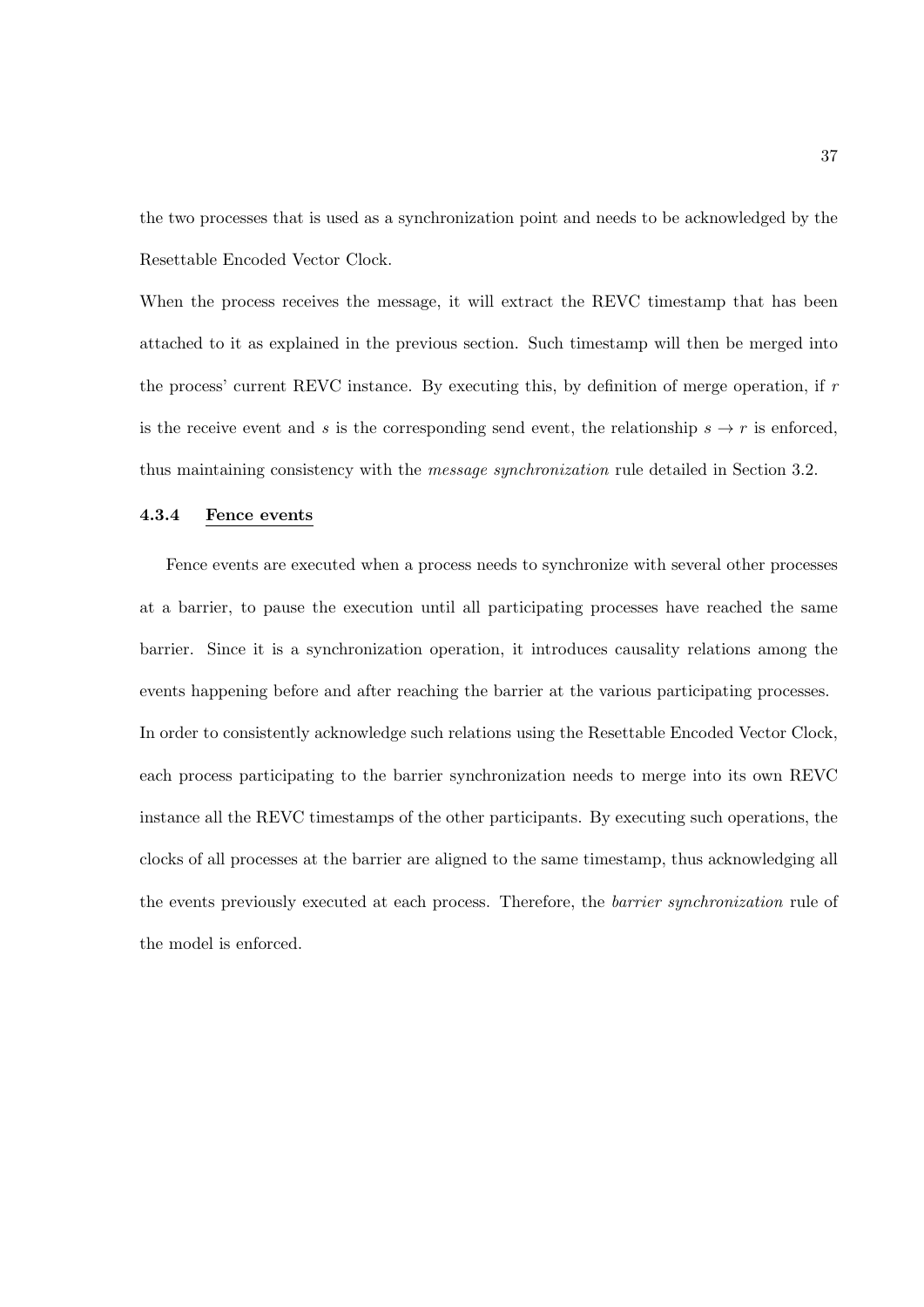the two processes that is used as a synchronization point and needs to be acknowledged by the Resettable Encoded Vector Clock.

When the process receives the message, it will extract the REVC timestamp that has been attached to it as explained in the previous section. Such timestamp will then be merged into the process' current REVC instance. By executing this, by definition of merge operation, if $r$ is the receive event and $s$ is the corresponding send event, the relationship $s \rightarrow r$ is enforced, thus maintaining consistency with the *message synchronization* rule detailed in Section 3.2.

#### 4.3.4 Fence events

Fence events are executed when a process needs to synchronize with several other processes at a barrier, to pause the execution until all participating processes have reached the same barrier. Since it is a synchronization operation, it introduces causality relations among the events happening before and after reaching the barrier at the various participating processes. In order to consistently acknowledge such relations using the Resettable Encoded Vector Clock, each process participating to the barrier synchronization needs to merge into its own REVC instance all the REVC timestamps of the other participants. By executing such operations, the clocks of all processes at the barrier are aligned to the same timestamp, thus acknowledging all the events previously executed at each process. Therefore, the *barrier synchronization* rule of the model is enforced.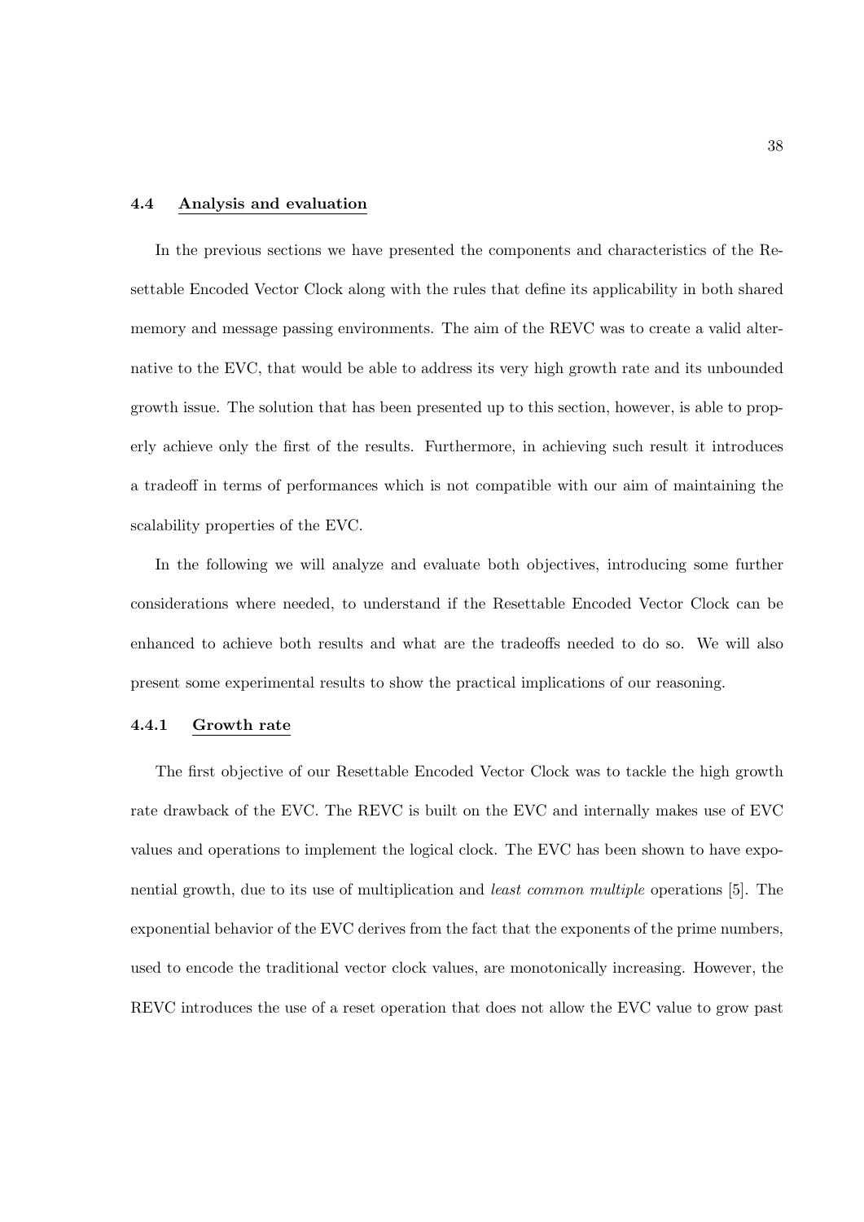## 4.4 Analysis and evaluation

In the previous sections we have presented the components and characteristics of the Resettable Encoded Vector Clock along with the rules that define its applicability in both shared memory and message passing environments. The aim of the REVC was to create a valid alternative to the EVC, that would be able to address its very high growth rate and its unbounded growth issue. The solution that has been presented up to this section, however, is able to properly achieve only the first of the results. Furthermore, in achieving such result it introduces a tradeoff in terms of performances which is not compatible with our aim of maintaining the scalability properties of the EVC.

In the following we will analyze and evaluate both objectives, introducing some further considerations where needed, to understand if the Resettable Encoded Vector Clock can be enhanced to achieve both results and what are the tradeoffs needed to do so. We will also present some experimental results to show the practical implications of our reasoning.

### 4.4.1 Growth rate

The first objective of our Resettable Encoded Vector Clock was to tackle the high growth rate drawback of the EVC. The REVC is built on the EVC and internally makes use of EVC values and operations to implement the logical clock. The EVC has been shown to have exponential growth, due to its use of multiplication and *least common multiple* operations [5]. The exponential behavior of the EVC derives from the fact that the exponents of the prime numbers, used to encode the traditional vector clock values, are monotonically increasing. However, the REVC introduces the use of a reset operation that does not allow the EVC value to grow past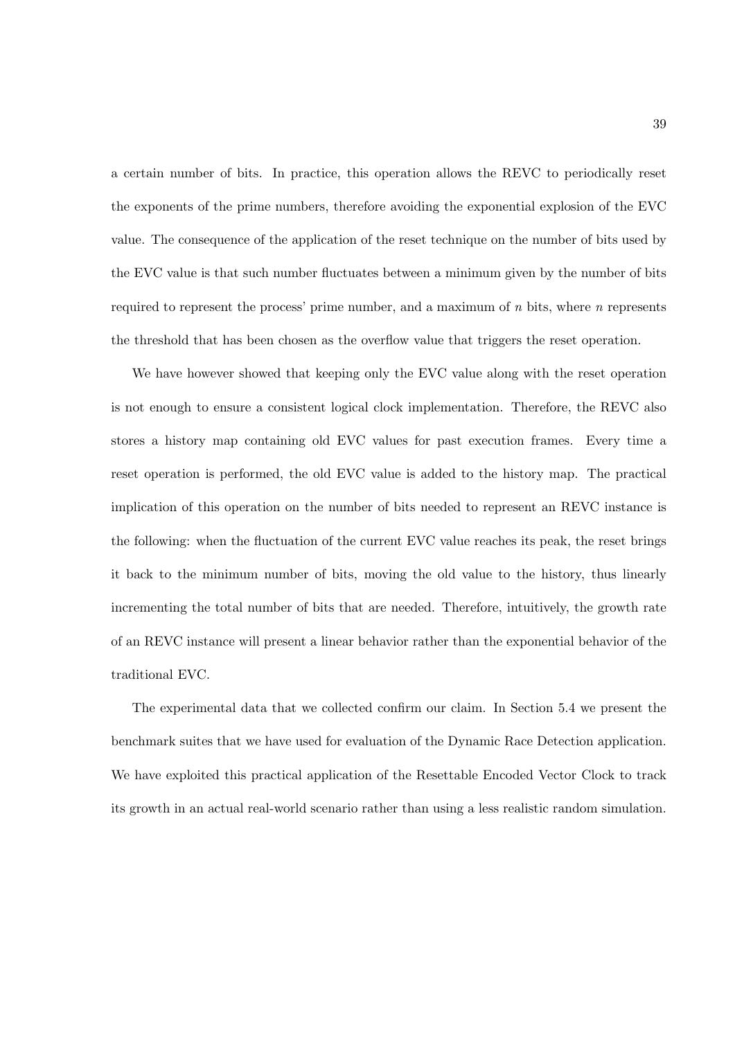a certain number of bits. In practice, this operation allows the REVC to periodically reset the exponents of the prime numbers, therefore avoiding the exponential explosion of the EVC value. The consequence of the application of the reset technique on the number of bits used by the EVC value is that such number fluctuates between a minimum given by the number of bits required to represent the process' prime number, and a maximum of $n$ bits, where $n$ represents the threshold that has been chosen as the overflow value that triggers the reset operation.

We have however showed that keeping only the EVC value along with the reset operation is not enough to ensure a consistent logical clock implementation. Therefore, the REVC also stores a history map containing old EVC values for past execution frames. Every time a reset operation is performed, the old EVC value is added to the history map. The practical implication of this operation on the number of bits needed to represent an REVC instance is the following: when the fluctuation of the current EVC value reaches its peak, the reset brings it back to the minimum number of bits, moving the old value to the history, thus linearly incrementing the total number of bits that are needed. Therefore, intuitively, the growth rate of an REVC instance will present a linear behavior rather than the exponential behavior of the traditional EVC.

The experimental data that we collected confirm our claim. In Section 5.4 we present the benchmark suites that we have used for evaluation of the Dynamic Race Detection application. We have exploited this practical application of the Resettable Encoded Vector Clock to track its growth in an actual real-world scenario rather than using a less realistic random simulation.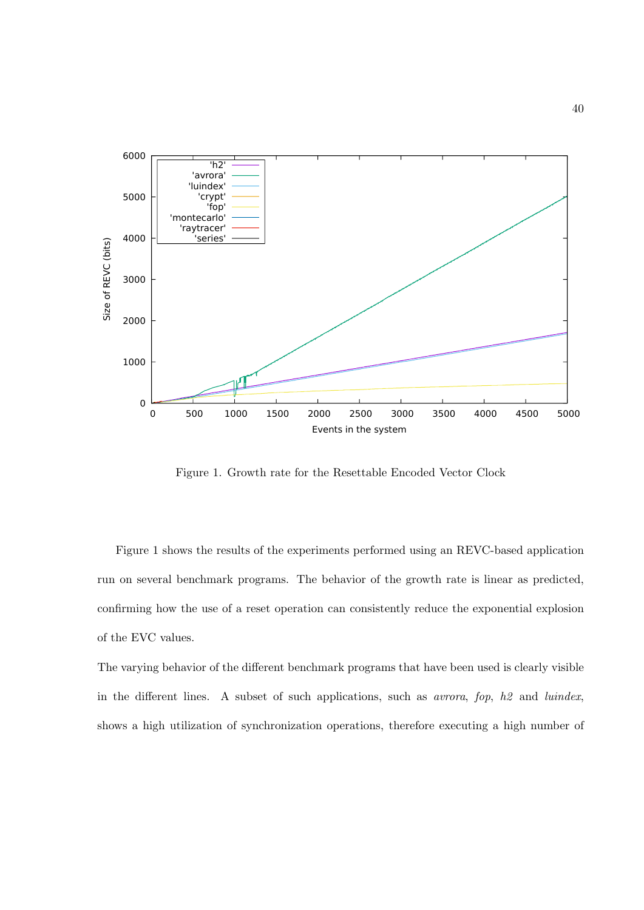Figure 1. Growth rate for the Resettable Encoded Vector Clock

Figure 1 shows the results of the experiments performed using an REVC-based application run on several benchmark programs. The behavior of the growth rate is linear as predicted, confirming how the use of a reset operation can consistently reduce the exponential explosion of the EVC values.

The varying behavior of the different benchmark programs that have been used is clearly visible in the different lines. A subset of such applications, such as *avrora*, *fop*, *h2* and *luindex*, shows a high utilization of synchronization operations, therefore executing a high number of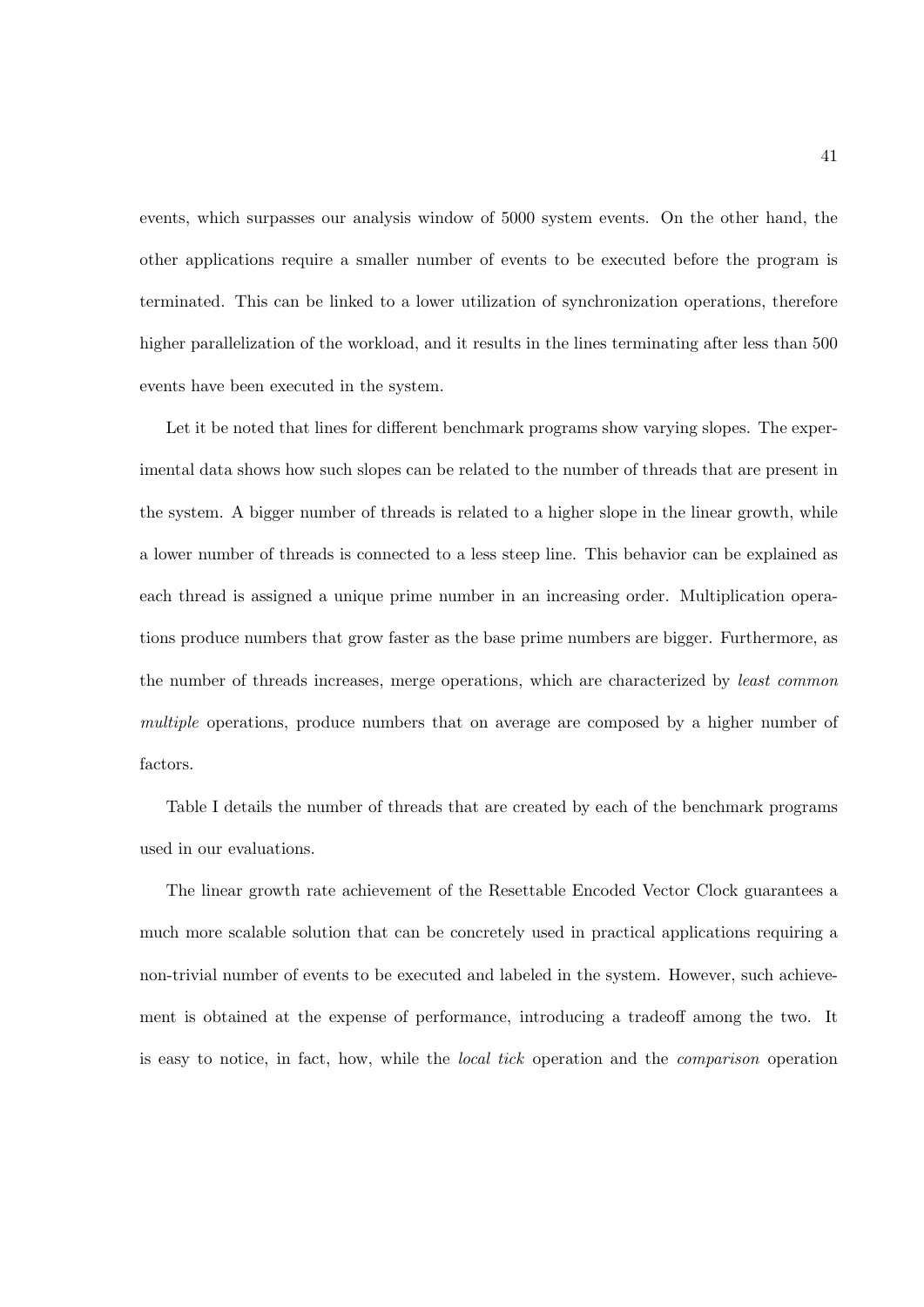events, which surpasses our analysis window of 5000 system events. On the other hand, the other applications require a smaller number of events to be executed before the program is terminated. This can be linked to a lower utilization of synchronization operations, therefore higher parallelization of the workload, and it results in the lines terminating after less than 500 events have been executed in the system.

Let it be noted that lines for different benchmark programs show varying slopes. The experimental data shows how such slopes can be related to the number of threads that are present in the system. A bigger number of threads is related to a higher slope in the linear growth, while a lower number of threads is connected to a less steep line. This behavior can be explained as each thread is assigned a unique prime number in an increasing order. Multiplication operations produce numbers that grow faster as the base prime numbers are bigger. Furthermore, as the number of threads increases, merge operations, which are characterized by *least common multiple* operations, produce numbers that on average are composed by a higher number of factors.

Table I details the number of threads that are created by each of the benchmark programs used in our evaluations.

The linear growth rate achievement of the Resettable Encoded Vector Clock guarantees a much more scalable solution that can be concretely used in practical applications requiring a non-trivial number of events to be executed and labeled in the system. However, such achievement is obtained at the expense of performance, introducing a tradeoff among the two. It is easy to notice, in fact, how, while the *local tick* operation and the *comparison* operation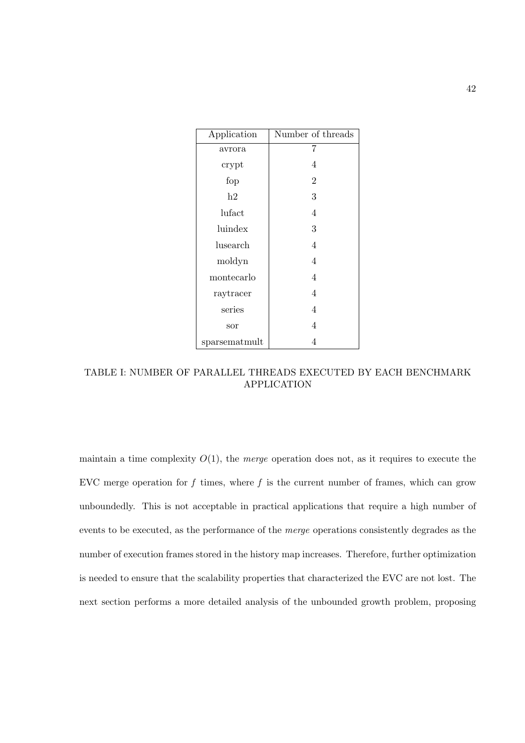| Application | Number of threads |
| --- | --- |
| avrora | 7 |
| crypt | 4 |
| fop | 2 |
| h2 | 3 |
| lufact | 4 |
| luindex | 3 |
| lusearch | 4 |
| moldyn | 4 |
| montecarlo | 4 |
| raytracer | 4 |
| series | 4 |
| sor | 4 |
| sparsematmult | 4 |

TABLE I: NUMBER OF PARALLEL THREADS EXECUTED BY EACH BENCHMARK APPLICATION

maintain a time complexity $O(1)$, the *merge* operation does not, as it requires to execute the EVC merge operation for $f$ times, where $f$ is the current number of frames, which can grow unboundedly. This is not acceptable in practical applications that require a high number of events to be executed, as the performance of the *merge* operations consistently degrades as the number of execution frames stored in the history map increases. Therefore, further optimization is needed to ensure that the scalability properties that characterized the EVC are not lost. The next section performs a more detailed analysis of the unbounded growth problem, proposing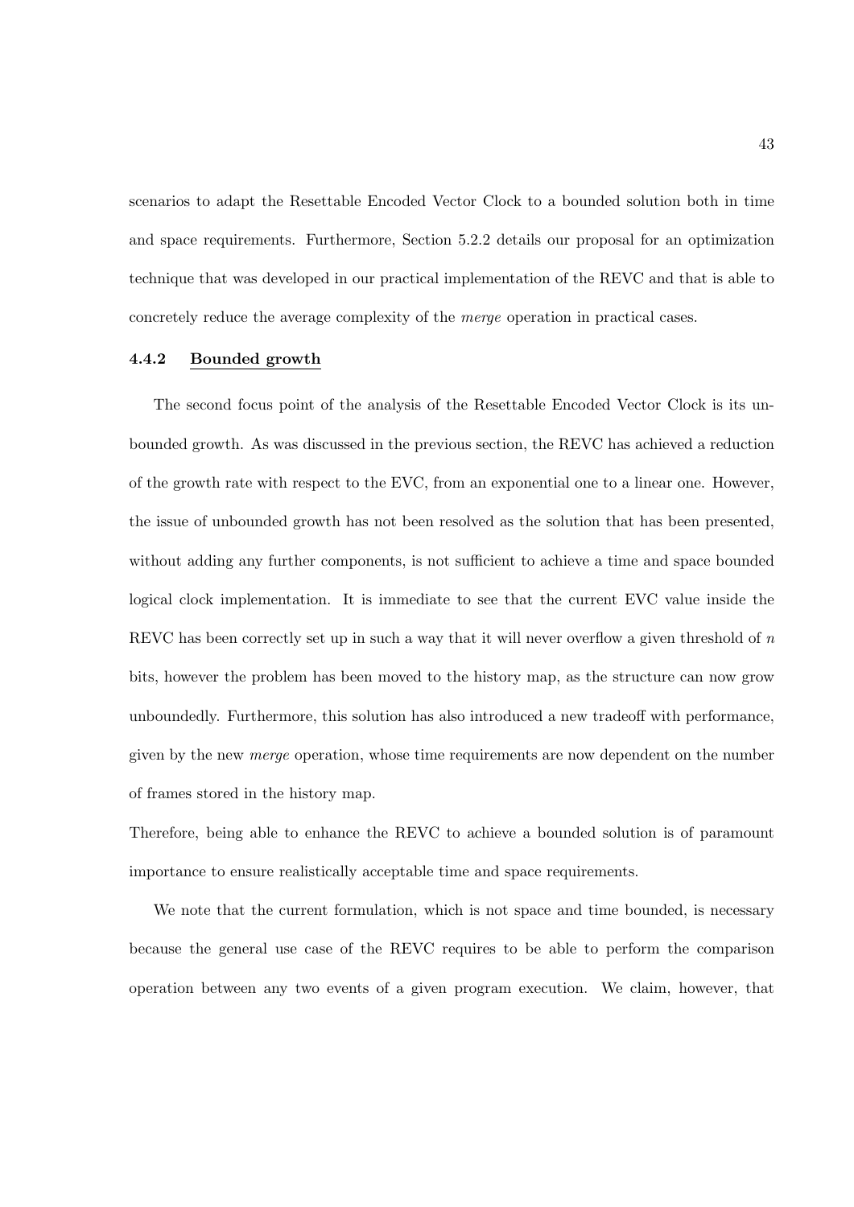scenarios to adapt the Resettable Encoded Vector Clock to a bounded solution both in time and space requirements. Furthermore, Section 5.2.2 details our proposal for an optimization technique that was developed in our practical implementation of the REVC and that is able to concretely reduce the average complexity of the *merge* operation in practical cases.

### 4.4.2 Bounded growth

The second focus point of the analysis of the Resettable Encoded Vector Clock is its unbounded growth. As was discussed in the previous section, the REVC has achieved a reduction of the growth rate with respect to the EVC, from an exponential one to a linear one. However, the issue of unbounded growth has not been resolved as the solution that has been presented, without adding any further components, is not sufficient to achieve a time and space bounded logical clock implementation. It is immediate to see that the current EVC value inside the REVC has been correctly set up in such a way that it will never overflow a given threshold of $n$ bits, however the problem has been moved to the history map, as the structure can now grow unboundedly. Furthermore, this solution has also introduced a new tradeoff with performance, given by the new *merge* operation, whose time requirements are now dependent on the number of frames stored in the history map.
Therefore, being able to enhance the REVC to achieve a bounded solution is of paramount importance to ensure realistically acceptable time and space requirements.

We note that the current formulation, which is not space and time bounded, is necessary because the general use case of the REVC requires to be able to perform the comparison operation between any two events of a given program execution. We claim, however, that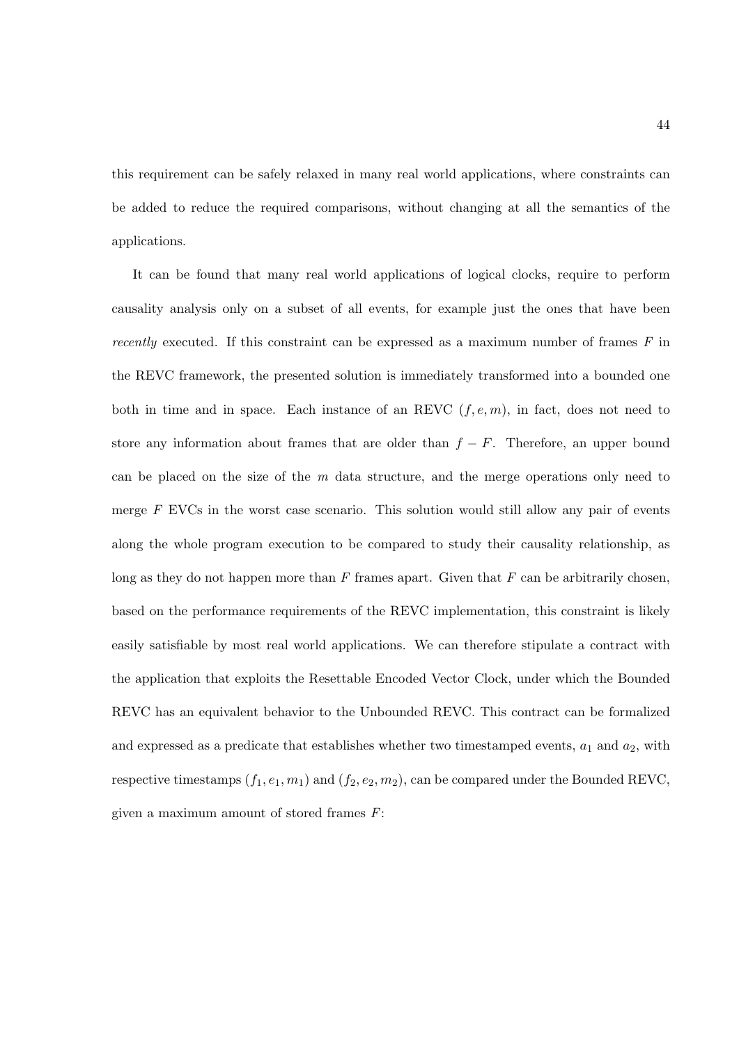this requirement can be safely relaxed in many real world applications, where constraints can be added to reduce the required comparisons, without changing at all the semantics of the applications.

It can be found that many real world applications of logical clocks, require to perform causality analysis only on a subset of all events, for example just the ones that have been *recently* executed. If this constraint can be expressed as a maximum number of frames $F$ in the REVC framework, the presented solution is immediately transformed into a bounded one both in time and in space. Each instance of an REVC $(f, e, m)$, in fact, does not need to store any information about frames that are older than $f - F$. Therefore, an upper bound can be placed on the size of the $m$ data structure, and the merge operations only need to merge $F$ EVCs in the worst case scenario. This solution would still allow any pair of events along the whole program execution to be compared to study their causality relationship, as long as they do not happen more than $F$ frames apart. Given that $F$ can be arbitrarily chosen, based on the performance requirements of the REVC implementation, this constraint is likely easily satisfiable by most real world applications. We can therefore stipulate a contract with the application that exploits the Resettable Encoded Vector Clock, under which the Bounded REVC has an equivalent behavior to the Unbounded REVC. This contract can be formalized and expressed as a predicate that establishes whether two timestamped events, $a_1$ and $a_2$, with respective timestamps $(f_1, e_1, m_1)$ and $(f_2, e_2, m_2)$, can be compared under the Bounded REVC, given a maximum amount of stored frames $F$: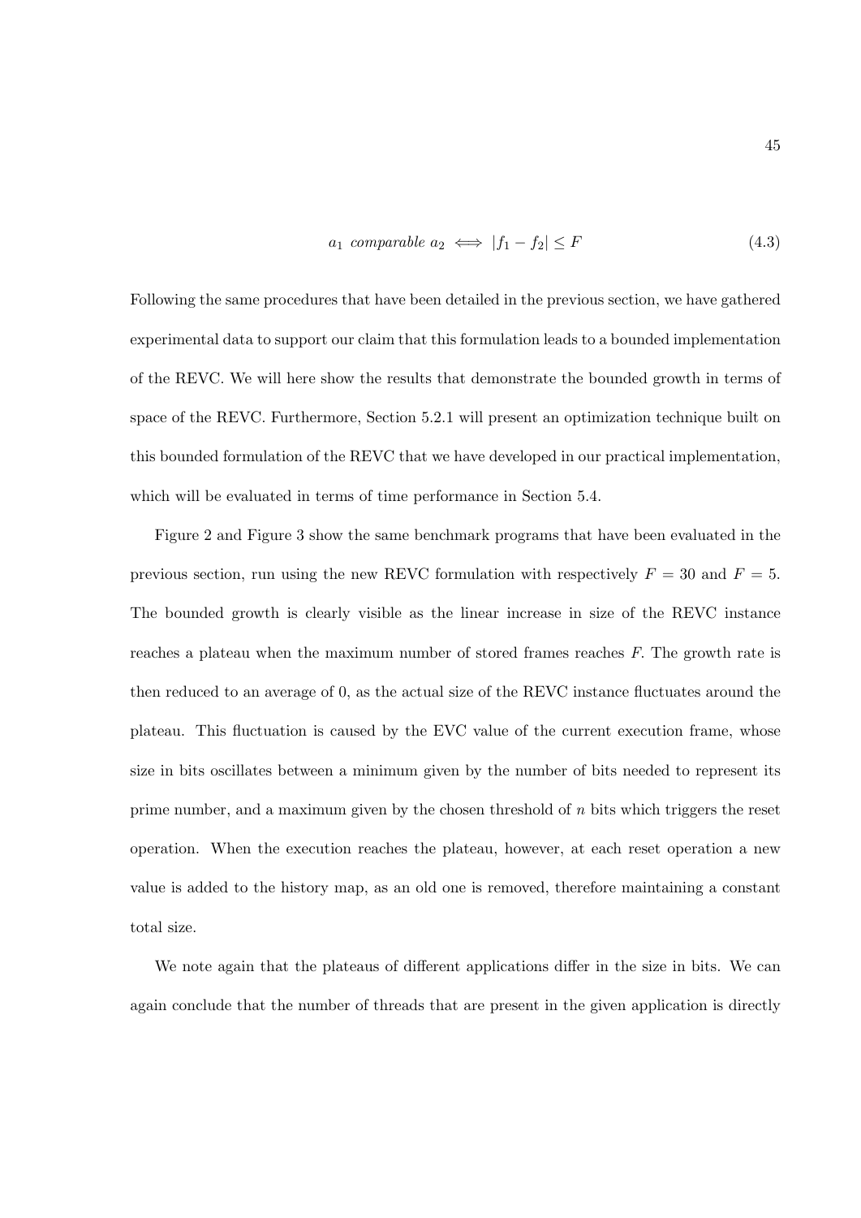$$a_1 \text{ } comparable \text{ } a_2 \iff |f_1 - f_2| \leq F \tag{4.3}$$

Following the same procedures that have been detailed in the previous section, we have gathered experimental data to support our claim that this formulation leads to a bounded implementation of the REVC. We will here show the results that demonstrate the bounded growth in terms of space of the REVC. Furthermore, Section 5.2.1 will present an optimization technique built on this bounded formulation of the REVC that we have developed in our practical implementation, which will be evaluated in terms of time performance in Section 5.4.

Figure 2 and Figure 3 show the same benchmark programs that have been evaluated in the previous section, run using the new REVC formulation with respectively $F = 30$ and $F = 5$. The bounded growth is clearly visible as the linear increase in size of the REVC instance reaches a plateau when the maximum number of stored frames reaches $F$. The growth rate is then reduced to an average of 0, as the actual size of the REVC instance fluctuates around the plateau. This fluctuation is caused by the EVC value of the current execution frame, whose size in bits oscillates between a minimum given by the number of bits needed to represent its prime number, and a maximum given by the chosen threshold of $n$ bits which triggers the reset operation. When the execution reaches the plateau, however, at each reset operation a new value is added to the history map, as an old one is removed, therefore maintaining a constant total size.

We note again that the plateaus of different applications differ in the size in bits. We can again conclude that the number of threads that are present in the given application is directly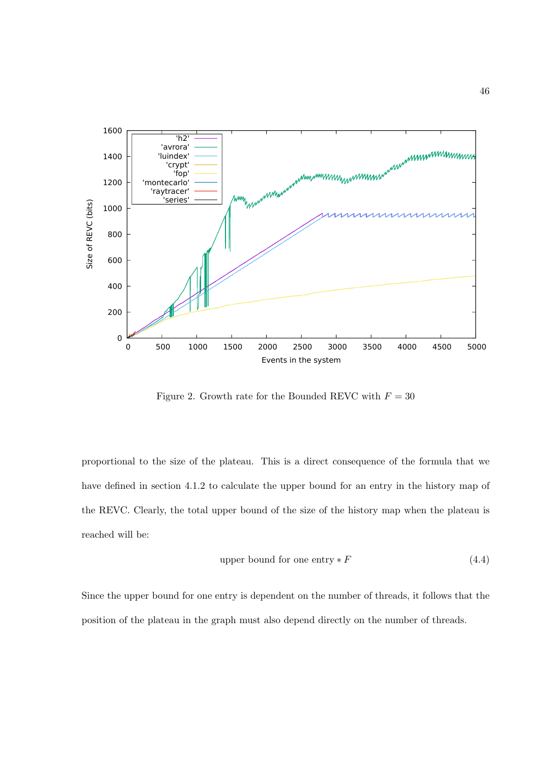Figure 2. Growth rate for the Bounded REVC with $F = 30$

proportional to the size of the plateau. This is a direct consequence of the formula that we have defined in section 4.1.2 to calculate the upper bound for an entry in the history map of the REVC. Clearly, the total upper bound of the size of the history map when the plateau is reached will be:

$$\text{upper bound for one entry} * F \tag{4.4}$$

Since the upper bound for one entry is dependent on the number of threads, it follows that the position of the plateau in the graph must also depend directly on the number of threads.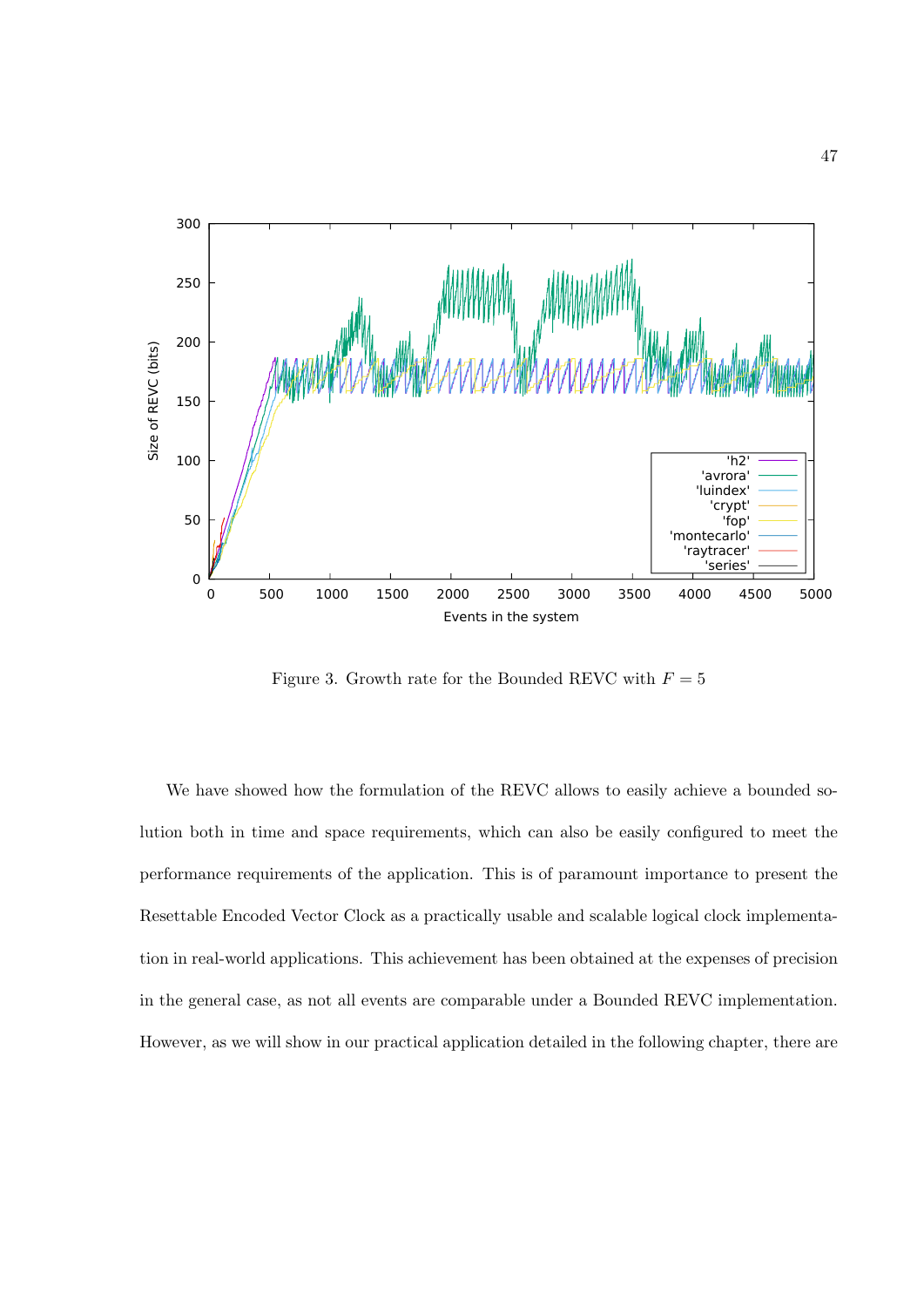Figure 3. Growth rate for the Bounded REVC with $F = 5$

We have showed how the formulation of the REVC allows to easily achieve a bounded solution both in time and space requirements, which can also be easily configured to meet the performance requirements of the application. This is of paramount importance to present the Resettable Encoded Vector Clock as a practically usable and scalable logical clock implementation in real-world applications. This achievement has been obtained at the expenses of precision in the general case, as not all events are comparable under a Bounded REVC implementation. However, as we will show in our practical application detailed in the following chapter, there are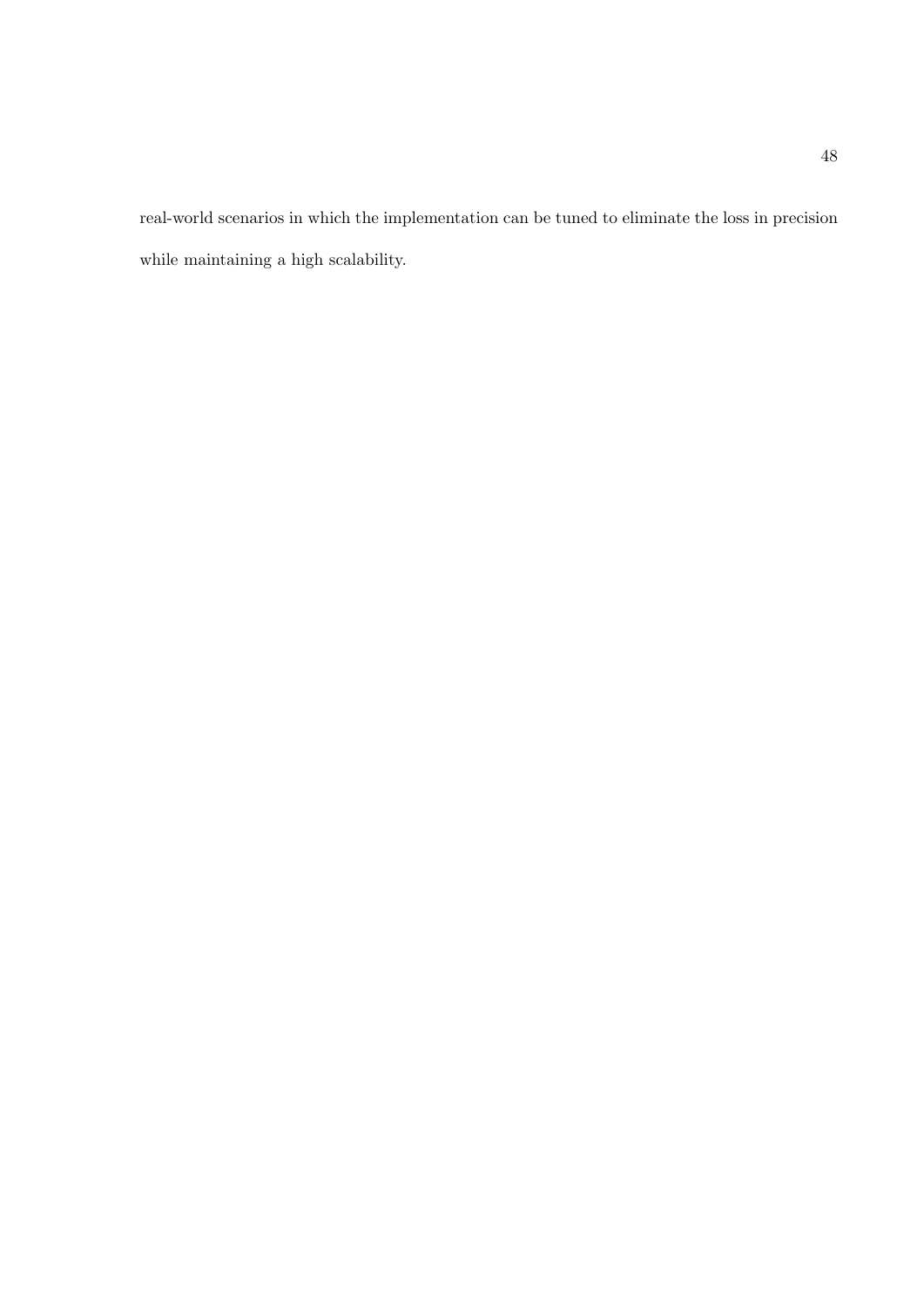real-world scenarios in which the implementation can be tuned to eliminate the loss in precision while maintaining a high scalability.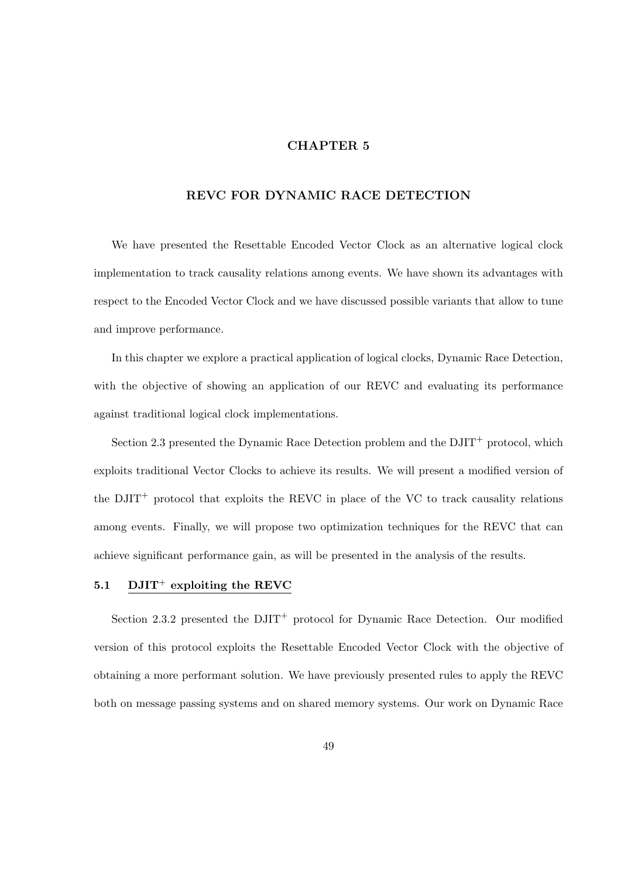# CHAPTER 5

# REVC FOR DYNAMIC RACE DETECTION

We have presented the Resettable Encoded Vector Clock as an alternative logical clock implementation to track causality relations among events. We have shown its advantages with respect to the Encoded Vector Clock and we have discussed possible variants that allow to tune and improve performance.

In this chapter we explore a practical application of logical clocks, Dynamic Race Detection, with the objective of showing an application of our REVC and evaluating its performance against traditional logical clock implementations.

Section 2.3 presented the Dynamic Race Detection problem and the DJIT$^+$ protocol, which exploits traditional Vector Clocks to achieve its results. We will present a modified version of the DJIT$^+$ protocol that exploits the REVC in place of the VC to track causality relations among events. Finally, we will propose two optimization techniques for the REVC that can achieve significant performance gain, as will be presented in the analysis of the results.

## 5.1 DJIT$^+$ exploiting the REVC

Section 2.3.2 presented the DJIT$^+$ protocol for Dynamic Race Detection. Our modified version of this protocol exploits the Resettable Encoded Vector Clock with the objective of obtaining a more performant solution. We have previously presented rules to apply the REVC both on message passing systems and on shared memory systems. Our work on Dynamic Race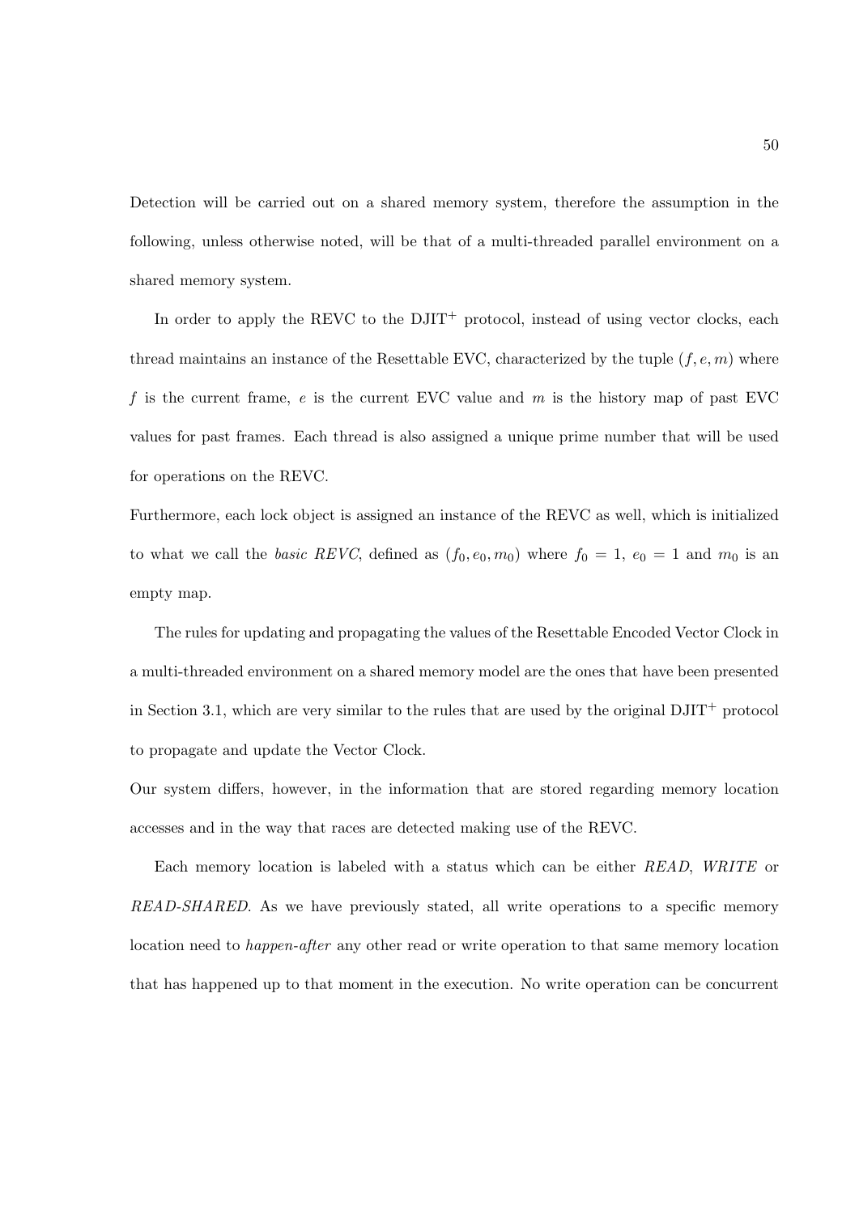Detection will be carried out on a shared memory system, therefore the assumption in the following, unless otherwise noted, will be that of a multi-threaded parallel environment on a shared memory system.

In order to apply the REVC to the DJIT$^+$ protocol, instead of using vector clocks, each thread maintains an instance of the Resettable EVC, characterized by the tuple $(f, e, m)$ where $f$ is the current frame, $e$ is the current EVC value and $m$ is the history map of past EVC values for past frames. Each thread is also assigned a unique prime number that will be used for operations on the REVC.

Furthermore, each lock object is assigned an instance of the REVC as well, which is initialized to what we call the *basic REVC*, defined as $(f_0, e_0, m_0)$ where $f_0 = 1$, $e_0 = 1$ and $m_0$ is an empty map.

The rules for updating and propagating the values of the Resettable Encoded Vector Clock in a multi-threaded environment on a shared memory model are the ones that have been presented in Section 3.1, which are very similar to the rules that are used by the original DJIT$^+$ protocol to propagate and update the Vector Clock.

Our system differs, however, in the information that are stored regarding memory location accesses and in the way that races are detected making use of the REVC.

Each memory location is labeled with a status which can be either *READ*, *WRITE* or *READ-SHARED*. As we have previously stated, all write operations to a specific memory location need to *happen-after* any other read or write operation to that same memory location that has happened up to that moment in the execution. No write operation can be concurrent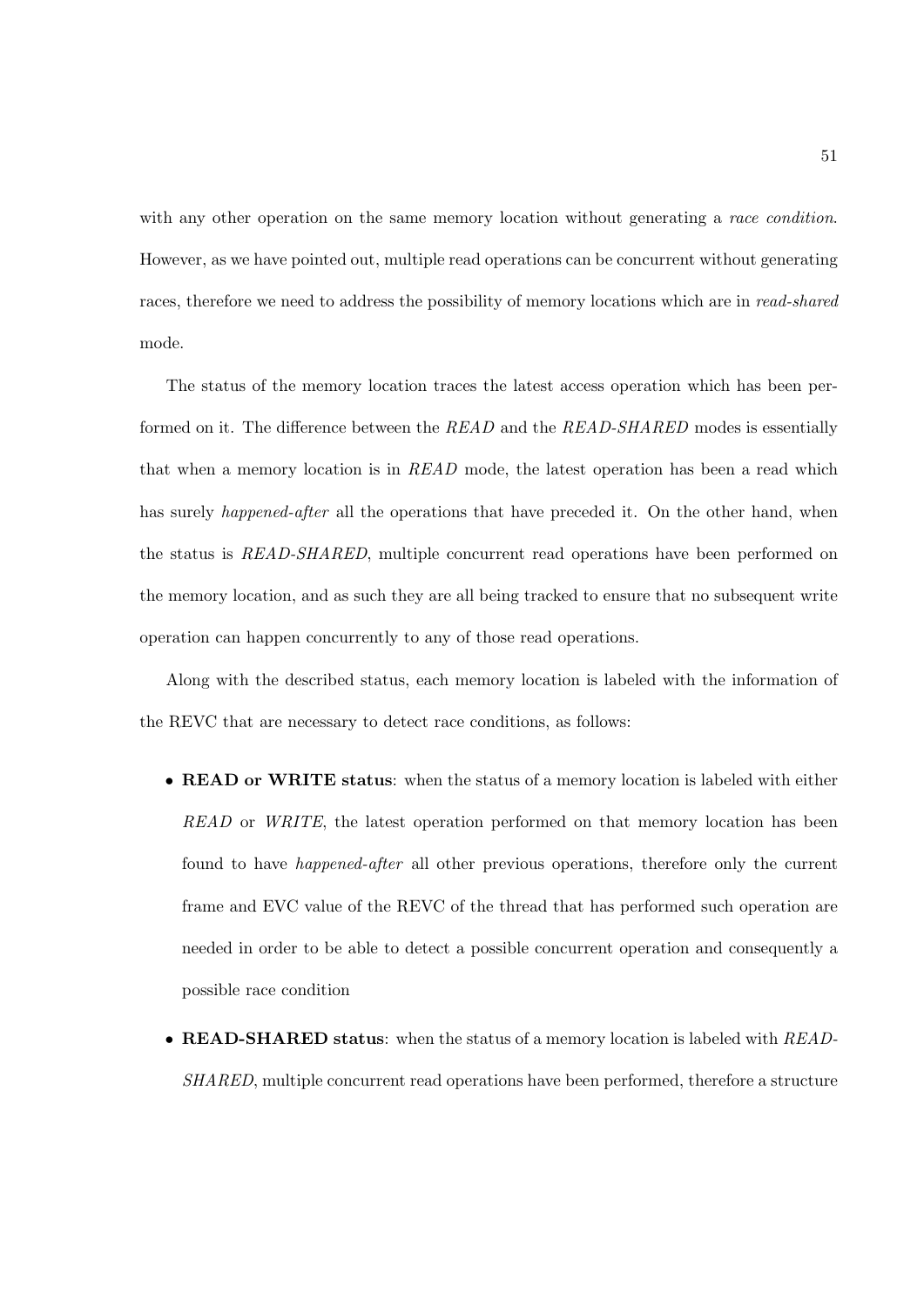with any other operation on the same memory location without generating a *race condition*. However, as we have pointed out, multiple read operations can be concurrent without generating races, therefore we need to address the possibility of memory locations which are in *read-shared* mode.

The status of the memory location traces the latest access operation which has been performed on it. The difference between the *READ* and the *READ-SHARED* modes is essentially that when a memory location is in *READ* mode, the latest operation has been a read which has surely *happened-after* all the operations that have preceded it. On the other hand, when the status is *READ-SHARED*, multiple concurrent read operations have been performed on the memory location, and as such they are all being tracked to ensure that no subsequent write operation can happen concurrently to any of those read operations.

Along with the described status, each memory location is labeled with the information of the REVC that are necessary to detect race conditions, as follows:

- **READ or WRITE status**: when the status of a memory location is labeled with either *READ* or *WRITE*, the latest operation performed on that memory location has been found to have *happened-after* all other previous operations, therefore only the current frame and EVC value of the REVC of the thread that has performed such operation are needed in order to be able to detect a possible concurrent operation and consequently a possible race condition
- **READ-SHARED status**: when the status of a memory location is labeled with *READ-SHARED*, multiple concurrent read operations have been performed, therefore a structure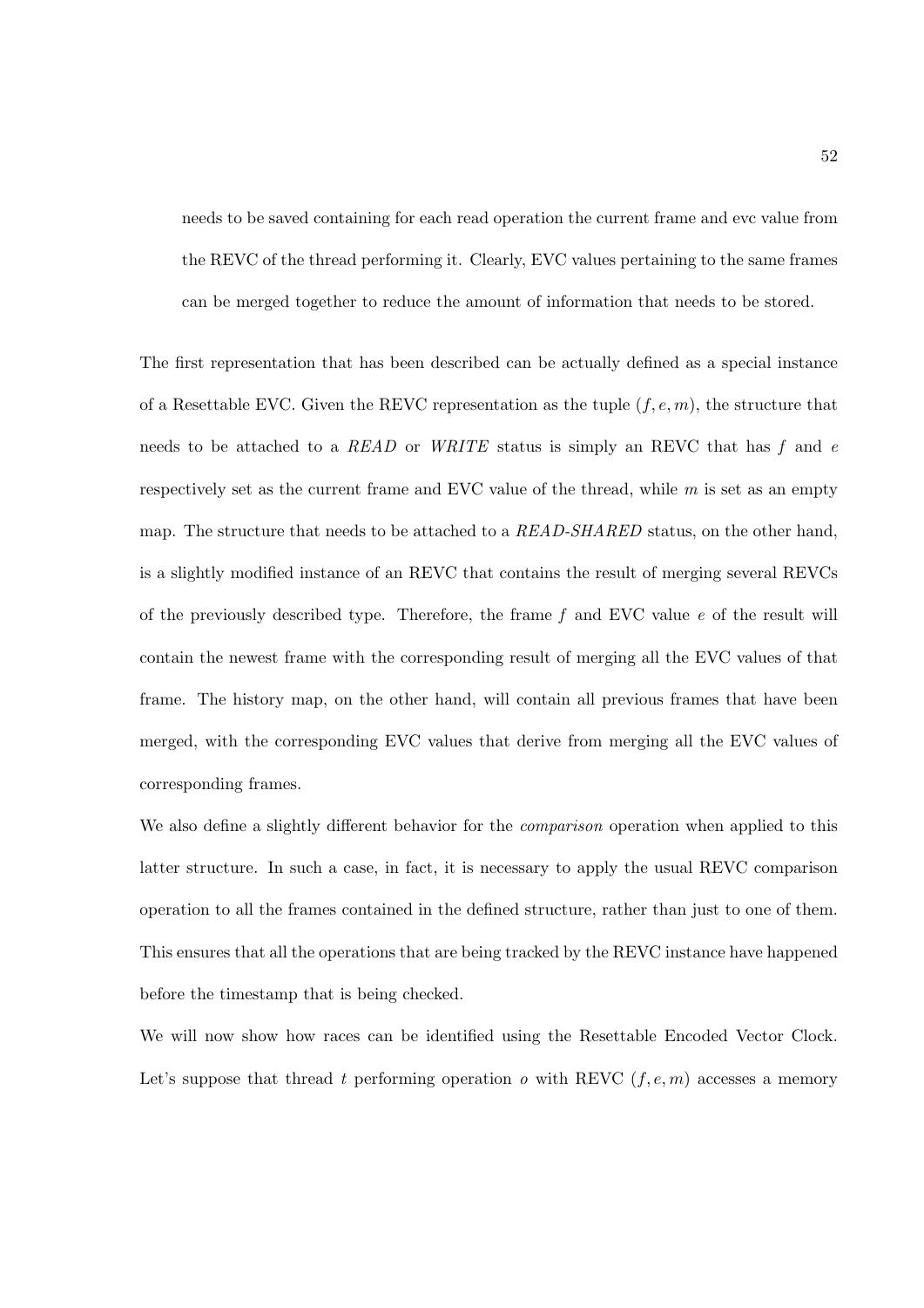needs to be saved containing for each read operation the current frame and evc value from the REVC of the thread performing it. Clearly, EVC values pertaining to the same frames can be merged together to reduce the amount of information that needs to be stored.

The first representation that has been described can be actually defined as a special instance of a Resettable EVC. Given the REVC representation as the tuple $(f, e, m)$, the structure that needs to be attached to a *READ* or *WRITE* status is simply an REVC that has $f$ and $e$ respectively set as the current frame and EVC value of the thread, while $m$ is set as an empty map. The structure that needs to be attached to a *READ-SHARED* status, on the other hand, is a slightly modified instance of an REVC that contains the result of merging several REVCs of the previously described type. Therefore, the frame $f$ and EVC value $e$ of the result will contain the newest frame with the corresponding result of merging all the EVC values of that frame. The history map, on the other hand, will contain all previous frames that have been merged, with the corresponding EVC values that derive from merging all the EVC values of corresponding frames.

We also define a slightly different behavior for the *comparison* operation when applied to this latter structure. In such a case, in fact, it is necessary to apply the usual REVC comparison operation to all the frames contained in the defined structure, rather than just to one of them. This ensures that all the operations that are being tracked by the REVC instance have happened before the timestamp that is being checked.

We will now show how races can be identified using the Resettable Encoded Vector Clock. Let's suppose that thread $t$ performing operation $o$ with REVC $(f, e, m)$ accesses a memory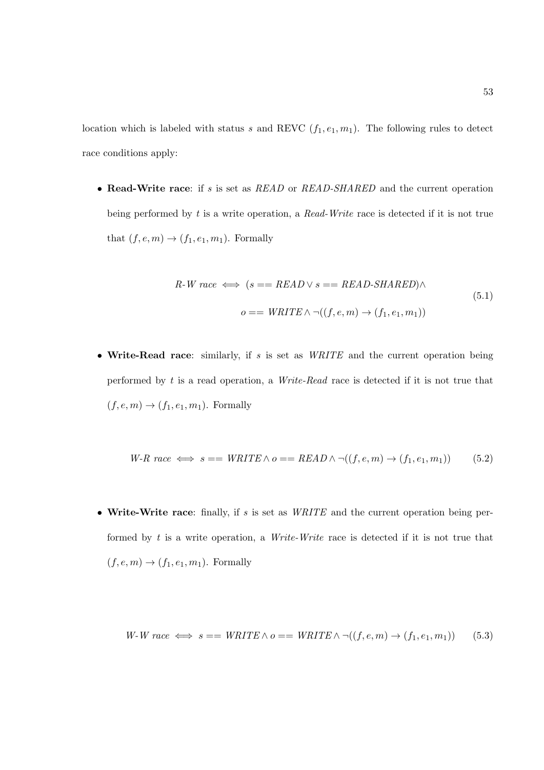location which is labeled with status $s$ and REVC $(f_1, e_1, m_1)$. The following rules to detect race conditions apply:

- **Read-Write race**: if $s$ is set as *READ* or *READ-SHARED* and the current operation being performed by $t$ is a write operation, a *Read-Write* race is detected if it is not true that $(f, e, m) \rightarrow (f_1, e_1, m_1)$. Formally

$$
\begin{aligned}
\textit{R-W race} \iff & (s == \textit{READ} \lor s == \textit{READ-SHARED}) \land \\
& o == \textit{WRITE} \land \neg((f, e, m) \rightarrow (f_1, e_1, m_1))
\end{aligned}
\tag{5.1}
$$

- **Write-Read race**: similarly, if $s$ is set as *WRITE* and the current operation being performed by $t$ is a read operation, a *Write-Read* race is detected if it is not true that $(f, e, m) \rightarrow (f_1, e_1, m_1)$. Formally

$$
\textit{W-R race} \iff s == \textit{WRITE} \land o == \textit{READ} \land \neg((f, e, m) \rightarrow (f_1, e_1, m_1)) \tag{5.2}
$$

- **Write-Write race**: finally, if $s$ is set as *WRITE* and the current operation being performed by $t$ is a write operation, a *Write-Write* race is detected if it is not true that $(f, e, m) \rightarrow (f_1, e_1, m_1)$. Formally

$$
\textit{W-W race} \iff s == \textit{WRITE} \land o == \textit{WRITE} \land \neg((f, e, m) \rightarrow (f_1, e_1, m_1)) \tag{5.3}
$$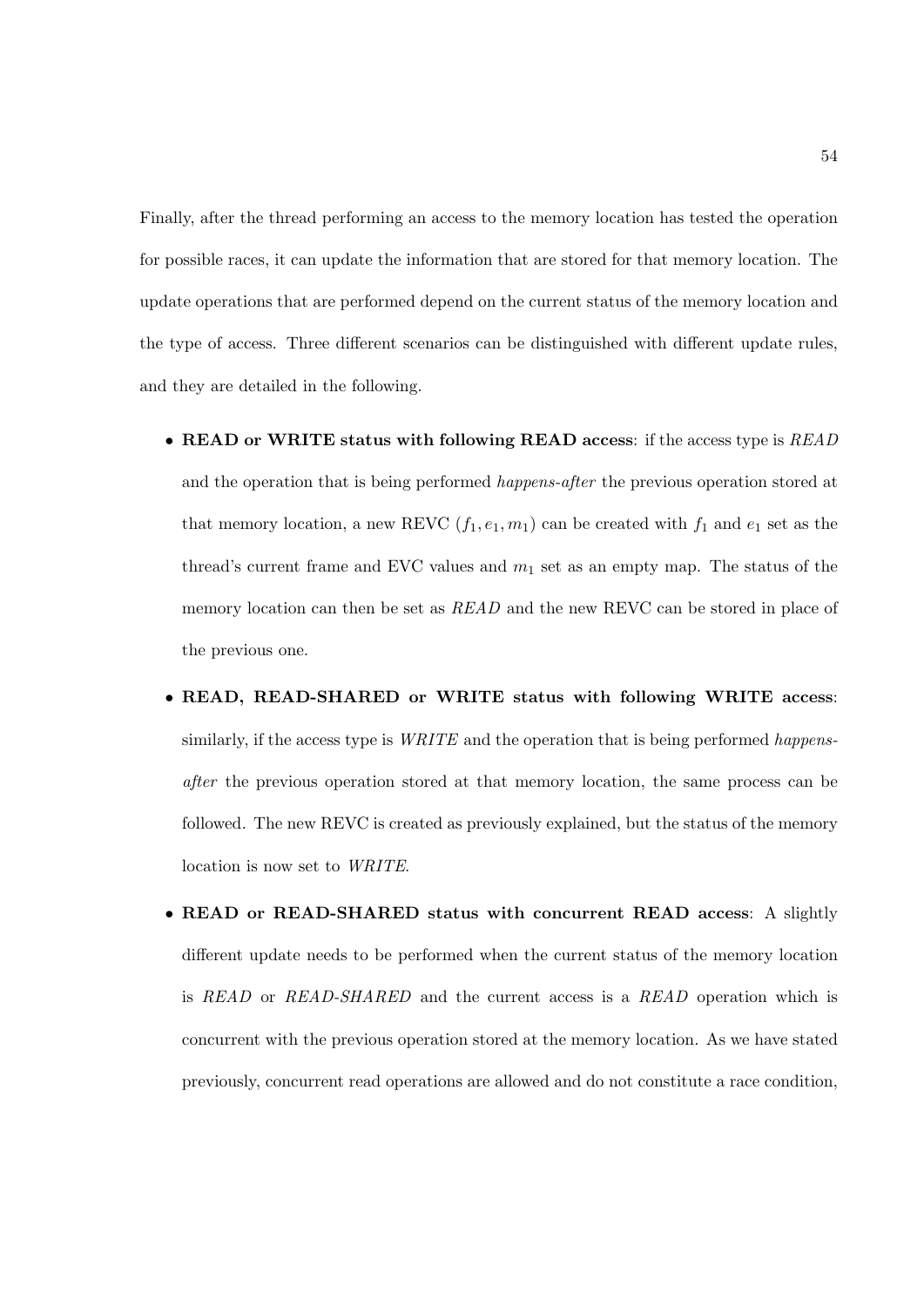Finally, after the thread performing an access to the memory location has tested the operation for possible races, it can update the information that are stored for that memory location. The update operations that are performed depend on the current status of the memory location and the type of access. Three different scenarios can be distinguished with different update rules, and they are detailed in the following.

- **READ or WRITE status with following READ access**: if the access type is *READ* and the operation that is being performed *happens-after* the previous operation stored at that memory location, a new REVC $(f_1, e_1, m_1)$ can be created with $f_1$ and $e_1$ set as the thread's current frame and EVC values and $m_1$ set as an empty map. The status of the memory location can then be set as *READ* and the new REVC can be stored in place of the previous one.
- **READ, READ-SHARED or WRITE status with following WRITE access**: similarly, if the access type is *WRITE* and the operation that is being performed *happens-after* the previous operation stored at that memory location, the same process can be followed. The new REVC is created as previously explained, but the status of the memory location is now set to *WRITE*.
- **READ or READ-SHARED status with concurrent READ access**: A slightly different update needs to be performed when the current status of the memory location is *READ* or *READ-SHARED* and the current access is a *READ* operation which is concurrent with the previous operation stored at the memory location. As we have stated previously, concurrent read operations are allowed and do not constitute a race condition,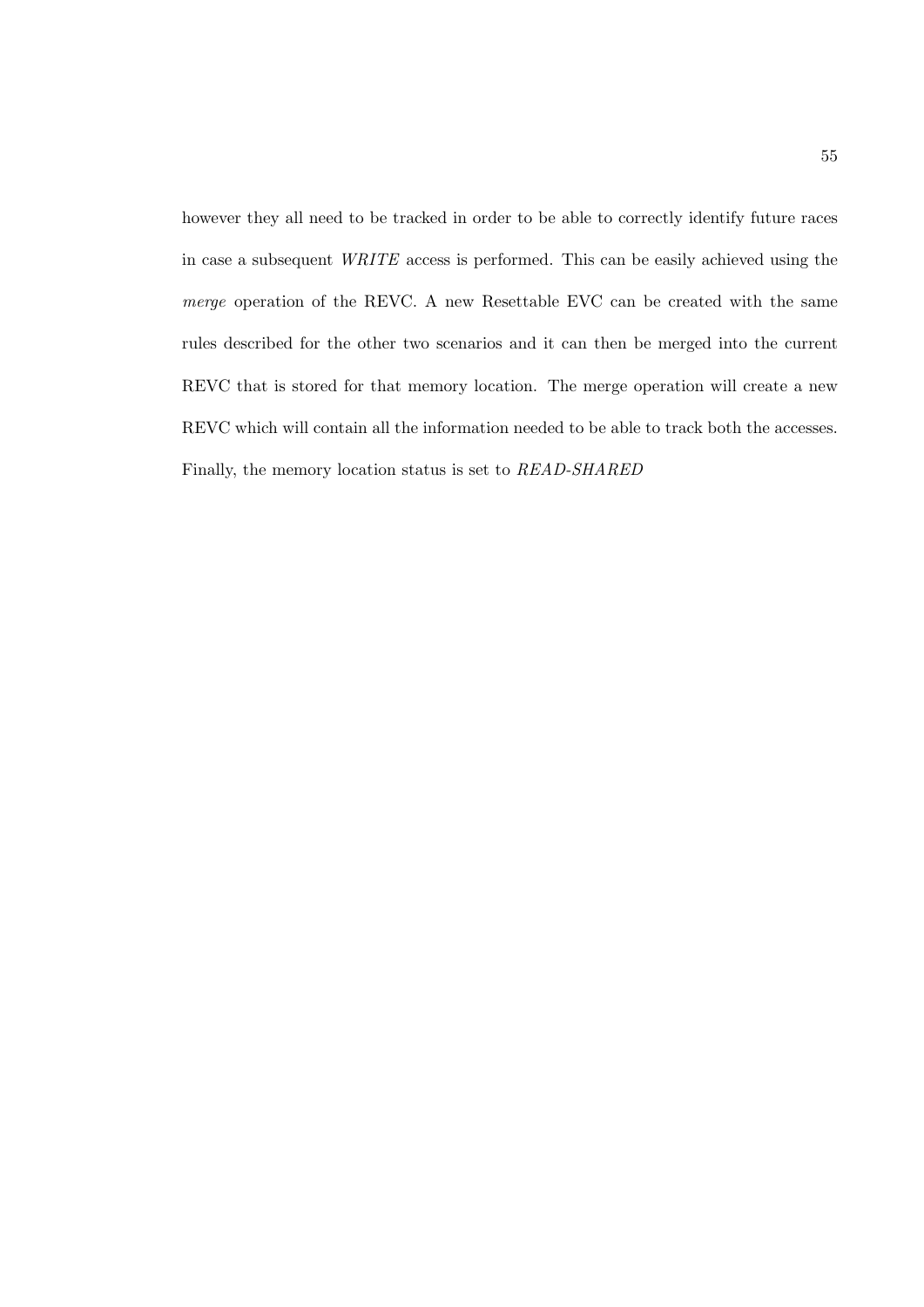however they all need to be tracked in order to be able to correctly identify future races in case a subsequent *WRITE* access is performed. This can be easily achieved using the *merge* operation of the REVC. A new Resettable EVC can be created with the same rules described for the other two scenarios and it can then be merged into the current REVC that is stored for that memory location. The merge operation will create a new REVC which will contain all the information needed to be able to track both the accesses. Finally, the memory location status is set to *READ-SHARED*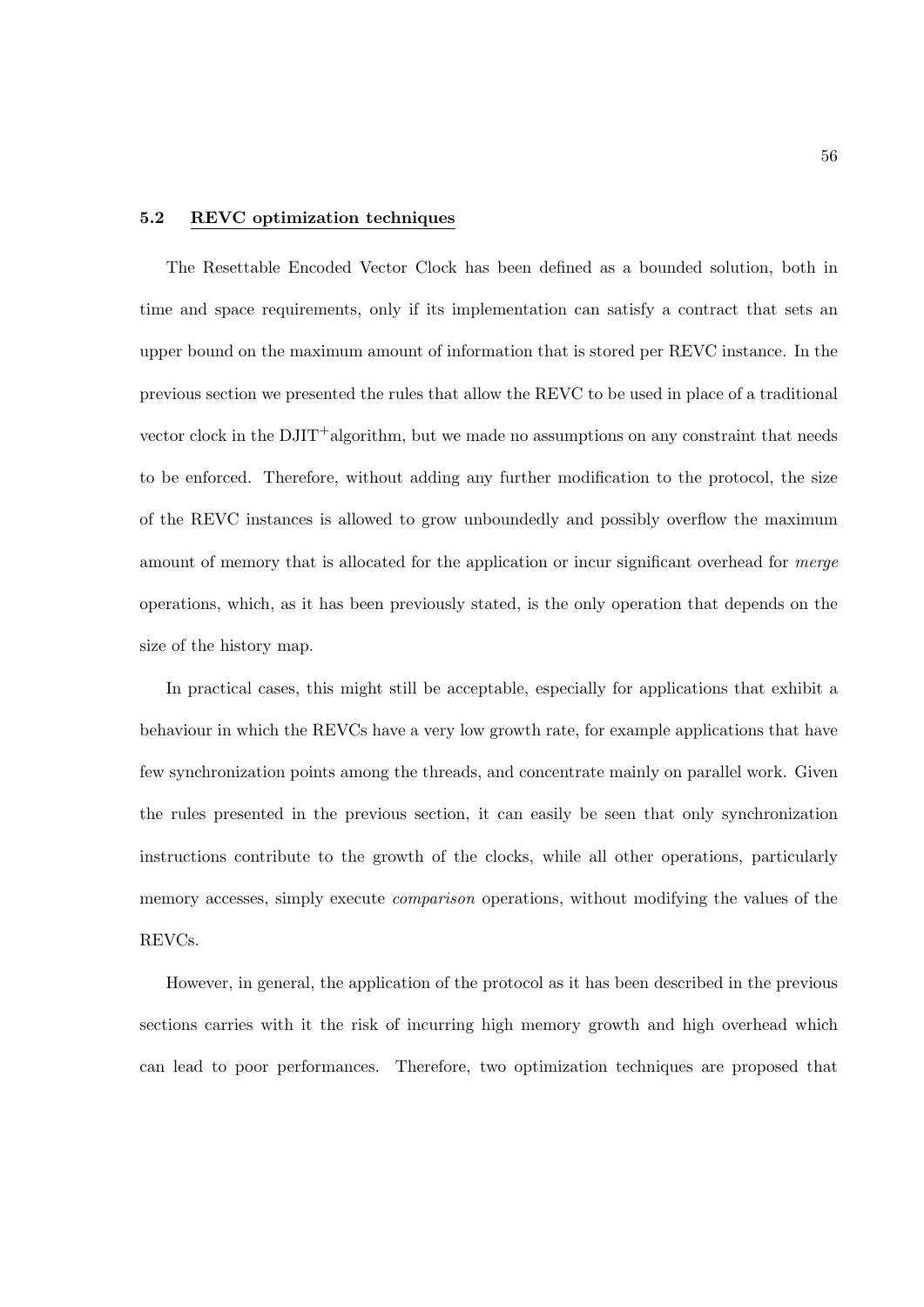### 5.2 REVC optimization techniques

The Resettable Encoded Vector Clock has been defined as a bounded solution, both in time and space requirements, only if its implementation can satisfy a contract that sets an upper bound on the maximum amount of information that is stored per REVC instance. In the previous section we presented the rules that allow the REVC to be used in place of a traditional vector clock in the DJIT$^+$algorithm, but we made no assumptions on any constraint that needs to be enforced. Therefore, without adding any further modification to the protocol, the size of the REVC instances is allowed to grow unboundedly and possibly overflow the maximum amount of memory that is allocated for the application or incur significant overhead for *merge* operations, which, as it has been previously stated, is the only operation that depends on the size of the history map.

In practical cases, this might still be acceptable, especially for applications that exhibit a behaviour in which the REVCs have a very low growth rate, for example applications that have few synchronization points among the threads, and concentrate mainly on parallel work. Given the rules presented in the previous section, it can easily be seen that only synchronization instructions contribute to the growth of the clocks, while all other operations, particularly memory accesses, simply execute *comparison* operations, without modifying the values of the REVCs.

However, in general, the application of the protocol as it has been described in the previous sections carries with it the risk of incurring high memory growth and high overhead which can lead to poor performances. Therefore, two optimization techniques are proposed that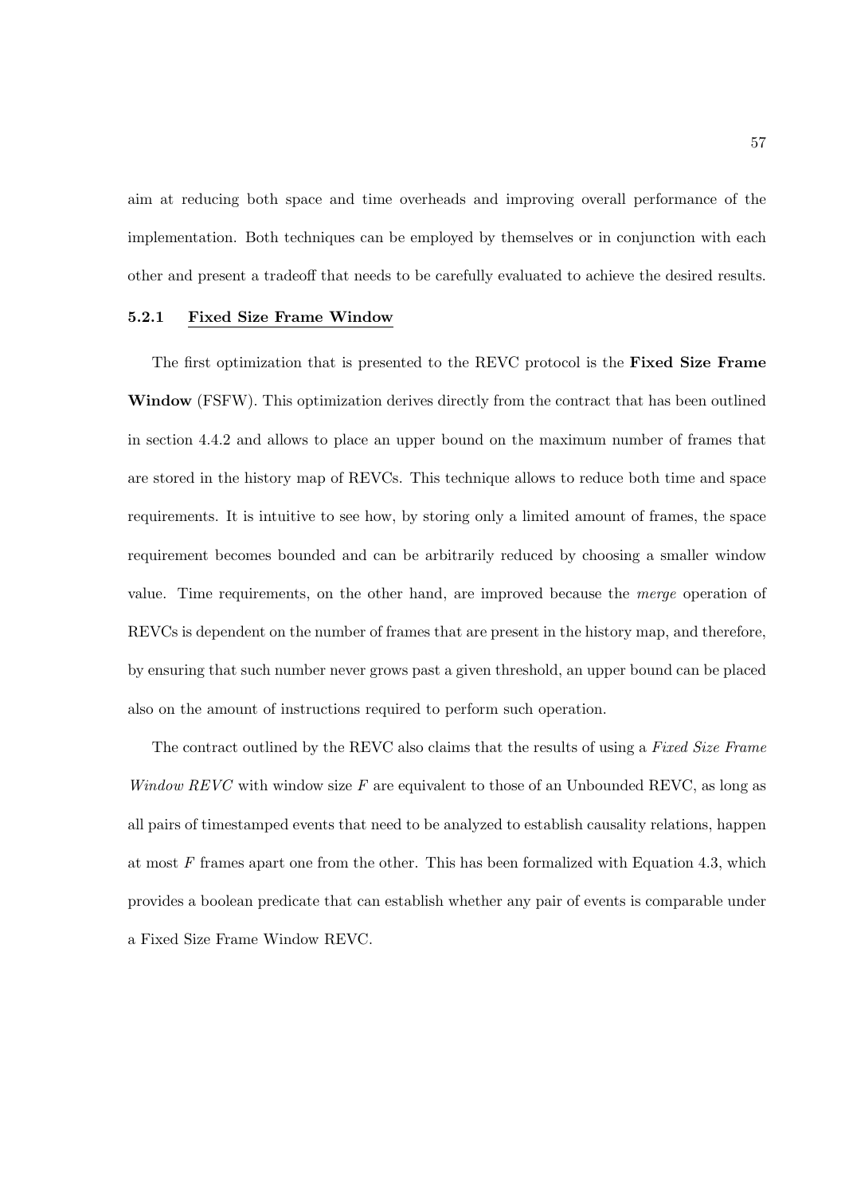aim at reducing both space and time overheads and improving overall performance of the implementation. Both techniques can be employed by themselves or in conjunction with each other and present a tradeoff that needs to be carefully evaluated to achieve the desired results.

### 5.2.1 Fixed Size Frame Window

The first optimization that is presented to the REVC protocol is the **Fixed Size Frame Window** (FSFW). This optimization derives directly from the contract that has been outlined in section 4.4.2 and allows to place an upper bound on the maximum number of frames that are stored in the history map of REVCs. This technique allows to reduce both time and space requirements. It is intuitive to see how, by storing only a limited amount of frames, the space requirement becomes bounded and can be arbitrarily reduced by choosing a smaller window value. Time requirements, on the other hand, are improved because the *merge* operation of REVCs is dependent on the number of frames that are present in the history map, and therefore, by ensuring that such number never grows past a given threshold, an upper bound can be placed also on the amount of instructions required to perform such operation.

The contract outlined by the REVC also claims that the results of using a *Fixed Size Frame Window REVC* with window size $F$ are equivalent to those of an Unbounded REVC, as long as all pairs of timestamped events that need to be analyzed to establish causality relations, happen at most $F$ frames apart one from the other. This has been formalized with Equation 4.3, which provides a boolean predicate that can establish whether any pair of events is comparable under a Fixed Size Frame Window REVC.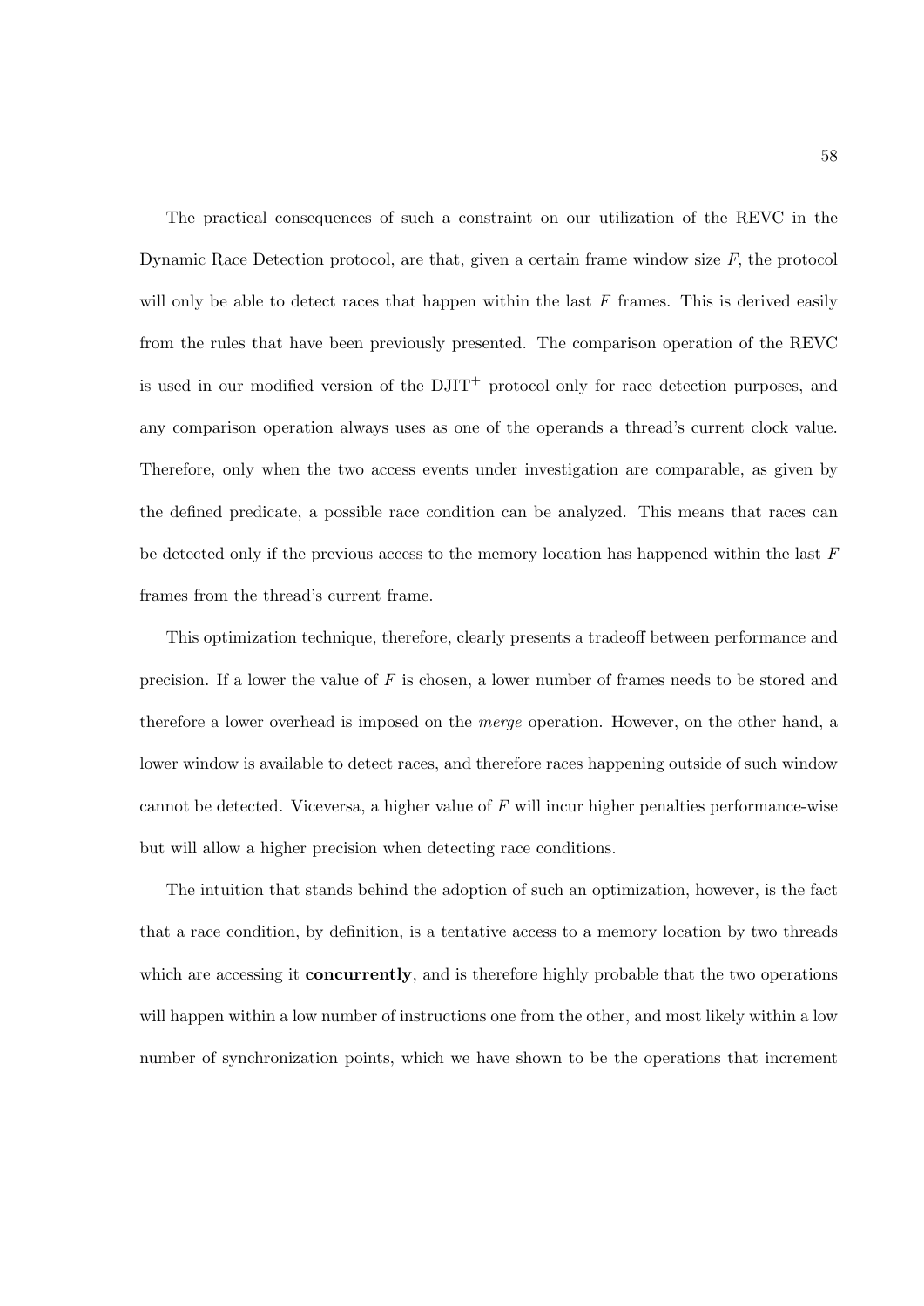The practical consequences of such a constraint on our utilization of the REVC in the Dynamic Race Detection protocol, are that, given a certain frame window size $F$, the protocol will only be able to detect races that happen within the last $F$ frames. This is derived easily from the rules that have been previously presented. The comparison operation of the REVC is used in our modified version of the DJIT$^+$ protocol only for race detection purposes, and any comparison operation always uses as one of the operands a thread's current clock value. Therefore, only when the two access events under investigation are comparable, as given by the defined predicate, a possible race condition can be analyzed. This means that races can be detected only if the previous access to the memory location has happened within the last $F$ frames from the thread's current frame.

This optimization technique, therefore, clearly presents a tradeoff between performance and precision. If a lower the value of $F$ is chosen, a lower number of frames needs to be stored and therefore a lower overhead is imposed on the *merge* operation. However, on the other hand, a lower window is available to detect races, and therefore races happening outside of such window cannot be detected. Viceversa, a higher value of $F$ will incur higher penalties performance-wise but will allow a higher precision when detecting race conditions.

The intuition that stands behind the adoption of such an optimization, however, is the fact that a race condition, by definition, is a tentative access to a memory location by two threads which are accessing it **concurrently**, and is therefore highly probable that the two operations will happen within a low number of instructions one from the other, and most likely within a low number of synchronization points, which we have shown to be the operations that increment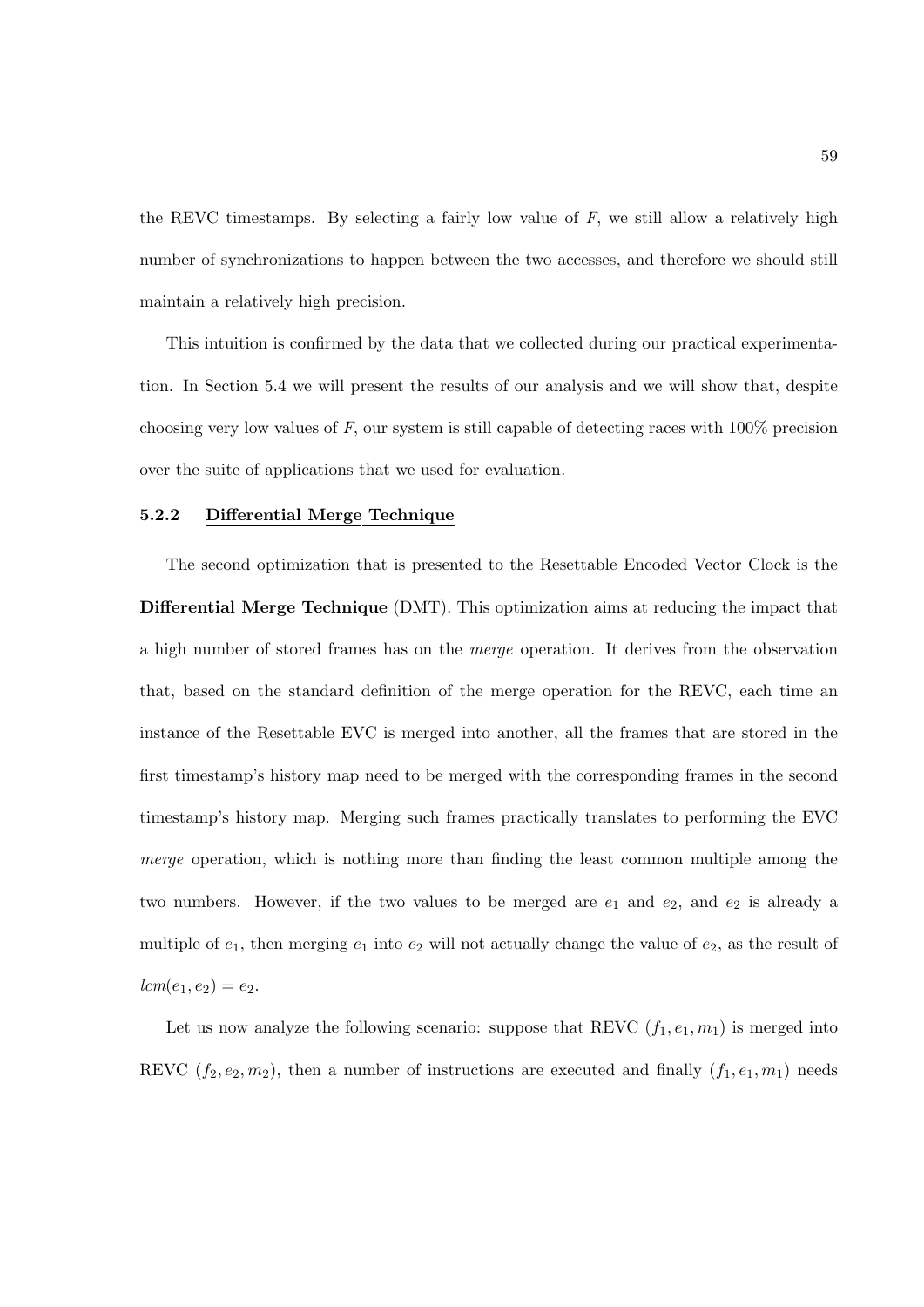the REVC timestamps. By selecting a fairly low value of $F$, we still allow a relatively high number of synchronizations to happen between the two accesses, and therefore we should still maintain a relatively high precision.

This intuition is confirmed by the data that we collected during our practical experimentation. In Section 5.4 we will present the results of our analysis and we will show that, despite choosing very low values of $F$, our system is still capable of detecting races with 100% precision over the suite of applications that we used for evaluation.

### 5.2.2 Differential Merge Technique

The second optimization that is presented to the Resettable Encoded Vector Clock is the **Differential Merge Technique** (DMT). This optimization aims at reducing the impact that a high number of stored frames has on the *merge* operation. It derives from the observation that, based on the standard definition of the merge operation for the REVC, each time an instance of the Resettable EVC is merged into another, all the frames that are stored in the first timestamp's history map need to be merged with the corresponding frames in the second timestamp's history map. Merging such frames practically translates to performing the EVC *merge* operation, which is nothing more than finding the least common multiple among the two numbers. However, if the two values to be merged are $e_1$ and $e_2$, and $e_2$ is already a multiple of $e_1$, then merging $e_1$ into $e_2$ will not actually change the value of $e_2$, as the result of $lcm(e_1, e_2) = e_2$.

Let us now analyze the following scenario: suppose that REVC $(f_1, e_1, m_1)$ is merged into REVC $(f_2, e_2, m_2)$, then a number of instructions are executed and finally $(f_1, e_1, m_1)$ needs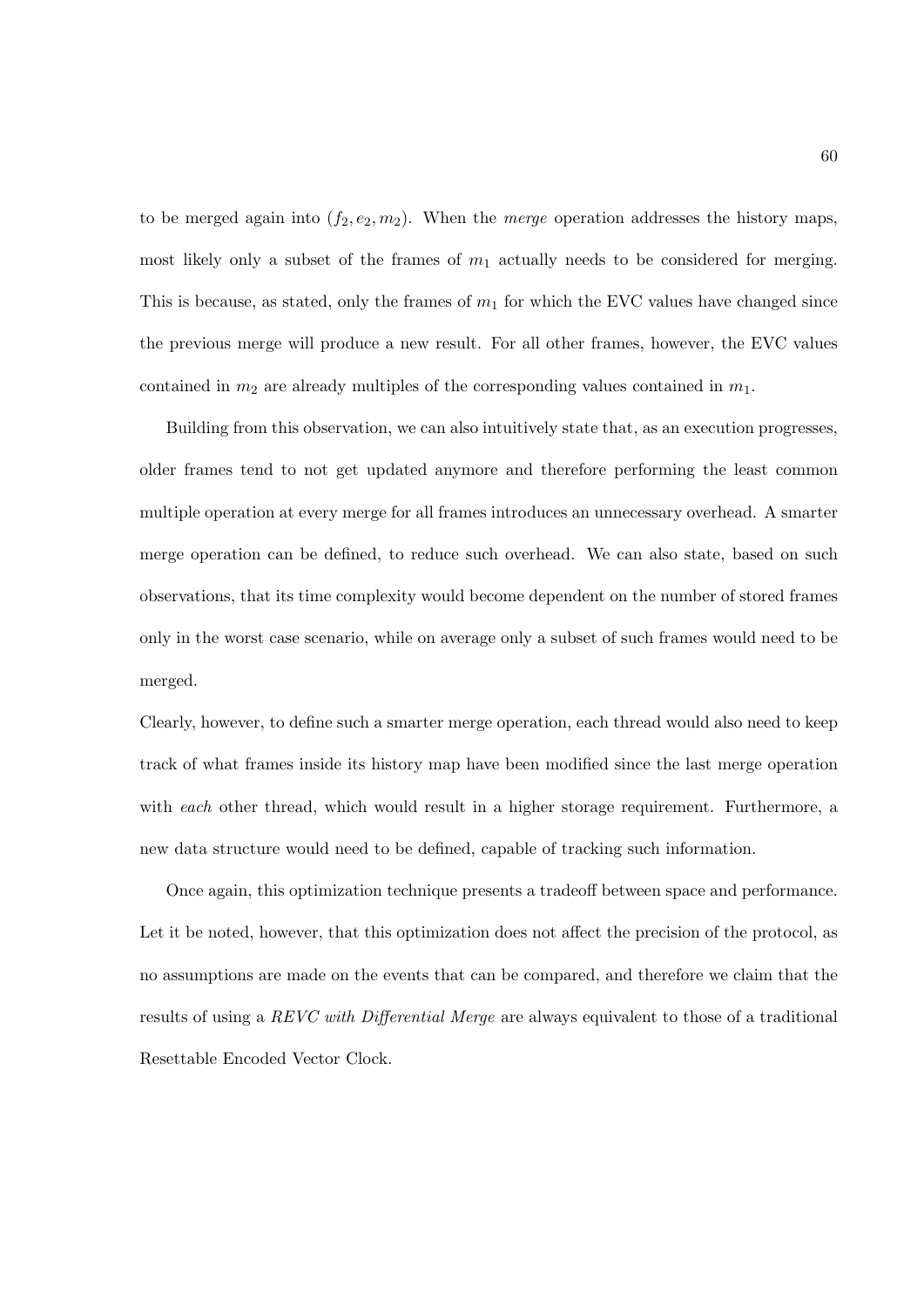to be merged again into $(f_2, e_2, m_2)$. When the *merge* operation addresses the history maps, most likely only a subset of the frames of $m_1$ actually needs to be considered for merging. This is because, as stated, only the frames of $m_1$ for which the EVC values have changed since the previous merge will produce a new result. For all other frames, however, the EVC values contained in $m_2$ are already multiples of the corresponding values contained in $m_1$.

Building from this observation, we can also intuitively state that, as an execution progresses, older frames tend to not get updated anymore and therefore performing the least common multiple operation at every merge for all frames introduces an unnecessary overhead. A smarter merge operation can be defined, to reduce such overhead. We can also state, based on such observations, that its time complexity would become dependent on the number of stored frames only in the worst case scenario, while on average only a subset of such frames would need to be merged.

Clearly, however, to define such a smarter merge operation, each thread would also need to keep track of what frames inside its history map have been modified since the last merge operation with *each* other thread, which would result in a higher storage requirement. Furthermore, a new data structure would need to be defined, capable of tracking such information.

Once again, this optimization technique presents a tradeoff between space and performance. Let it be noted, however, that this optimization does not affect the precision of the protocol, as no assumptions are made on the events that can be compared, and therefore we claim that the results of using a *REVC with Differential Merge* are always equivalent to those of a traditional Resettable Encoded Vector Clock.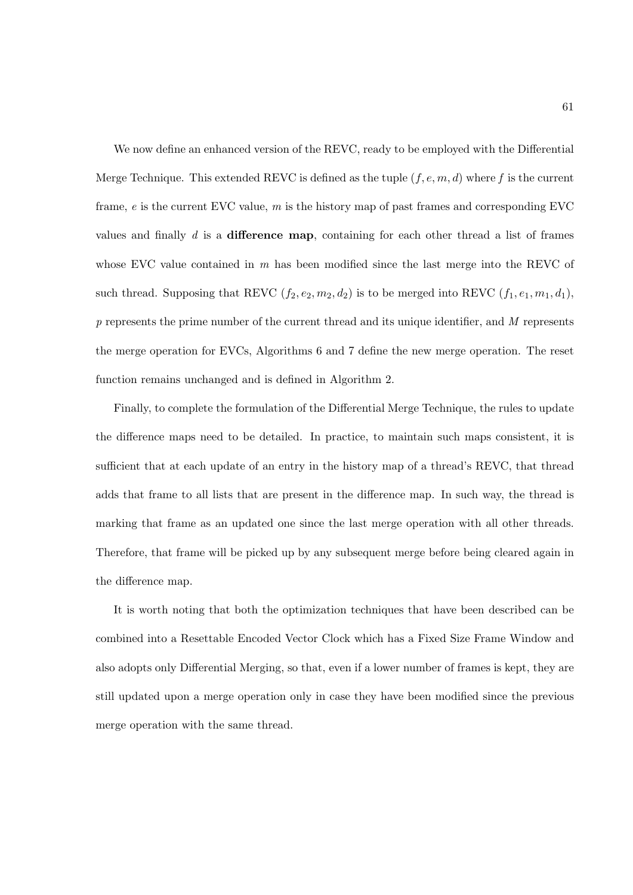We now define an enhanced version of the REVC, ready to be employed with the Differential Merge Technique. This extended REVC is defined as the tuple $(f, e, m, d)$ where $f$ is the current frame, $e$ is the current EVC value, $m$ is the history map of past frames and corresponding EVC values and finally $d$ is a **difference map**, containing for each other thread a list of frames whose EVC value contained in $m$ has been modified since the last merge into the REVC of such thread. Supposing that REVC $(f_2, e_2, m_2, d_2)$ is to be merged into REVC $(f_1, e_1, m_1, d_1)$, $p$ represents the prime number of the current thread and its unique identifier, and $M$ represents the merge operation for EVCs, Algorithms 6 and 7 define the new merge operation. The reset function remains unchanged and is defined in Algorithm 2.

Finally, to complete the formulation of the Differential Merge Technique, the rules to update the difference maps need to be detailed. In practice, to maintain such maps consistent, it is sufficient that at each update of an entry in the history map of a thread's REVC, that thread adds that frame to all lists that are present in the difference map. In such way, the thread is marking that frame as an updated one since the last merge operation with all other threads. Therefore, that frame will be picked up by any subsequent merge before being cleared again in the difference map.

It is worth noting that both the optimization techniques that have been described can be combined into a Resettable Encoded Vector Clock which has a Fixed Size Frame Window and also adopts only Differential Merging, so that, even if a lower number of frames is kept, they are still updated upon a merge operation only in case they have been modified since the previous merge operation with the same thread.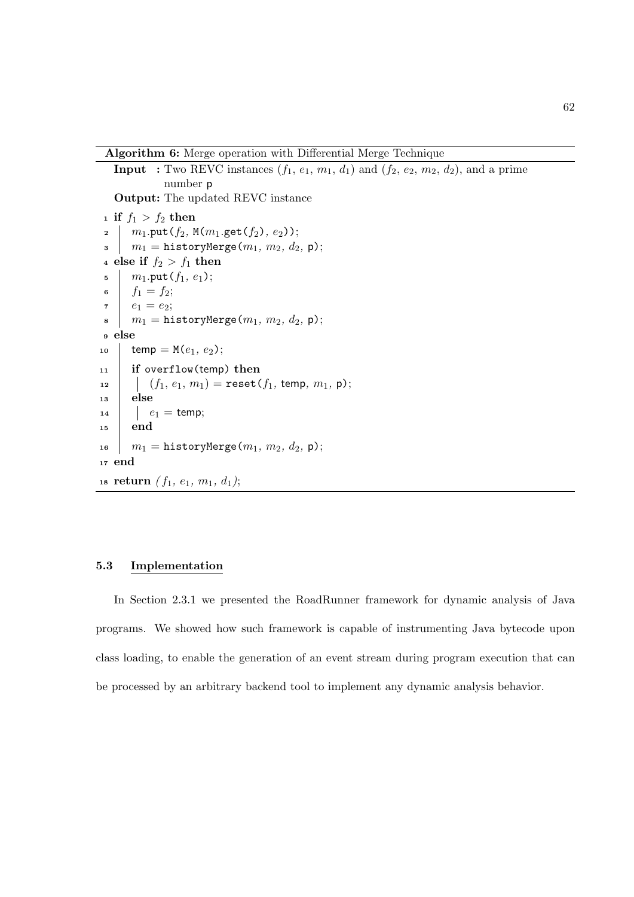**Algorithm 6:** Merge operation with Differential Merge Technique

**Input :** Two REVC instances ($f_1$, $e_1$, $m_1$, $d_1$) and ($f_2$, $e_2$, $m_2$, $d_2$), and a prime number p

**Output:** The updated REVC instance

```
1  if f1 > f2 then
2      m1.put(f2, M(m1.get(f2), e2));
3      m1 = historyMerge(m1, m2, d2, p);
4  else if f2 > f1 then
5      m1.put(f1, e1);
6      f1 = f2;
7      e1 = e2;
8      m1 = historyMerge(m1, m2, d2, p);
9  else
10     temp = M(e1, e2);
11     if overflow(temp) then
12         (f1, e1, m1) = reset(f1, temp, m1, p);
13     else
14         e1 = temp;
15     end
16     m1 = historyMerge(m1, m2, d2, p);
17 end
18 return (f1, e1, m1, d1);
```

### 5.3 Implementation

In Section 2.3.1 we presented the RoadRunner framework for dynamic analysis of Java programs. We showed how such framework is capable of instrumenting Java bytecode upon class loading, to enable the generation of an event stream during program execution that can be processed by an arbitrary backend tool to implement any dynamic analysis behavior.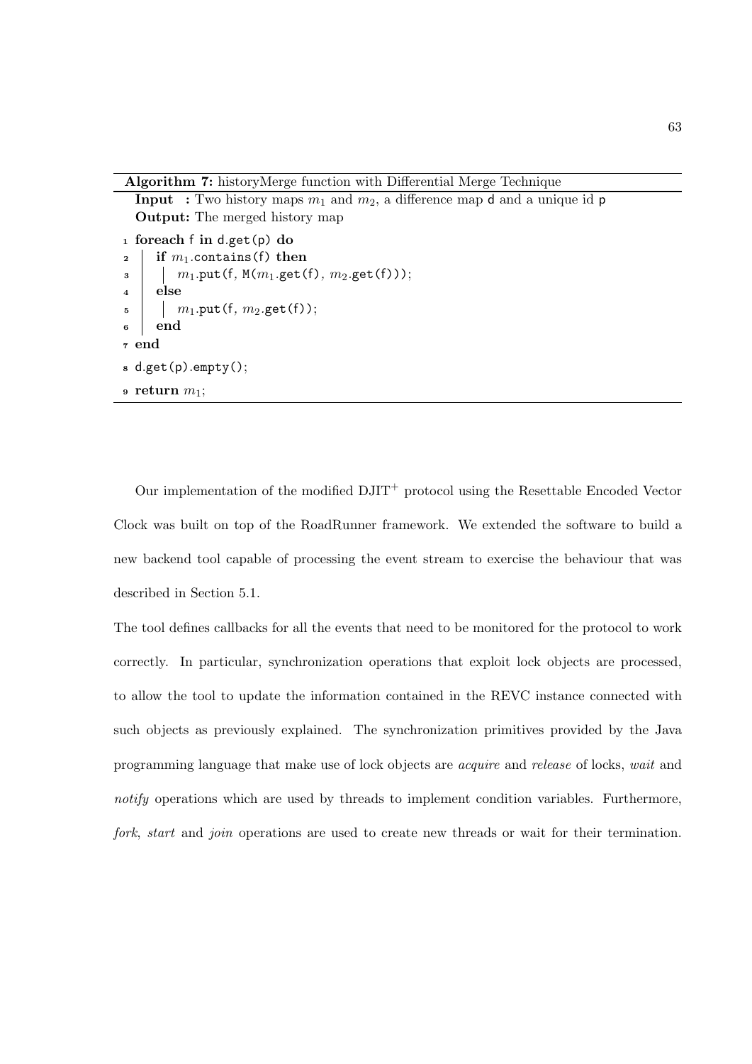**Algorithm 7:** historyMerge function with Differential Merge Technique

**Input :** Two history maps $m_1$ and $m_2$, a difference map d and a unique id p

**Output:** The merged history map

```
1 foreach f in d.get(p) do
2     if m1.contains(f) then
3         m1.put(f, M(m1.get(f), m2.get(f)));
4     else
5         m1.put(f, m2.get(f));
6     end
7 end
8 d.get(p).empty();
9 return m1;
```

Our implementation of the modified DJIT$^+$ protocol using the Resettable Encoded Vector Clock was built on top of the RoadRunner framework. We extended the software to build a new backend tool capable of processing the event stream to exercise the behaviour that was described in Section 5.1.

The tool defines callbacks for all the events that need to be monitored for the protocol to work correctly. In particular, synchronization operations that exploit lock objects are processed, to allow the tool to update the information contained in the REVC instance connected with such objects as previously explained. The synchronization primitives provided by the Java programming language that make use of lock objects are *acquire* and *release* of locks, *wait* and *notify* operations which are used by threads to implement condition variables. Furthermore, *fork*, *start* and *join* operations are used to create new threads or wait for their termination.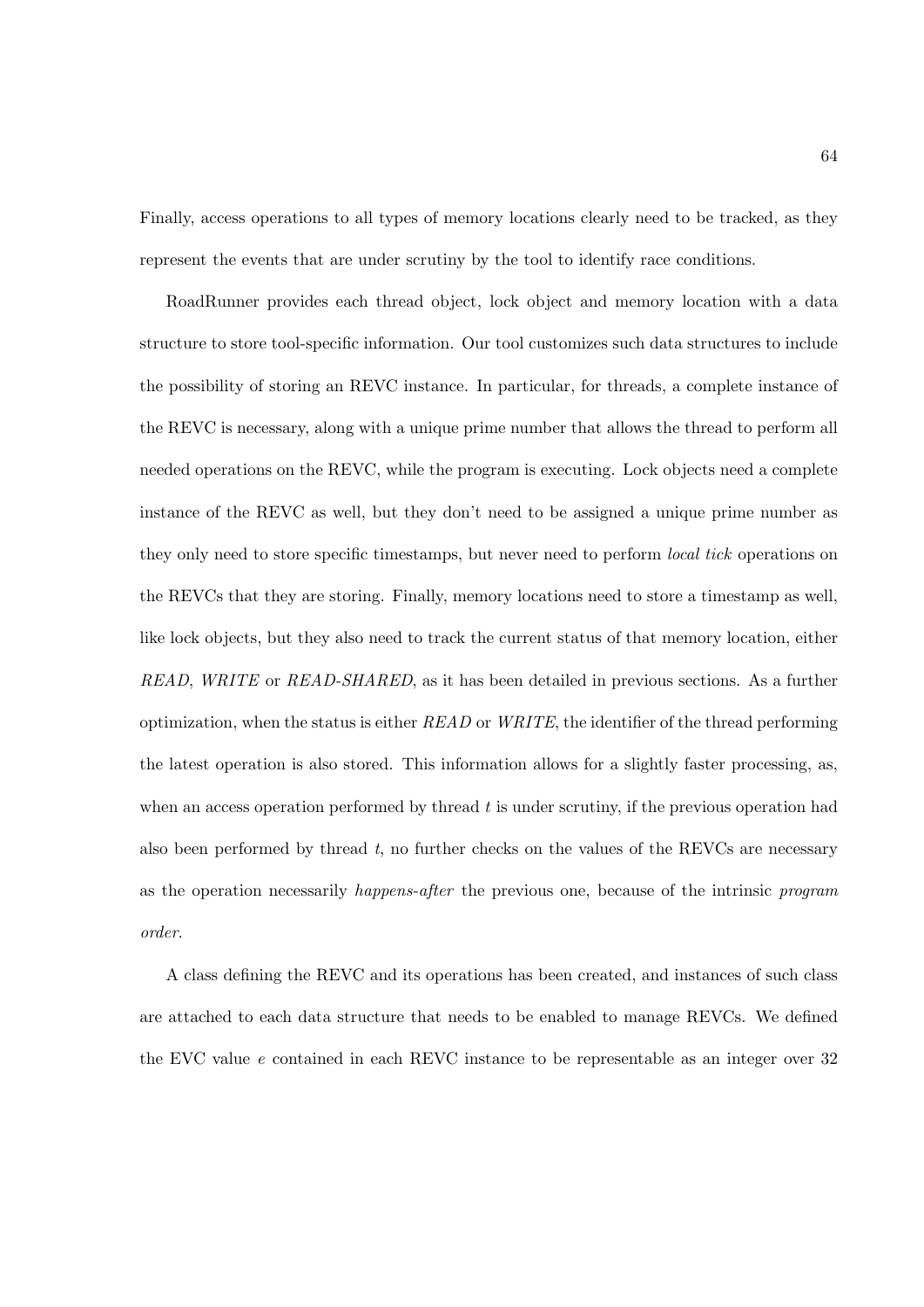Finally, access operations to all types of memory locations clearly need to be tracked, as they represent the events that are under scrutiny by the tool to identify race conditions.

RoadRunner provides each thread object, lock object and memory location with a data structure to store tool-specific information. Our tool customizes such data structures to include the possibility of storing an REVC instance. In particular, for threads, a complete instance of the REVC is necessary, along with a unique prime number that allows the thread to perform all needed operations on the REVC, while the program is executing. Lock objects need a complete instance of the REVC as well, but they don't need to be assigned a unique prime number as they only need to store specific timestamps, but never need to perform *local tick* operations on the REVCs that they are storing. Finally, memory locations need to store a timestamp as well, like lock objects, but they also need to track the current status of that memory location, either *READ*, *WRITE* or *READ-SHARED*, as it has been detailed in previous sections. As a further optimization, when the status is either *READ* or *WRITE*, the identifier of the thread performing the latest operation is also stored. This information allows for a slightly faster processing, as, when an access operation performed by thread $t$ is under scrutiny, if the previous operation had also been performed by thread $t$, no further checks on the values of the REVCs are necessary as the operation necessarily *happens-after* the previous one, because of the intrinsic *program order*.

A class defining the REVC and its operations has been created, and instances of such class are attached to each data structure that needs to be enabled to manage REVCs. We defined the EVC value $e$ contained in each REVC instance to be representable as an integer over 32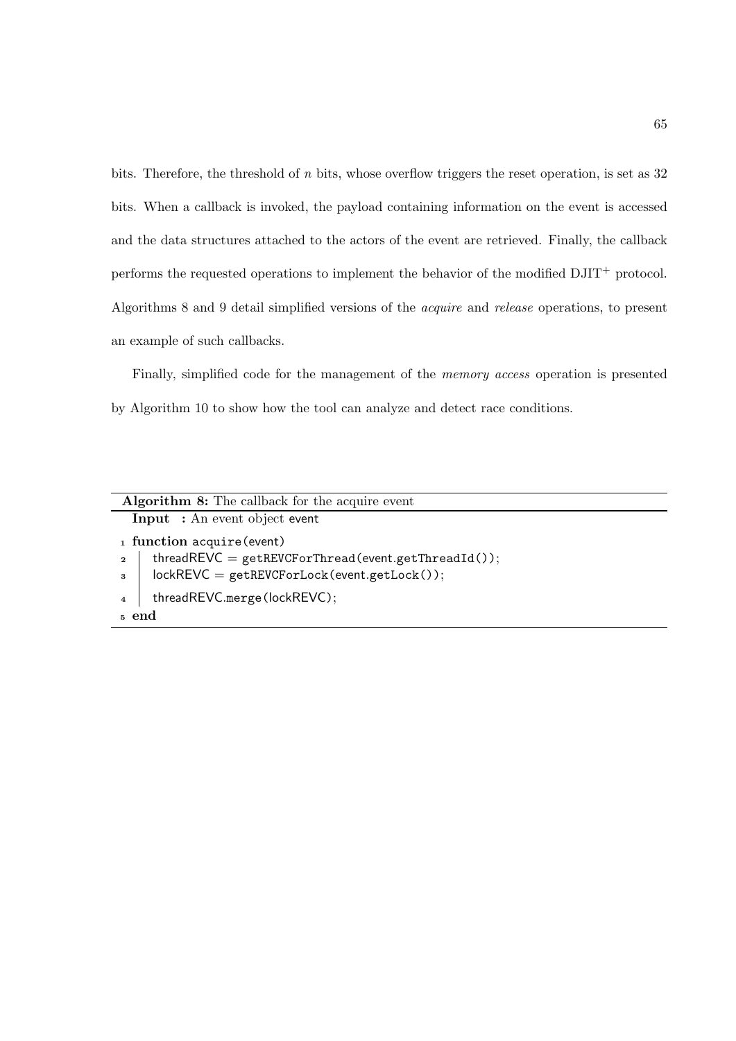bits. Therefore, the threshold of $n$ bits, whose overflow triggers the reset operation, is set as 32 bits. When a callback is invoked, the payload containing information on the event is accessed and the data structures attached to the actors of the event are retrieved. Finally, the callback performs the requested operations to implement the behavior of the modified DJIT$^+$ protocol. Algorithms 8 and 9 detail simplified versions of the *acquire* and *release* operations, to present an example of such callbacks.

Finally, simplified code for the management of the *memory access* operation is presented by Algorithm 10 to show how the tool can analyze and detect race conditions.

**Algorithm 8:** The callback for the acquire event

**Input :** An event object event

```
1 function acquire(event)
2     threadREVC = getREVCForThread(event.getThreadId());
3     lockREVC = getREVCForLock(event.getLock());
4     threadREVC.merge(lockREVC);
5 end
```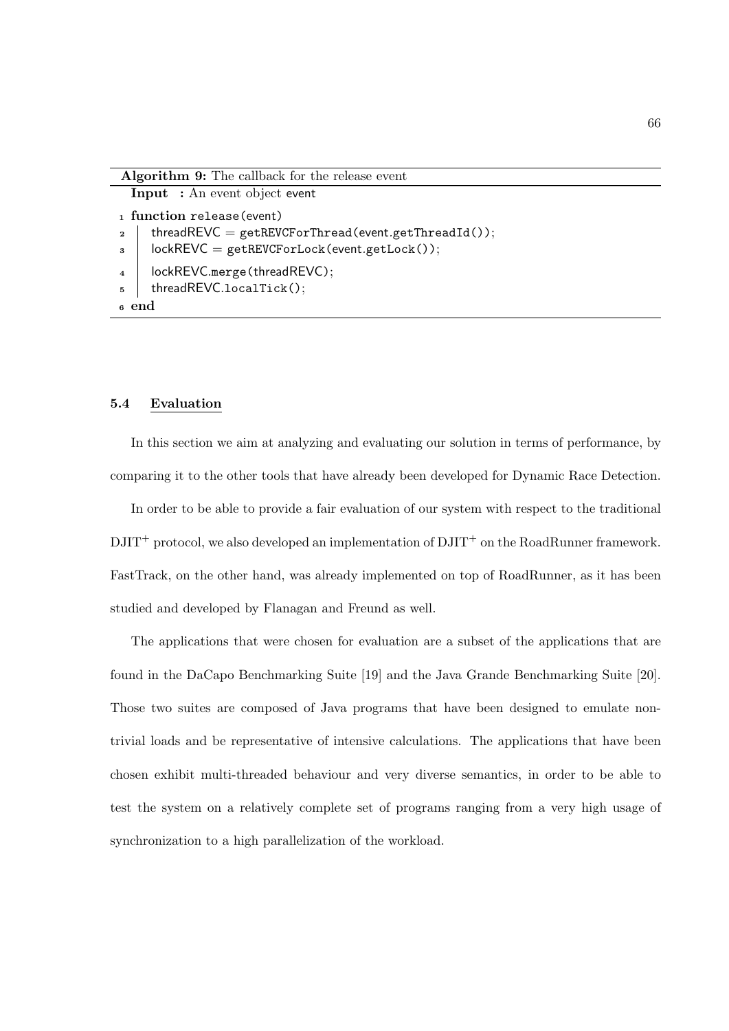**Algorithm 9:** The callback for the release event

**Input :** An event object event

```
1 function release(event)
2     threadREVC = getREVCForThread(event.getThreadId());
3     lockREVC = getREVCForLock(event.getLock());
4     lockREVC.merge(threadREVC);
5     threadREVC.localTick();
6 end
```

### 5.4 Evaluation

In this section we aim at analyzing and evaluating our solution in terms of performance, by comparing it to the other tools that have already been developed for Dynamic Race Detection.

In order to be able to provide a fair evaluation of our system with respect to the traditional $\text{DJIT}^+$ protocol, we also developed an implementation of $\text{DJIT}^+$ on the RoadRunner framework. FastTrack, on the other hand, was already implemented on top of RoadRunner, as it has been studied and developed by Flanagan and Freund as well.

The applications that were chosen for evaluation are a subset of the applications that are found in the DaCapo Benchmarking Suite [19] and the Java Grande Benchmarking Suite [20]. Those two suites are composed of Java programs that have been designed to emulate non-trivial loads and be representative of intensive calculations. The applications that have been chosen exhibit multi-threaded behaviour and very diverse semantics, in order to be able to test the system on a relatively complete set of programs ranging from a very high usage of synchronization to a high parallelization of the workload.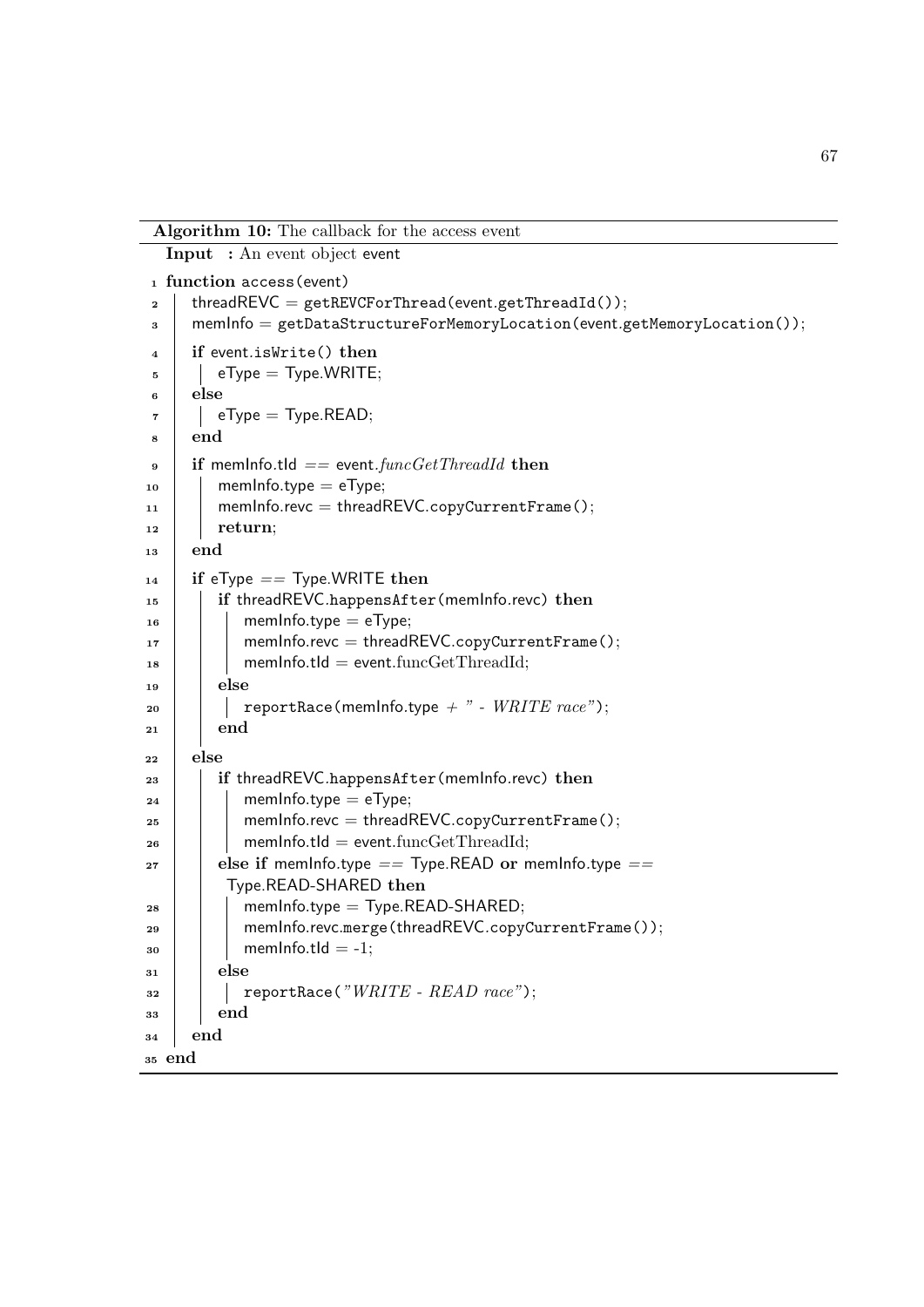**Algorithm 10:** The callback for the access event

**Input** : An event object event

```
1  function access(event)
2      threadREVC = getREVCForThread(event.getThreadId());
3      memInfo = getDataStructureForMemoryLocation(event.getMemoryLocation());
4      if event.isWrite() then
5          eType = Type.WRITE;
6      else
7          eType = Type.READ;
8      end
9      if memInfo.tId == event.funcGetThreadId then
10         memInfo.type = eType;
11         memInfo.revc = threadREVC.copyCurrentFrame();
12         return;
13     end
14     if eType == Type.WRITE then
15         if threadREVC.happensAfter(memInfo.revc) then
16             memInfo.type = eType;
17             memInfo.revc = threadREVC.copyCurrentFrame();
18             memInfo.tId = event.funcGetThreadId;
19         else
20             reportRace(memInfo.type + " - WRITE race");
21         end
22     else
23         if threadREVC.happensAfter(memInfo.revc) then
24             memInfo.type = eType;
25             memInfo.revc = threadREVC.copyCurrentFrame();
26             memInfo.tId = event.funcGetThreadId;
27         else if memInfo.type == Type.READ or memInfo.type ==
            Type.READ-SHARED then
28             memInfo.type = Type.READ-SHARED;
29             memInfo.revc.merge(threadREVC.copyCurrentFrame());
30             memInfo.tId = -1;
31         else
32             reportRace("WRITE - READ race");
33         end
34     end
35 end
```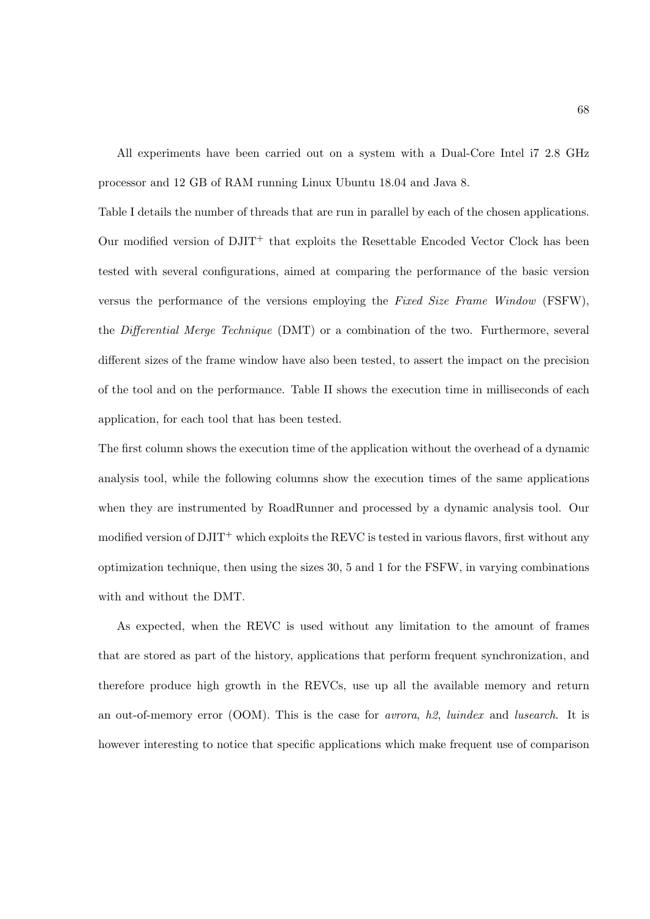All experiments have been carried out on a system with a Dual-Core Intel i7 2.8 GHz processor and 12 GB of RAM running Linux Ubuntu 18.04 and Java 8.

Table I details the number of threads that are run in parallel by each of the chosen applications. Our modified version of DJIT$^{+}$ that exploits the Resettable Encoded Vector Clock has been tested with several configurations, aimed at comparing the performance of the basic version versus the performance of the versions employing the *Fixed Size Frame Window* (FSFW), the *Differential Merge Technique* (DMT) or a combination of the two. Furthermore, several different sizes of the frame window have also been tested, to assert the impact on the precision of the tool and on the performance. Table II shows the execution time in milliseconds of each application, for each tool that has been tested.

The first column shows the execution time of the application without the overhead of a dynamic analysis tool, while the following columns show the execution times of the same applications when they are instrumented by RoadRunner and processed by a dynamic analysis tool. Our modified version of DJIT$^{+}$ which exploits the REVC is tested in various flavors, first without any optimization technique, then using the sizes 30, 5 and 1 for the FSFW, in varying combinations with and without the DMT.

As expected, when the REVC is used without any limitation to the amount of frames that are stored as part of the history, applications that perform frequent synchronization, and therefore produce high growth in the REVCs, use up all the available memory and return an out-of-memory error (OOM). This is the case for *avrora*, *h2*, *luindex* and *lusearch*. It is however interesting to notice that specific applications which make frequent use of comparison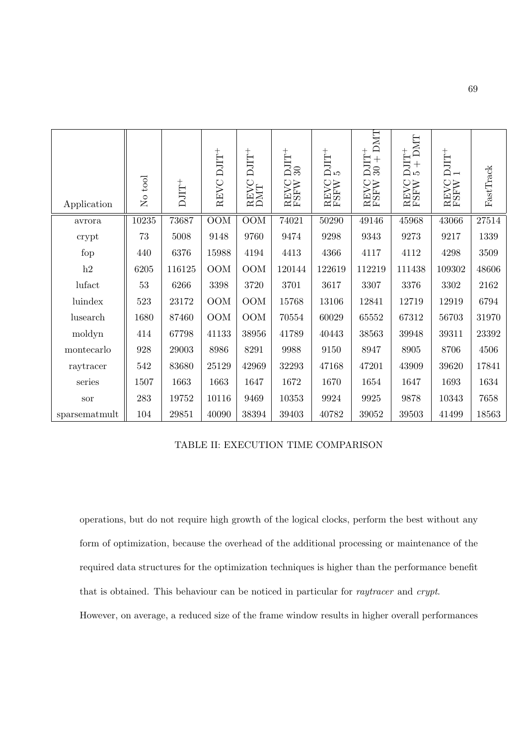| Application | No tool | DJIT$^+$ | REVC DJIT$^+$ | REVC DJIT$^+$ DMT | REVC DJIT$^+$ FSFW 30 | REVC DJIT$^+$ FSFW 5 | REVC DJIT$^+$ FSFW 30 + DMT | REVC DJIT$^+$ FSFW 5 + DMT | REVC DJIT$^+$ FSFW 1 | FastTrack |
|---|---|---|---|---|---|---|---|---|---|---|
| avrora | 10235 | 73687 | OOM | OOM | 74021 | 50290 | 49146 | 45968 | 43066 | 27514 |
| crypt | 73 | 5008 | 9148 | 9760 | 9474 | 9298 | 9343 | 9273 | 9217 | 1339 |
| fop | 440 | 6376 | 15988 | 4194 | 4413 | 4366 | 4117 | 4112 | 4298 | 3509 |
| h2 | 6205 | 116125 | OOM | OOM | 120144 | 122619 | 112219 | 111438 | 109302 | 48606 |
| lufact | 53 | 6266 | 3398 | 3720 | 3701 | 3617 | 3307 | 3376 | 3302 | 2162 |
| luindex | 523 | 23172 | OOM | OOM | 15768 | 13106 | 12841 | 12719 | 12919 | 6794 |
| lusearch | 1680 | 87460 | OOM | OOM | 70554 | 60029 | 65552 | 67312 | 56703 | 31970 |
| moldyn | 414 | 67798 | 41133 | 38956 | 41789 | 40443 | 38563 | 39948 | 39311 | 23392 |
| montecarlo | 928 | 29003 | 8986 | 8291 | 9988 | 9150 | 8947 | 8905 | 8706 | 4506 |
| raytracer | 542 | 83680 | 25129 | 42969 | 32293 | 47168 | 47201 | 43909 | 39620 | 17841 |
| series | 1507 | 1663 | 1663 | 1647 | 1672 | 1670 | 1654 | 1647 | 1693 | 1634 |
| sor | 283 | 19752 | 10116 | 9469 | 10353 | 9924 | 9925 | 9878 | 10343 | 7658 |
| sparsematmult | 104 | 29851 | 40090 | 38394 | 39403 | 40782 | 39052 | 39503 | 41499 | 18563 |

TABLE II: EXECUTION TIME COMPARISON

operations, but do not require high growth of the logical clocks, perform the best without any form of optimization, because the overhead of the additional processing or maintenance of the required data structures for the optimization techniques is higher than the performance benefit that is obtained. This behaviour can be noticed in particular for *raytracer* and *crypt*. However, on average, a reduced size of the frame window results in higher overall performances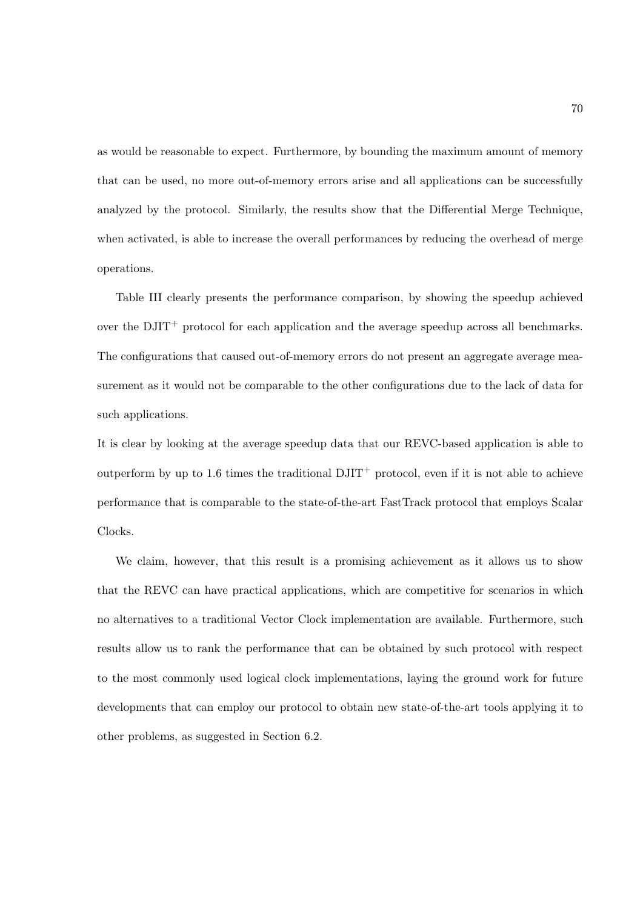as would be reasonable to expect. Furthermore, by bounding the maximum amount of memory that can be used, no more out-of-memory errors arise and all applications can be successfully analyzed by the protocol. Similarly, the results show that the Differential Merge Technique, when activated, is able to increase the overall performances by reducing the overhead of merge operations.

Table III clearly presents the performance comparison, by showing the speedup achieved over the DJIT$^+$ protocol for each application and the average speedup across all benchmarks. The configurations that caused out-of-memory errors do not present an aggregate average measurement as it would not be comparable to the other configurations due to the lack of data for such applications.

It is clear by looking at the average speedup data that our REVC-based application is able to outperform by up to 1.6 times the traditional DJIT$^+$ protocol, even if it is not able to achieve performance that is comparable to the state-of-the-art FastTrack protocol that employs Scalar Clocks.

We claim, however, that this result is a promising achievement as it allows us to show that the REVC can have practical applications, which are competitive for scenarios in which no alternatives to a traditional Vector Clock implementation are available. Furthermore, such results allow us to rank the performance that can be obtained by such protocol with respect to the most commonly used logical clock implementations, laying the ground work for future developments that can employ our protocol to obtain new state-of-the-art tools applying it to other problems, as suggested in Section 6.2.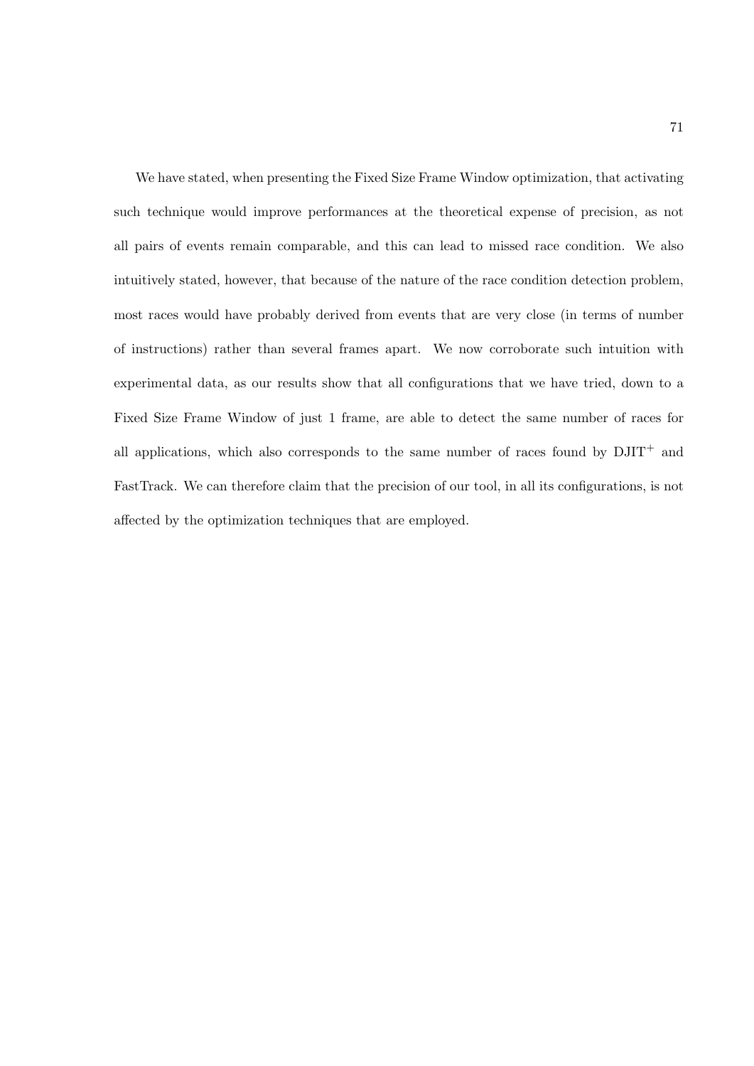We have stated, when presenting the Fixed Size Frame Window optimization, that activating such technique would improve performances at the theoretical expense of precision, as not all pairs of events remain comparable, and this can lead to missed race condition. We also intuitively stated, however, that because of the nature of the race condition detection problem, most races would have probably derived from events that are very close (in terms of number of instructions) rather than several frames apart. We now corroborate such intuition with experimental data, as our results show that all configurations that we have tried, down to a Fixed Size Frame Window of just 1 frame, are able to detect the same number of races for all applications, which also corresponds to the same number of races found by DJIT$^{+}$ and FastTrack. We can therefore claim that the precision of our tool, in all its configurations, is not affected by the optimization techniques that are employed.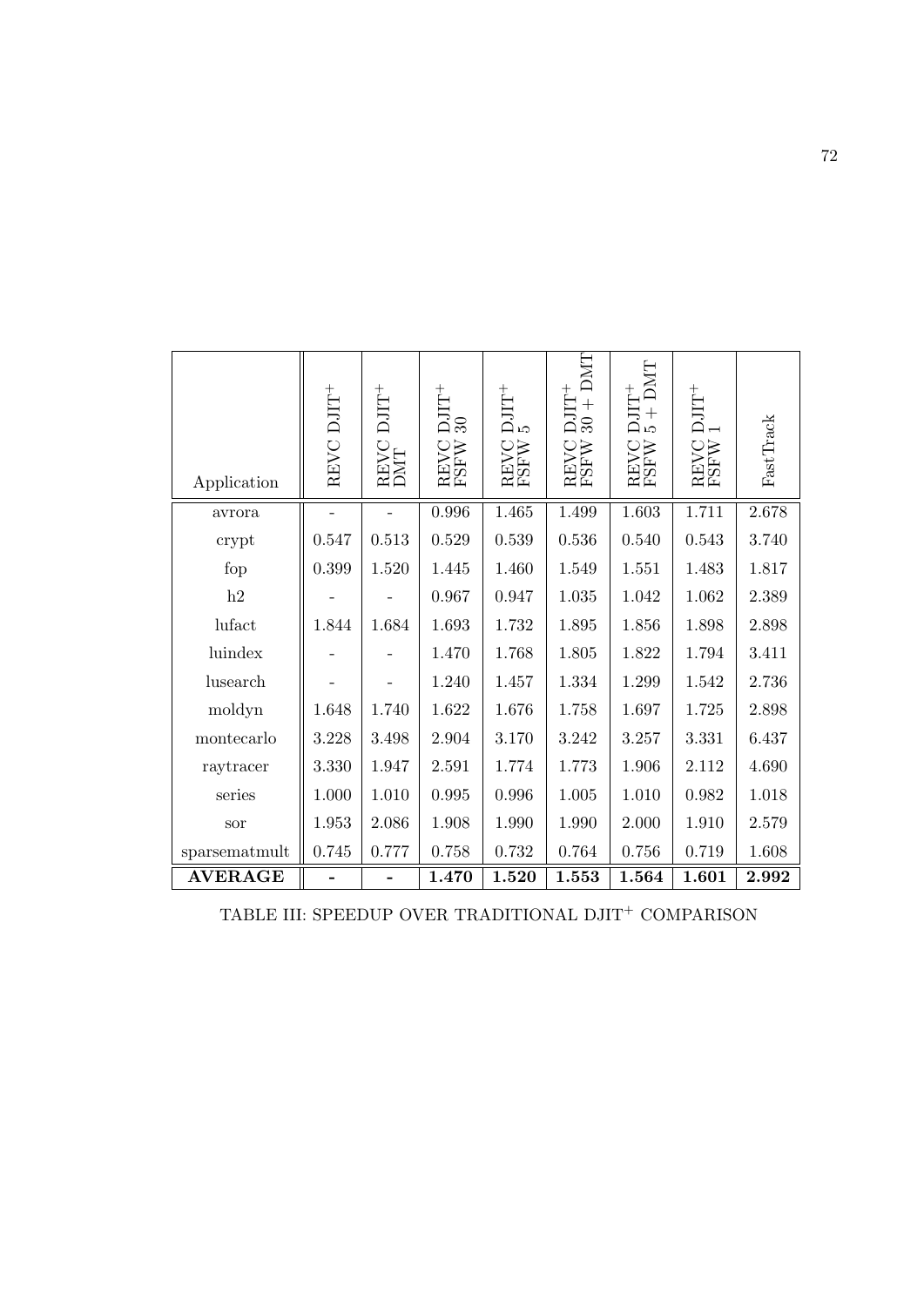| Application | REVC DJIT$^+$ | REVC DJIT$^+$ DMT | REVC DJIT$^+$ FSFW 30 | REVC DJIT$^+$ FSFW 5 | REVC DJIT$^+$ FSFW 30 + DMT | REVC DJIT$^+$ FSFW 5 + DMT | REVC DJIT$^+$ FSFW 1 | FastTrack |
|---|---|---|---|---|---|---|---|---|
| avrora | - | - | 0.996 | 1.465 | 1.499 | 1.603 | 1.711 | 2.678 |
| crypt | 0.547 | 0.513 | 0.529 | 0.539 | 0.536 | 0.540 | 0.543 | 3.740 |
| fop | 0.399 | 1.520 | 1.445 | 1.460 | 1.549 | 1.551 | 1.483 | 1.817 |
| h2 | - | - | 0.967 | 0.947 | 1.035 | 1.042 | 1.062 | 2.389 |
| lufact | 1.844 | 1.684 | 1.693 | 1.732 | 1.895 | 1.856 | 1.898 | 2.898 |
| luindex | - | - | 1.470 | 1.768 | 1.805 | 1.822 | 1.794 | 3.411 |
| lusearch | - | - | 1.240 | 1.457 | 1.334 | 1.299 | 1.542 | 2.736 |
| moldyn | 1.648 | 1.740 | 1.622 | 1.676 | 1.758 | 1.697 | 1.725 | 2.898 |
| montecarlo | 3.228 | 3.498 | 2.904 | 3.170 | 3.242 | 3.257 | 3.331 | 6.437 |
| raytracer | 3.330 | 1.947 | 2.591 | 1.774 | 1.773 | 1.906 | 2.112 | 4.690 |
| series | 1.000 | 1.010 | 0.995 | 0.996 | 1.005 | 1.010 | 0.982 | 1.018 |
| sor | 1.953 | 2.086 | 1.908 | 1.990 | 1.990 | 2.000 | 1.910 | 2.579 |
| sparsematmult | 0.745 | 0.777 | 0.758 | 0.732 | 0.764 | 0.756 | 0.719 | 1.608 |
| **AVERAGE** | **-** | **-** | **1.470** | **1.520** | **1.553** | **1.564** | **1.601** | **2.992** |

TABLE III: SPEEDUP OVER TRADITIONAL DJIT$^+$ COMPARISON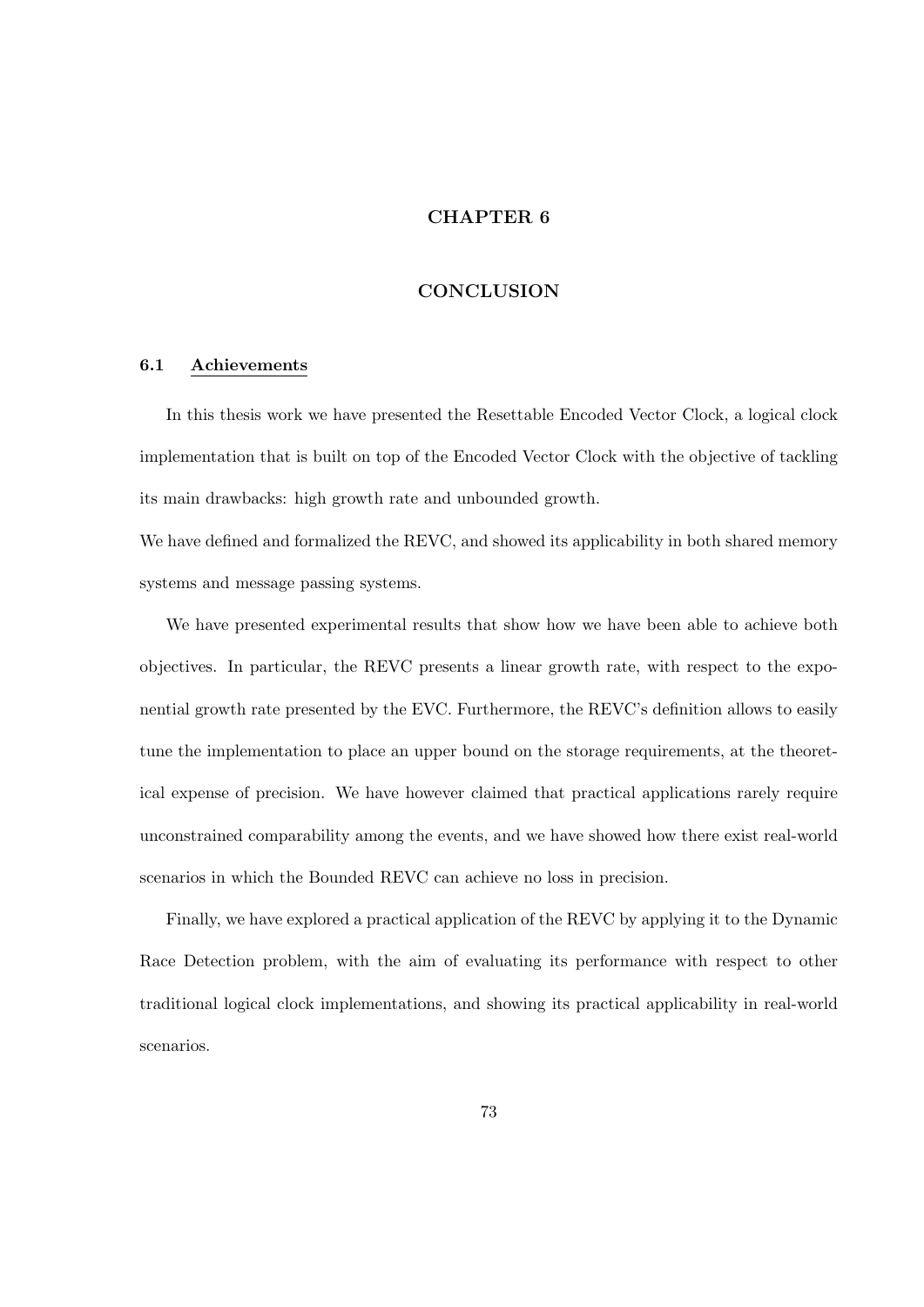# CHAPTER 6

# CONCLUSION

## 6.1 Achievements

In this thesis work we have presented the Resettable Encoded Vector Clock, a logical clock implementation that is built on top of the Encoded Vector Clock with the objective of tackling its main drawbacks: high growth rate and unbounded growth.
We have defined and formalized the REVC, and showed its applicability in both shared memory systems and message passing systems.

We have presented experimental results that show how we have been able to achieve both objectives. In particular, the REVC presents a linear growth rate, with respect to the exponential growth rate presented by the EVC. Furthermore, the REVC's definition allows to easily tune the implementation to place an upper bound on the storage requirements, at the theoretical expense of precision. We have however claimed that practical applications rarely require unconstrained comparability among the events, and we have showed how there exist real-world scenarios in which the Bounded REVC can achieve no loss in precision.

Finally, we have explored a practical application of the REVC by applying it to the Dynamic Race Detection problem, with the aim of evaluating its performance with respect to other traditional logical clock implementations, and showing its practical applicability in real-world scenarios.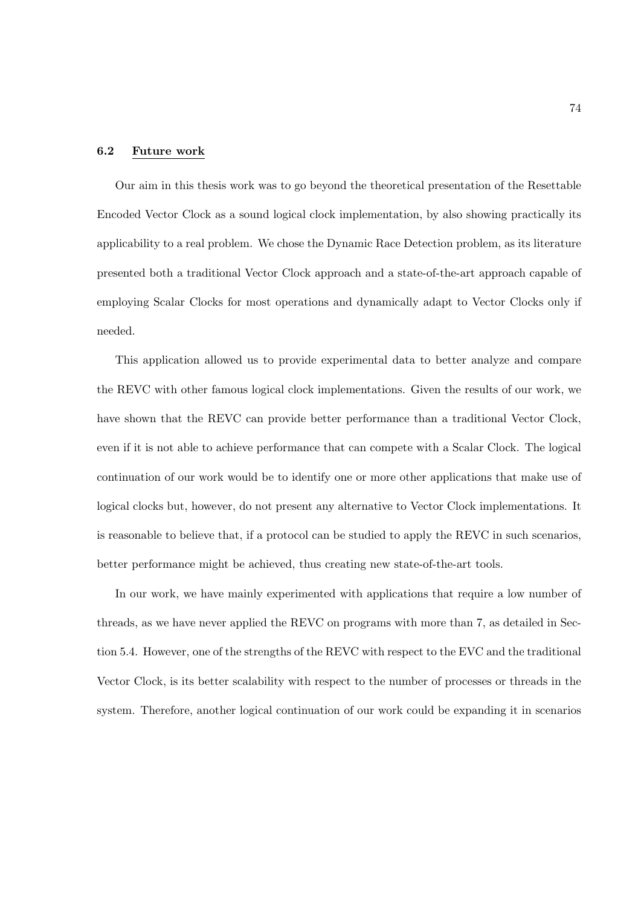### 6.2 Future work

Our aim in this thesis work was to go beyond the theoretical presentation of the Resettable Encoded Vector Clock as a sound logical clock implementation, by also showing practically its applicability to a real problem. We chose the Dynamic Race Detection problem, as its literature presented both a traditional Vector Clock approach and a state-of-the-art approach capable of employing Scalar Clocks for most operations and dynamically adapt to Vector Clocks only if needed.

This application allowed us to provide experimental data to better analyze and compare the REVC with other famous logical clock implementations. Given the results of our work, we have shown that the REVC can provide better performance than a traditional Vector Clock, even if it is not able to achieve performance that can compete with a Scalar Clock. The logical continuation of our work would be to identify one or more other applications that make use of logical clocks but, however, do not present any alternative to Vector Clock implementations. It is reasonable to believe that, if a protocol can be studied to apply the REVC in such scenarios, better performance might be achieved, thus creating new state-of-the-art tools.

In our work, we have mainly experimented with applications that require a low number of threads, as we have never applied the REVC on programs with more than 7, as detailed in Section 5.4. However, one of the strengths of the REVC with respect to the EVC and the traditional Vector Clock, is its better scalability with respect to the number of processes or threads in the system. Therefore, another logical continuation of our work could be expanding it in scenarios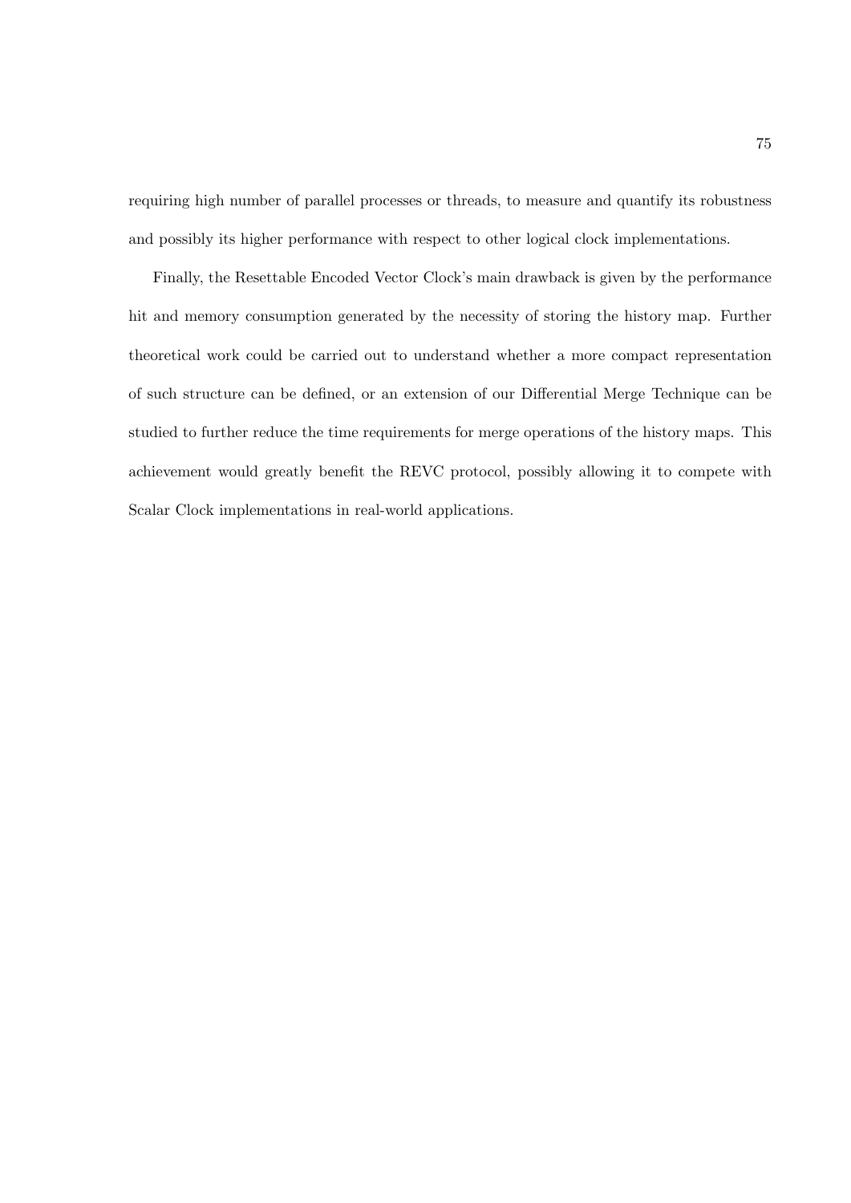requiring high number of parallel processes or threads, to measure and quantify its robustness and possibly its higher performance with respect to other logical clock implementations.

Finally, the Resettable Encoded Vector Clock's main drawback is given by the performance hit and memory consumption generated by the necessity of storing the history map. Further theoretical work could be carried out to understand whether a more compact representation of such structure can be defined, or an extension of our Differential Merge Technique can be studied to further reduce the time requirements for merge operations of the history maps. This achievement would greatly benefit the REVC protocol, possibly allowing it to compete with Scalar Clock implementations in real-world applications.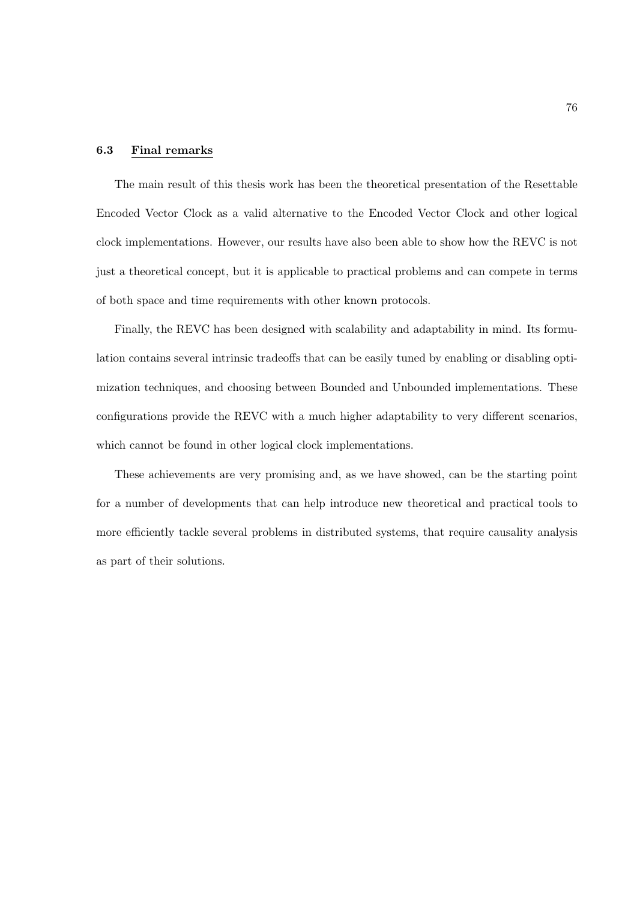## 6.3 Final remarks

The main result of this thesis work has been the theoretical presentation of the Resettable Encoded Vector Clock as a valid alternative to the Encoded Vector Clock and other logical clock implementations. However, our results have also been able to show how the REVC is not just a theoretical concept, but it is applicable to practical problems and can compete in terms of both space and time requirements with other known protocols.

Finally, the REVC has been designed with scalability and adaptability in mind. Its formulation contains several intrinsic tradeoffs that can be easily tuned by enabling or disabling optimization techniques, and choosing between Bounded and Unbounded implementations. These configurations provide the REVC with a much higher adaptability to very different scenarios, which cannot be found in other logical clock implementations.

These achievements are very promising and, as we have showed, can be the starting point for a number of developments that can help introduce new theoretical and practical tools to more efficiently tackle several problems in distributed systems, that require causality analysis as part of their solutions.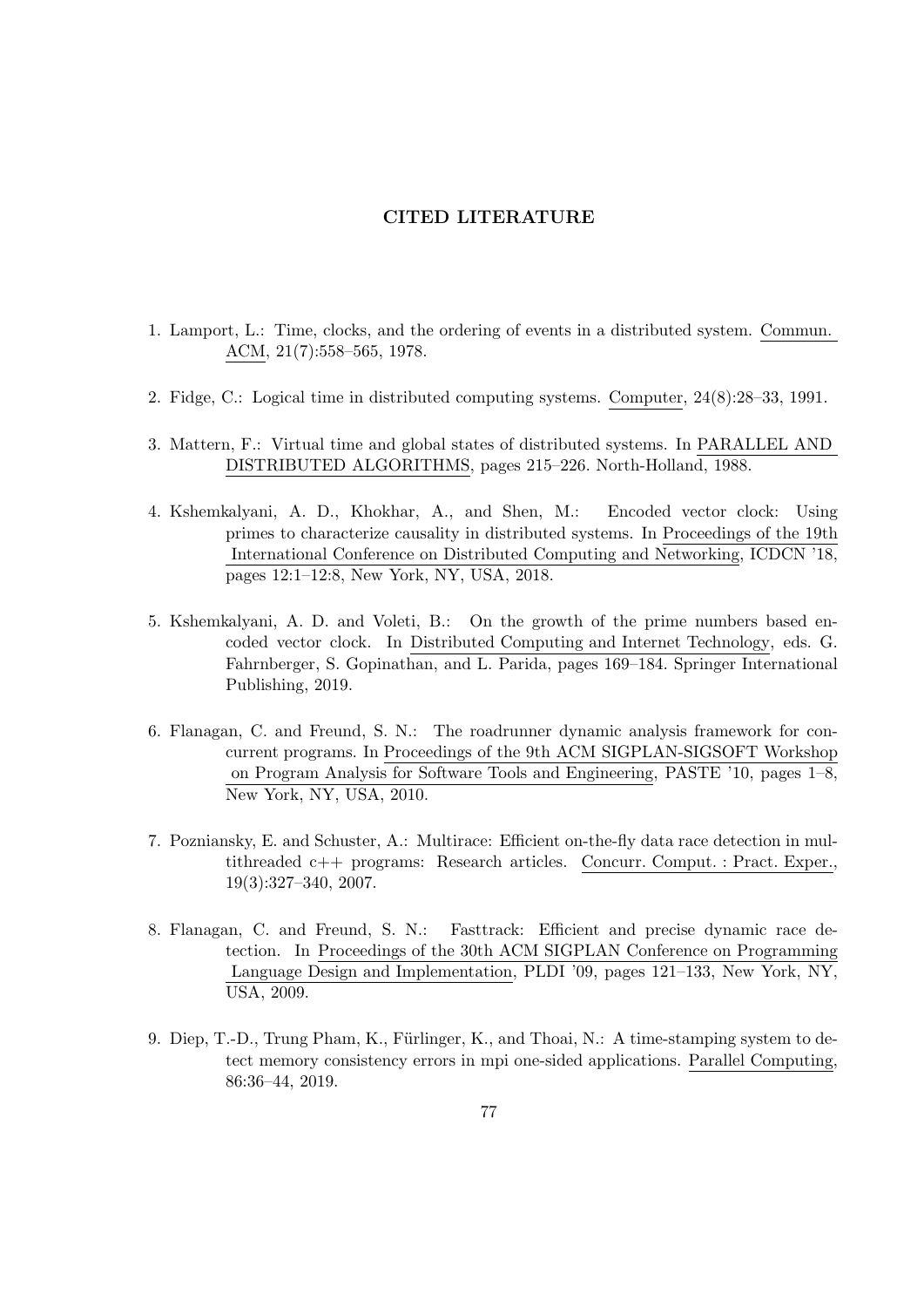# CITED LITERATURE

1. Lamport, L.: Time, clocks, and the ordering of events in a distributed system. Commun. ACM, 21(7):558–565, 1978.

2. Fidge, C.: Logical time in distributed computing systems. Computer, 24(8):28–33, 1991.

3. Mattern, F.: Virtual time and global states of distributed systems. In PARALLEL AND DISTRIBUTED ALGORITHMS, pages 215–226. North-Holland, 1988.

4. Kshemkalyani, A. D., Khokhar, A., and Shen, M.: Encoded vector clock: Using primes to characterize causality in distributed systems. In Proceedings of the 19th International Conference on Distributed Computing and Networking, ICDCN '18, pages 12:1–12:8, New York, NY, USA, 2018.

5. Kshemkalyani, A. D. and Voleti, B.: On the growth of the prime numbers based encoded vector clock. In Distributed Computing and Internet Technology, eds. G. Fahrnberger, S. Gopinathan, and L. Parida, pages 169–184. Springer International Publishing, 2019.

6. Flanagan, C. and Freund, S. N.: The roadrunner dynamic analysis framework for concurrent programs. In Proceedings of the 9th ACM SIGPLAN-SIGSOFT Workshop on Program Analysis for Software Tools and Engineering, PASTE '10, pages 1–8, New York, NY, USA, 2010.

7. Pozniansky, E. and Schuster, A.: Multirace: Efficient on-the-fly data race detection in multithreaded c++ programs: Research articles. Concurr. Comput. : Pract. Exper., 19(3):327–340, 2007.

8. Flanagan, C. and Freund, S. N.: Fasttrack: Efficient and precise dynamic race detection. In Proceedings of the 30th ACM SIGPLAN Conference on Programming Language Design and Implementation, PLDI '09, pages 121–133, New York, NY, USA, 2009.

9. Diep, T.-D., Trung Pham, K., Fürlinger, K., and Thoai, N.: A time-stamping system to detect memory consistency errors in mpi one-sided applications. Parallel Computing, 86:36–44, 2019.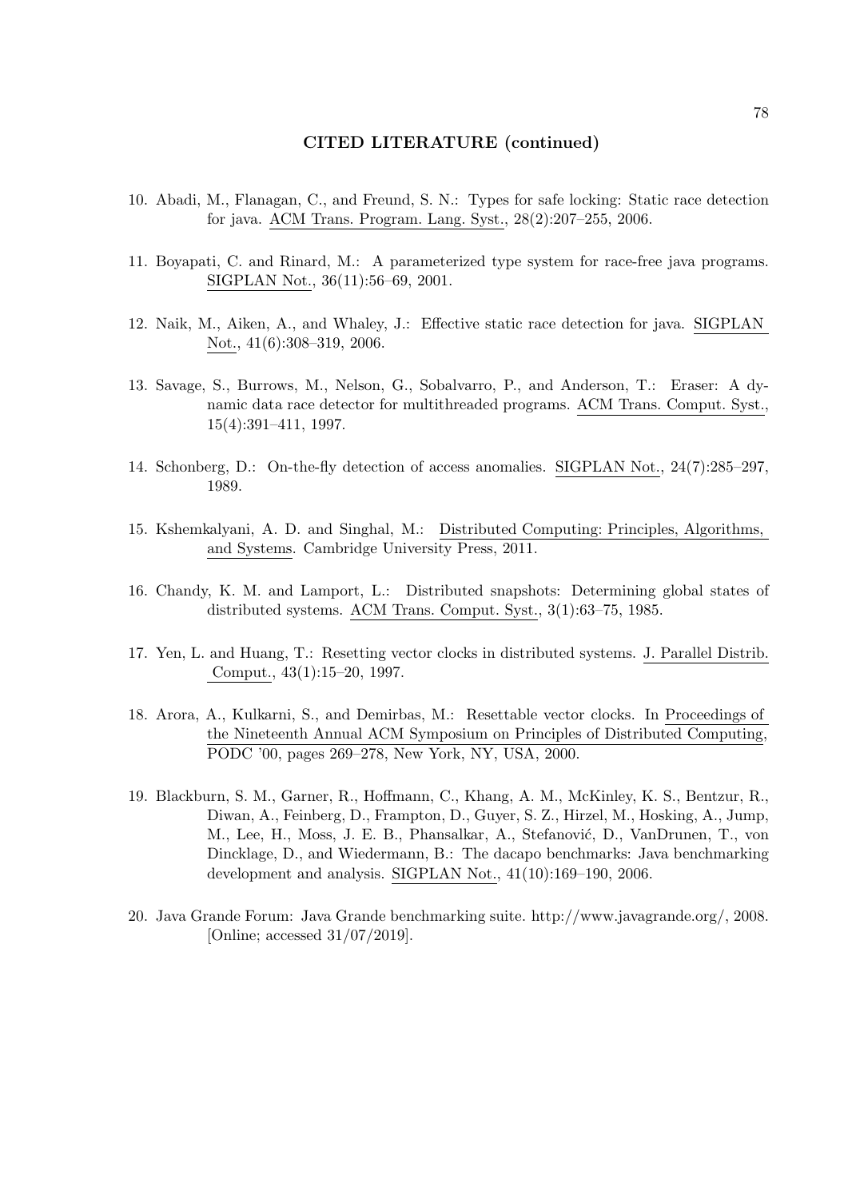## CITED LITERATURE (continued)

10. Abadi, M., Flanagan, C., and Freund, S. N.: Types for safe locking: Static race detection for java. ACM Trans. Program. Lang. Syst., 28(2):207–255, 2006.

11. Boyapati, C. and Rinard, M.: A parameterized type system for race-free java programs. SIGPLAN Not., 36(11):56–69, 2001.

12. Naik, M., Aiken, A., and Whaley, J.: Effective static race detection for java. SIGPLAN Not., 41(6):308–319, 2006.

13. Savage, S., Burrows, M., Nelson, G., Sobalvarro, P., and Anderson, T.: Eraser: A dynamic data race detector for multithreaded programs. ACM Trans. Comput. Syst., 15(4):391–411, 1997.

14. Schonberg, D.: On-the-fly detection of access anomalies. SIGPLAN Not., 24(7):285–297, 1989.

15. Kshemkalyani, A. D. and Singhal, M.: Distributed Computing: Principles, Algorithms, and Systems. Cambridge University Press, 2011.

16. Chandy, K. M. and Lamport, L.: Distributed snapshots: Determining global states of distributed systems. ACM Trans. Comput. Syst., 3(1):63–75, 1985.

17. Yen, L. and Huang, T.: Resetting vector clocks in distributed systems. J. Parallel Distrib. Comput., 43(1):15–20, 1997.

18. Arora, A., Kulkarni, S., and Demirbas, M.: Resettable vector clocks. In Proceedings of the Nineteenth Annual ACM Symposium on Principles of Distributed Computing, PODC '00, pages 269–278, New York, NY, USA, 2000.

19. Blackburn, S. M., Garner, R., Hoffmann, C., Khang, A. M., McKinley, K. S., Bentzur, R., Diwan, A., Feinberg, D., Frampton, D., Guyer, S. Z., Hirzel, M., Hosking, A., Jump, M., Lee, H., Moss, J. E. B., Phansalkar, A., Stefanović, D., VanDrunen, T., von Dincklage, D., and Wiedermann, B.: The dacapo benchmarks: Java benchmarking development and analysis. SIGPLAN Not., 41(10):169–190, 2006.

20. Java Grande Forum: Java Grande benchmarking suite. http://www.javagrande.org/, 2008. [Online; accessed 31/07/2019].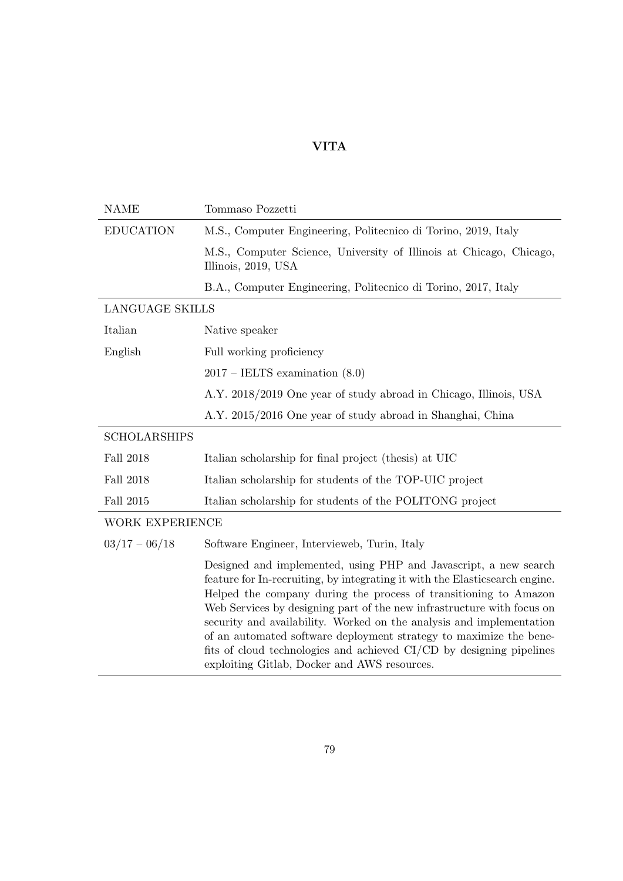# VITA

| | |
|---|---|
| NAME | Tommaso Pozzetti |
| EDUCATION | M.S., Computer Engineering, Politecnico di Torino, 2019, Italy |
| | M.S., Computer Science, University of Illinois at Chicago, Chicago, Illinois, 2019, USA |
| | B.A., Computer Engineering, Politecnico di Torino, 2017, Italy |
| LANGUAGE SKILLS | |
| Italian | Native speaker |
| English | Full working proficiency |
| | 2017 – IELTS examination (8.0) |
| | A.Y. 2018/2019 One year of study abroad in Chicago, Illinois, USA |
| | A.Y. 2015/2016 One year of study abroad in Shanghai, China |
| SCHOLARSHIPS | |
| Fall 2018 | Italian scholarship for final project (thesis) at UIC |
| Fall 2018 | Italian scholarship for students of the TOP-UIC project |
| Fall 2015 | Italian scholarship for students of the POLITONG project |
| WORK EXPERIENCE | |
| 03/17 – 06/18 | Software Engineer, Intervieweb, Turin, Italy |
| | Designed and implemented, using PHP and Javascript, a new search feature for In-recruiting, by integrating it with the Elasticsearch engine. Helped the company during the process of transitioning to Amazon Web Services by designing part of the new infrastructure with focus on security and availability. Worked on the analysis and implementation of an automated software deployment strategy to maximize the benefits of cloud technologies and achieved CI/CD by designing pipelines exploiting Gitlab, Docker and AWS resources. |